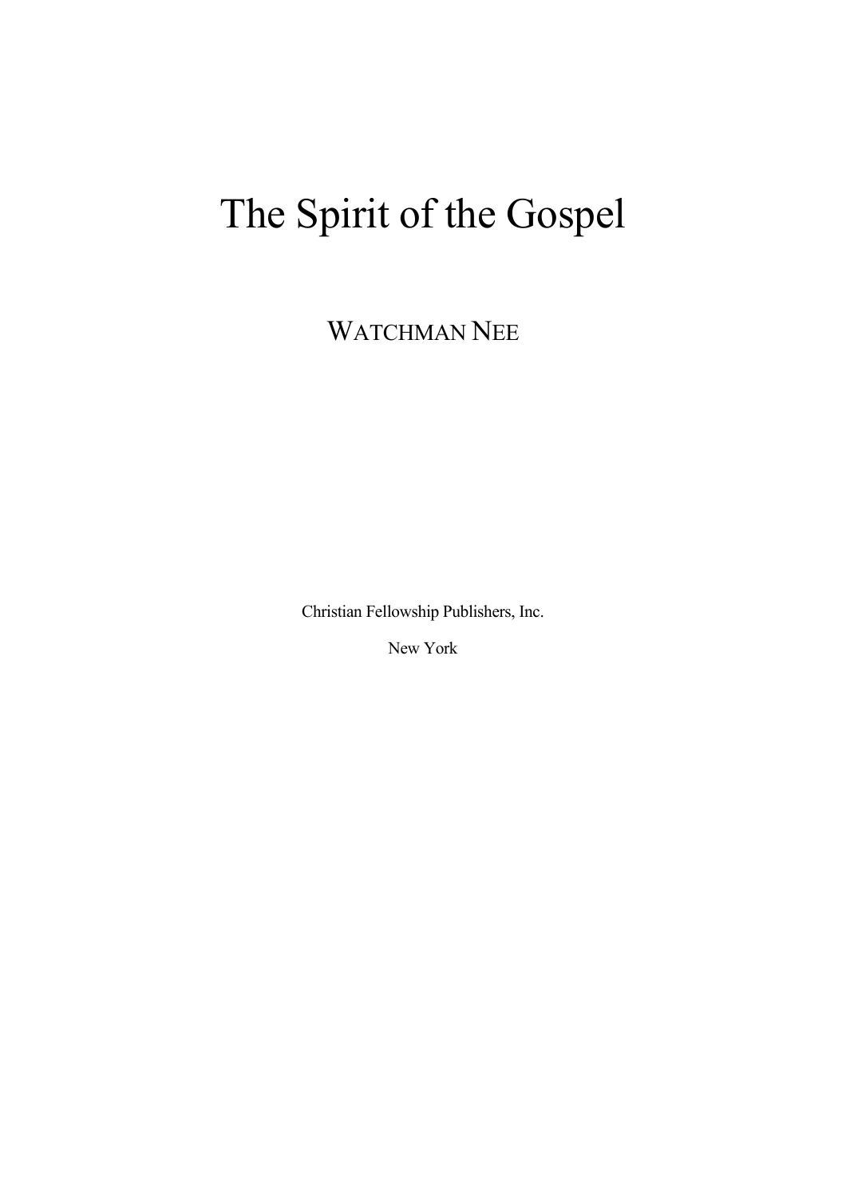# The Spirit of the Gospel

WATCHMAN NEE

Christian Fellowship Publishers, Inc.

New York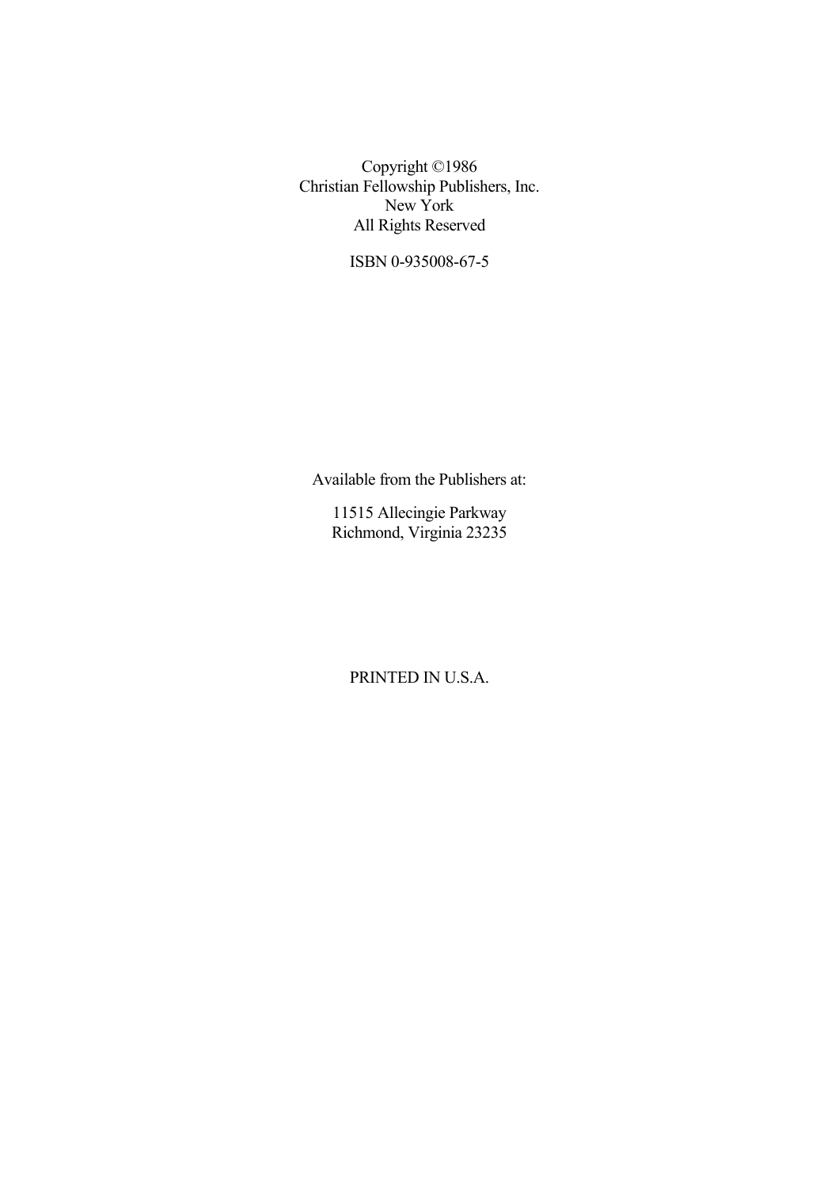Copyright ©1986
Christian Fellowship Publishers, Inc.
New York
All Rights Reserved

ISBN 0-935008-67-5

Available from the Publishers at:

11515 Allecingie Parkway
Richmond, Virginia 23235

PRINTED IN U.S.A.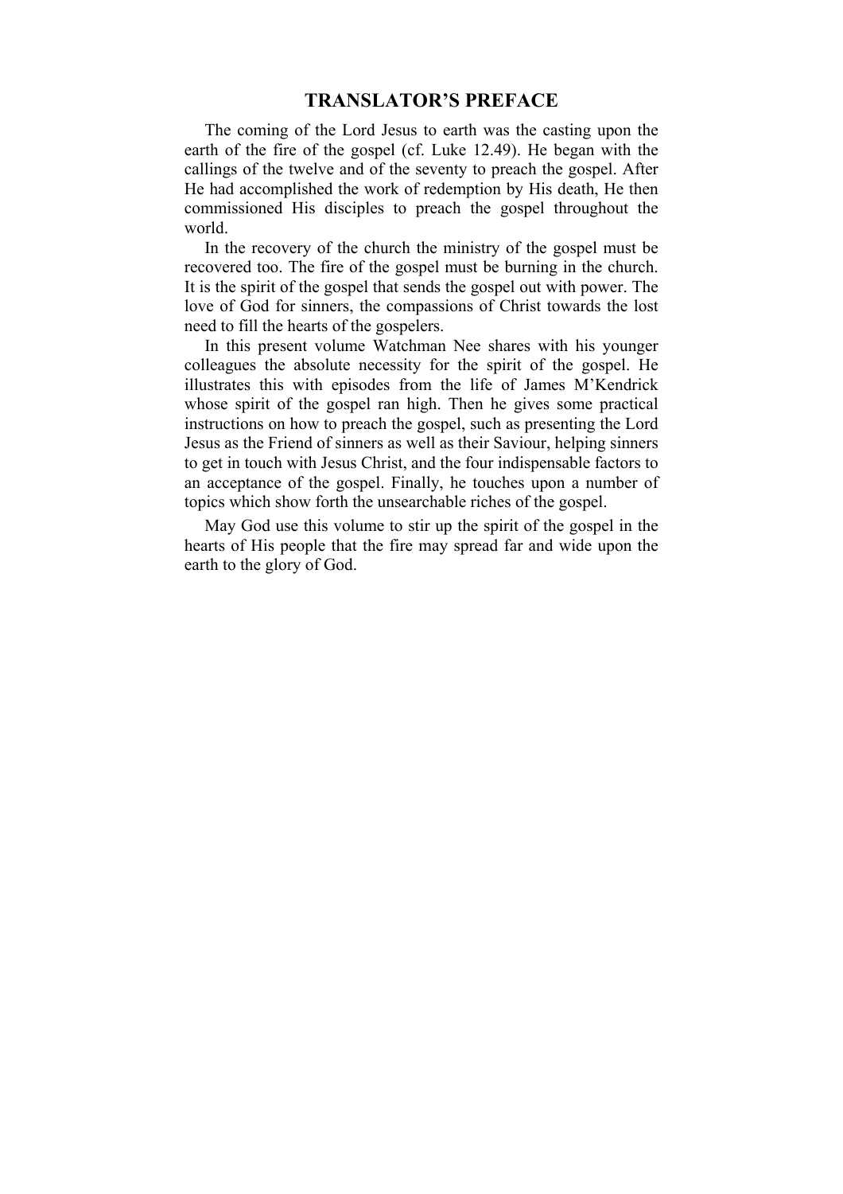# TRANSLATOR'S PREFACE

The coming of the Lord Jesus to earth was the casting upon the earth of the fire of the gospel (cf. Luke 12.49). He began with the callings of the twelve and of the seventy to preach the gospel. After He had accomplished the work of redemption by His death, He then commissioned His disciples to preach the gospel throughout the world.

In the recovery of the church the ministry of the gospel must be recovered too. The fire of the gospel must be burning in the church. It is the spirit of the gospel that sends the gospel out with power. The love of God for sinners, the compassions of Christ towards the lost need to fill the hearts of the gospelers.

In this present volume Watchman Nee shares with his younger colleagues the absolute necessity for the spirit of the gospel. He illustrates this with episodes from the life of James M'Kendrick whose spirit of the gospel ran high. Then he gives some practical instructions on how to preach the gospel, such as presenting the Lord Jesus as the Friend of sinners as well as their Saviour, helping sinners to get in touch with Jesus Christ, and the four indispensable factors to an acceptance of the gospel. Finally, he touches upon a number of topics which show forth the unsearchable riches of the gospel.

May God use this volume to stir up the spirit of the gospel in the hearts of His people that the fire may spread far and wide upon the earth to the glory of God.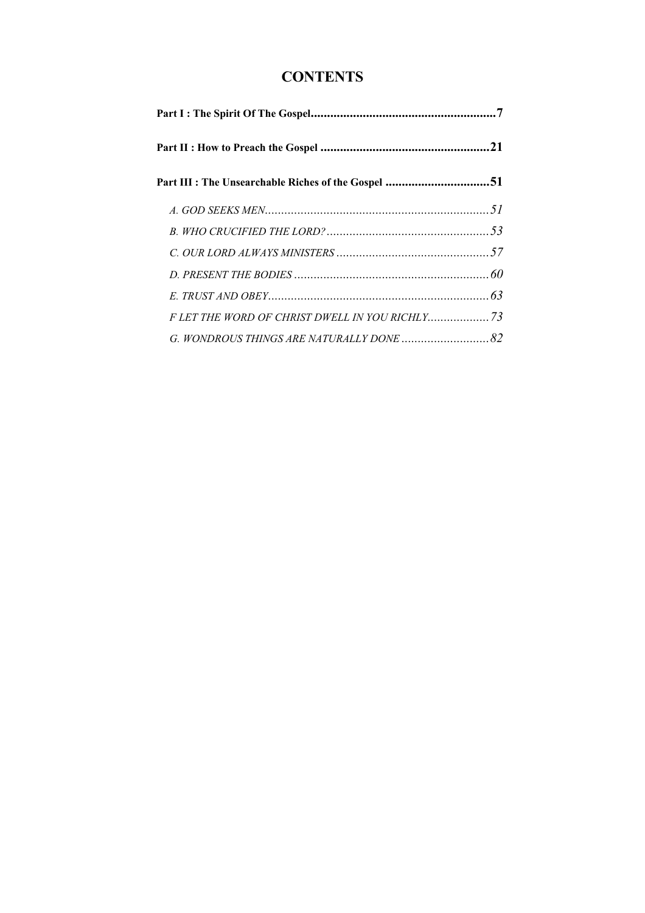# CONTENTS

**Part I : The Spirit Of The Gospel........................................................7**

**Part II : How to Preach the Gospel ...................................................21**

**Part III : The Unsearchable Riches of the Gospel ...............................51**

*A. GOD SEEKS MEN.....................................................................51*

*B. WHO CRUCIFIED THE LORD? ..................................................53*

*C. OUR LORD ALWAYS MINISTERS ...............................................57*

*D. PRESENT THE BODIES ............................................................60*

*E. TRUST AND OBEY....................................................................63*

*F LET THE WORD OF CHRIST DWELL IN YOU RICHLY...................73*

*G. WONDROUS THINGS ARE NATURALLY DONE ...........................82*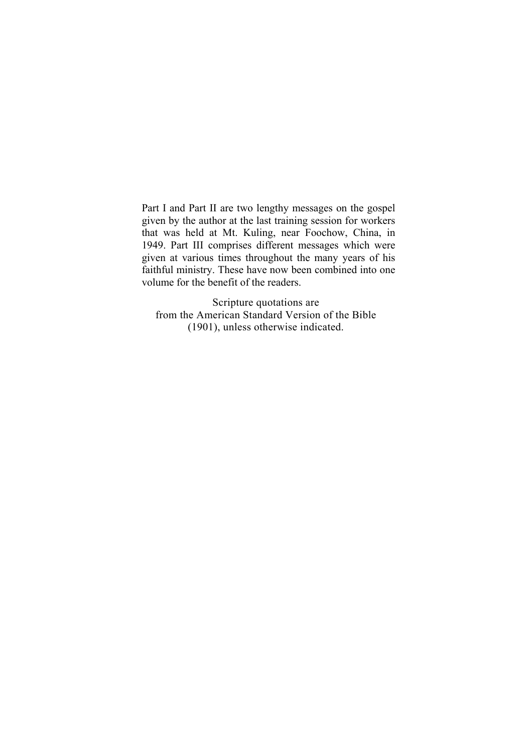Part I and Part II are two lengthy messages on the gospel given by the author at the last training session for workers that was held at Mt. Kuling, near Foochow, China, in 1949. Part III comprises different messages which were given at various times throughout the many years of his faithful ministry. These have now been combined into one volume for the benefit of the readers.

Scripture quotations are
from the American Standard Version of the Bible
(1901), unless otherwise indicated.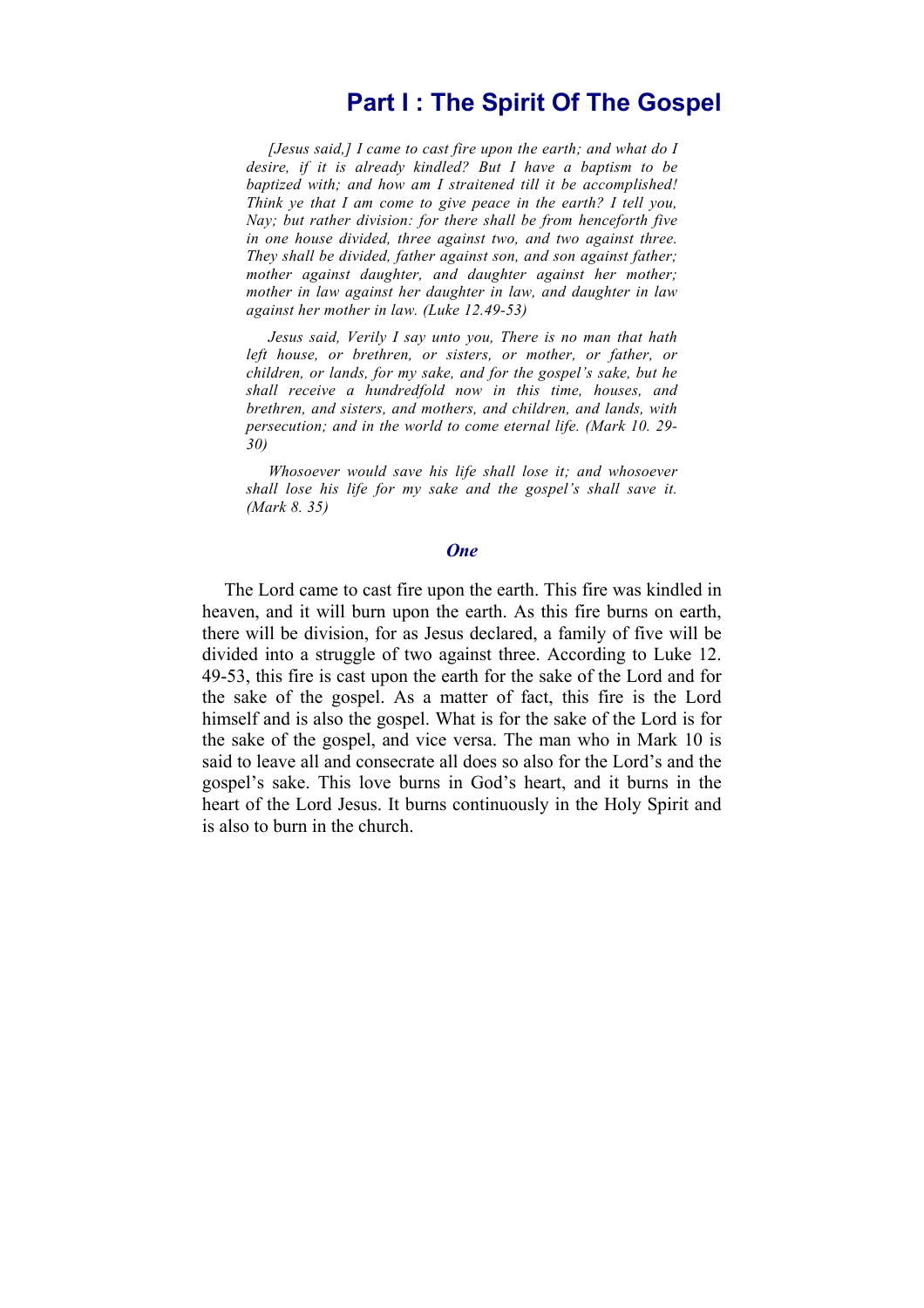# Part I : The Spirit Of The Gospel

> *[Jesus said,] I came to cast fire upon the earth; and what do I desire, if it is already kindled? But I have a baptism to be baptized with; and how am I straitened till it be accomplished! Think ye that I am come to give peace in the earth? I tell you, Nay; but rather division: for there shall be from henceforth five in one house divided, three against two, and two against three. They shall be divided, father against son, and son against father; mother against daughter, and daughter against her mother; mother in law against her daughter in law, and daughter in law against her mother in law. (Luke 12.49-53)*
>
> *Jesus said, Verily I say unto you, There is no man that hath left house, or brethren, or sisters, or mother, or father, or children, or lands, for my sake, and for the gospel's sake, but he shall receive a hundredfold now in this time, houses, and brethren, and sisters, and mothers, and children, and lands, with persecution; and in the world to come eternal life. (Mark 10. 29-30)*
>
> *Whosoever would save his life shall lose it; and whosoever shall lose his life for my sake and the gospel's shall save it. (Mark 8. 35)*

### *One*

The Lord came to cast fire upon the earth. This fire was kindled in heaven, and it will burn upon the earth. As this fire burns on earth, there will be division, for as Jesus declared, a family of five will be divided into a struggle of two against three. According to Luke 12. 49-53, this fire is cast upon the earth for the sake of the Lord and for the sake of the gospel. As a matter of fact, this fire is the Lord himself and is also the gospel. What is for the sake of the Lord is for the sake of the gospel, and vice versa. The man who in Mark 10 is said to leave all and consecrate all does so also for the Lord's and the gospel's sake. This love burns in God's heart, and it burns in the heart of the Lord Jesus. It burns continuously in the Holy Spirit and is also to burn in the church.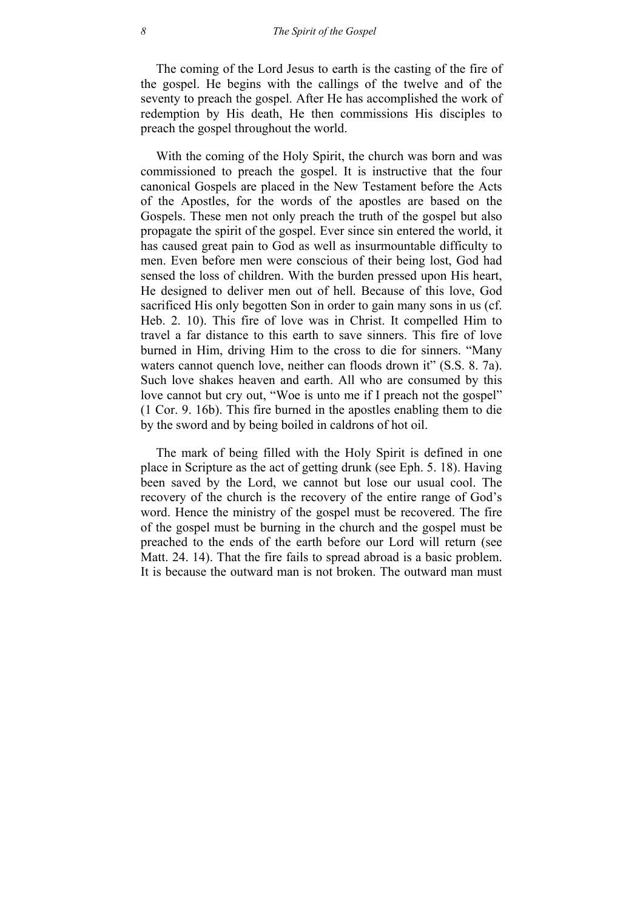The coming of the Lord Jesus to earth is the casting of the fire of the gospel. He begins with the callings of the twelve and of the seventy to preach the gospel. After He has accomplished the work of redemption by His death, He then commissions His disciples to preach the gospel throughout the world.

With the coming of the Holy Spirit, the church was born and was commissioned to preach the gospel. It is instructive that the four canonical Gospels are placed in the New Testament before the Acts of the Apostles, for the words of the apostles are based on the Gospels. These men not only preach the truth of the gospel but also propagate the spirit of the gospel. Ever since sin entered the world, it has caused great pain to God as well as insurmountable difficulty to men. Even before men were conscious of their being lost, God had sensed the loss of children. With the burden pressed upon His heart, He designed to deliver men out of hell. Because of this love, God sacrificed His only begotten Son in order to gain many sons in us (cf. Heb. 2. 10). This fire of love was in Christ. It compelled Him to travel a far distance to this earth to save sinners. This fire of love burned in Him, driving Him to the cross to die for sinners. "Many waters cannot quench love, neither can floods drown it" (S.S. 8. 7a). Such love shakes heaven and earth. All who are consumed by this love cannot but cry out, "Woe is unto me if I preach not the gospel" (1 Cor. 9. 16b). This fire burned in the apostles enabling them to die by the sword and by being boiled in caldrons of hot oil.

The mark of being filled with the Holy Spirit is defined in one place in Scripture as the act of getting drunk (see Eph. 5. 18). Having been saved by the Lord, we cannot but lose our usual cool. The recovery of the church is the recovery of the entire range of God's word. Hence the ministry of the gospel must be recovered. The fire of the gospel must be burning in the church and the gospel must be preached to the ends of the earth before our Lord will return (see Matt. 24. 14). That the fire fails to spread abroad is a basic problem. It is because the outward man is not broken. The outward man must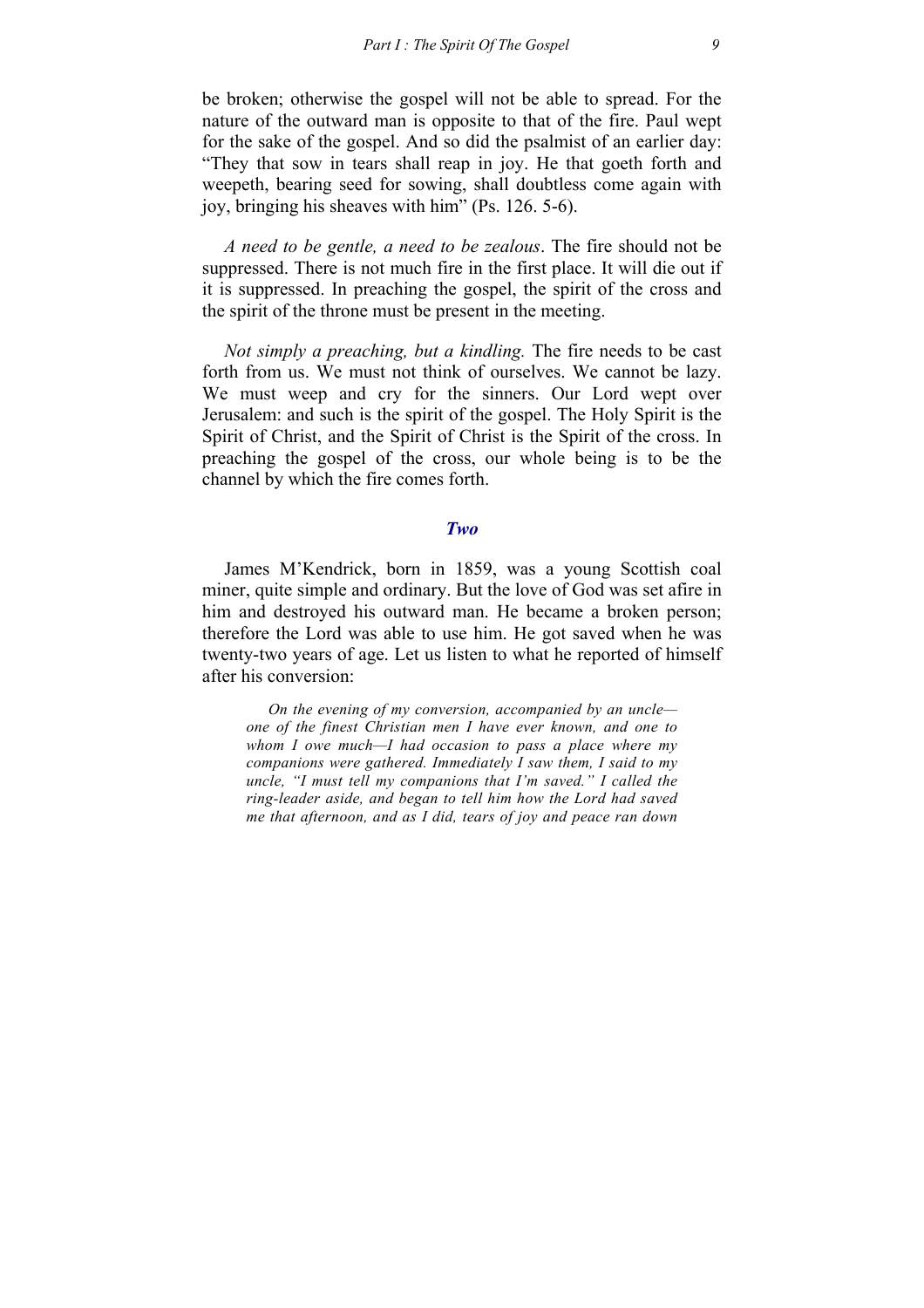be broken; otherwise the gospel will not be able to spread. For the nature of the outward man is opposite to that of the fire. Paul wept for the sake of the gospel. And so did the psalmist of an earlier day: “They that sow in tears shall reap in joy. He that goeth forth and weepeth, bearing seed for sowing, shall doubtless come again with joy, bringing his sheaves with him” (Ps. 126. 5-6).

*A need to be gentle, a need to be zealous*. The fire should not be suppressed. There is not much fire in the first place. It will die out if it is suppressed. In preaching the gospel, the spirit of the cross and the spirit of the throne must be present in the meeting.

*Not simply a preaching, but a kindling.* The fire needs to be cast forth from us. We must not think of ourselves. We cannot be lazy. We must weep and cry for the sinners. Our Lord wept over Jerusalem: and such is the spirit of the gospel. The Holy Spirit is the Spirit of Christ, and the Spirit of Christ is the Spirit of the cross. In preaching the gospel of the cross, our whole being is to be the channel by which the fire comes forth.

### *Two*

James M’Kendrick, born in 1859, was a young Scottish coal miner, quite simple and ordinary. But the love of God was set afire in him and destroyed his outward man. He became a broken person; therefore the Lord was able to use him. He got saved when he was twenty-two years of age. Let us listen to what he reported of himself after his conversion:

> *On the evening of my conversion, accompanied by an uncle—one of the finest Christian men I have ever known, and one to whom I owe much—I had occasion to pass a place where my companions were gathered. Immediately I saw them, I said to my uncle, “I must tell my companions that I’m saved.” I called the ring-leader aside, and began to tell him how the Lord had saved me that afternoon, and as I did, tears of joy and peace ran down*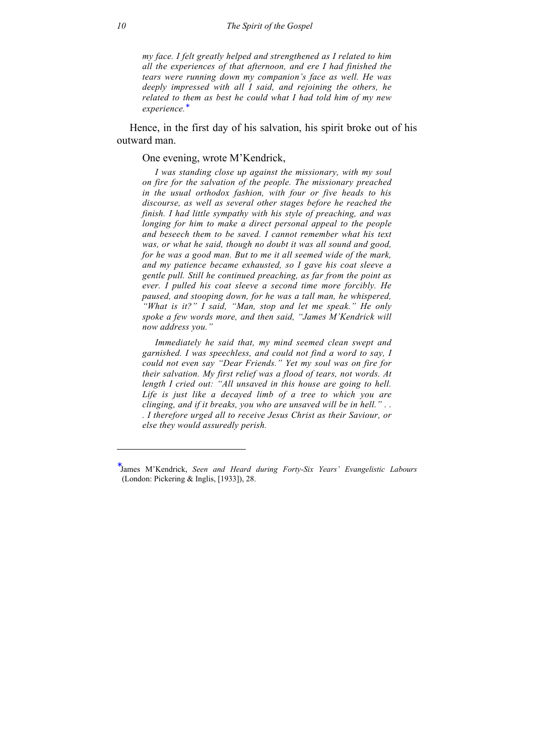> *my face. I felt greatly helped and strengthened as I related to him all the experiences of that afternoon, and ere I had finished the tears were running down my companion's face as well. He was deeply impressed with all I said, and rejoining the others, he related to them as best he could what I had told him of my new experience.*[*]

Hence, in the first day of his salvation, his spirit broke out of his outward man.

One evening, wrote M'Kendrick,

> *I was standing close up against the missionary, with my soul on fire for the salvation of the people. The missionary preached in the usual orthodox fashion, with four or five heads to his discourse, as well as several other stages before he reached the finish. I had little sympathy with his style of preaching, and was longing for him to make a direct personal appeal to the people and beseech them to be saved. I cannot remember what his text was, or what he said, though no doubt it was all sound and good, for he was a good man. But to me it all seemed wide of the mark, and my patience became exhausted, so I gave his coat sleeve a gentle pull. Still he continued preaching, as far from the point as ever. I pulled his coat sleeve a second time more forcibly. He paused, and stooping down, for he was a tall man, he whispered, "What is it?" I said, "Man, stop and let me speak." He only spoke a few words more, and then said, "James M'Kendrick will now address you."*
>
> *Immediately he said that, my mind seemed clean swept and garnished. I was speechless, and could not find a word to say, I could not even say "Dear Friends." Yet my soul was on fire for their salvation. My first relief was a flood of tears, not words. At length I cried out: "All unsaved in this house are going to hell. Life is just like a decayed limb of a tree to which you are clinging, and if it breaks, you who are unsaved will be in hell." . . . I therefore urged all to receive Jesus Christ as their Saviour, or else they would assuredly perish.*

---

[*] James M'Kendrick, *Seen and Heard during Forty-Six Years' Evangelistic Labours* (London: Pickering & Inglis, [1933]), 28.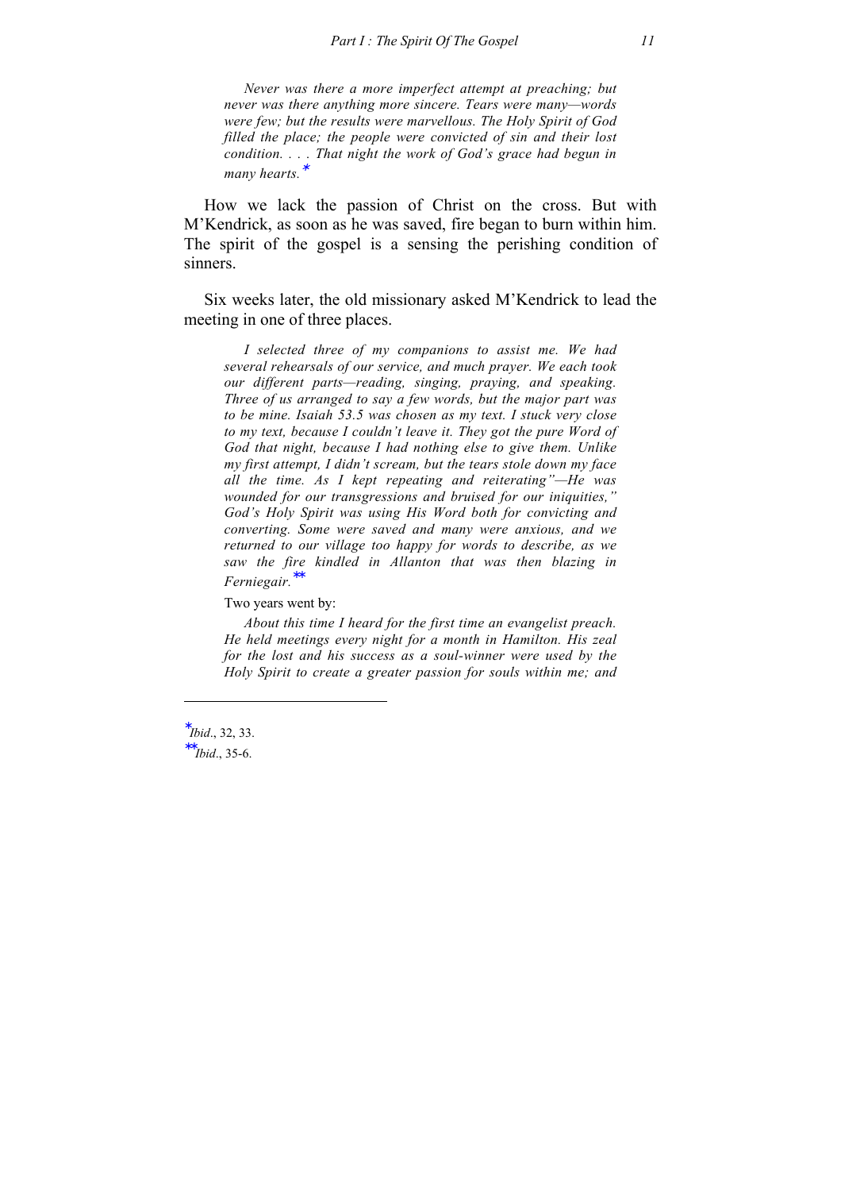> *Never was there a more imperfect attempt at preaching; but never was there anything more sincere. Tears were many—words were few; but the results were marvellous. The Holy Spirit of God filled the place; the people were convicted of sin and their lost condition. . . . That night the work of God's grace had begun in many hearts.*[*]

How we lack the passion of Christ on the cross. But with M'Kendrick, as soon as he was saved, fire began to burn within him. The spirit of the gospel is a sensing the perishing condition of sinners.

Six weeks later, the old missionary asked M'Kendrick to lead the meeting in one of three places.

> *I selected three of my companions to assist me. We had several rehearsals of our service, and much prayer. We each took our different parts—reading, singing, praying, and speaking. Three of us arranged to say a few words, but the major part was to be mine. Isaiah 53.5 was chosen as my text. I stuck very close to my text, because I couldn't leave it. They got the pure Word of God that night, because I had nothing else to give them. Unlike my first attempt, I didn't scream, but the tears stole down my face all the time. As I kept repeating and reiterating"—He was wounded for our transgressions and bruised for our iniquities," God's Holy Spirit was using His Word both for convicting and converting. Some were saved and many were anxious, and we returned to our village too happy for words to describe, as we saw the fire kindled in Allanton that was then blazing in Ferniegair.*[**]

Two years went by:

> *About this time I heard for the first time an evangelist preach. He held meetings every night for a month in Hamilton. His zeal for the lost and his success as a soul-winner were used by the Holy Spirit to create a greater passion for souls within me; and*

---

[*] *Ibid*., 32, 33.

[**] *Ibid*., 35-6.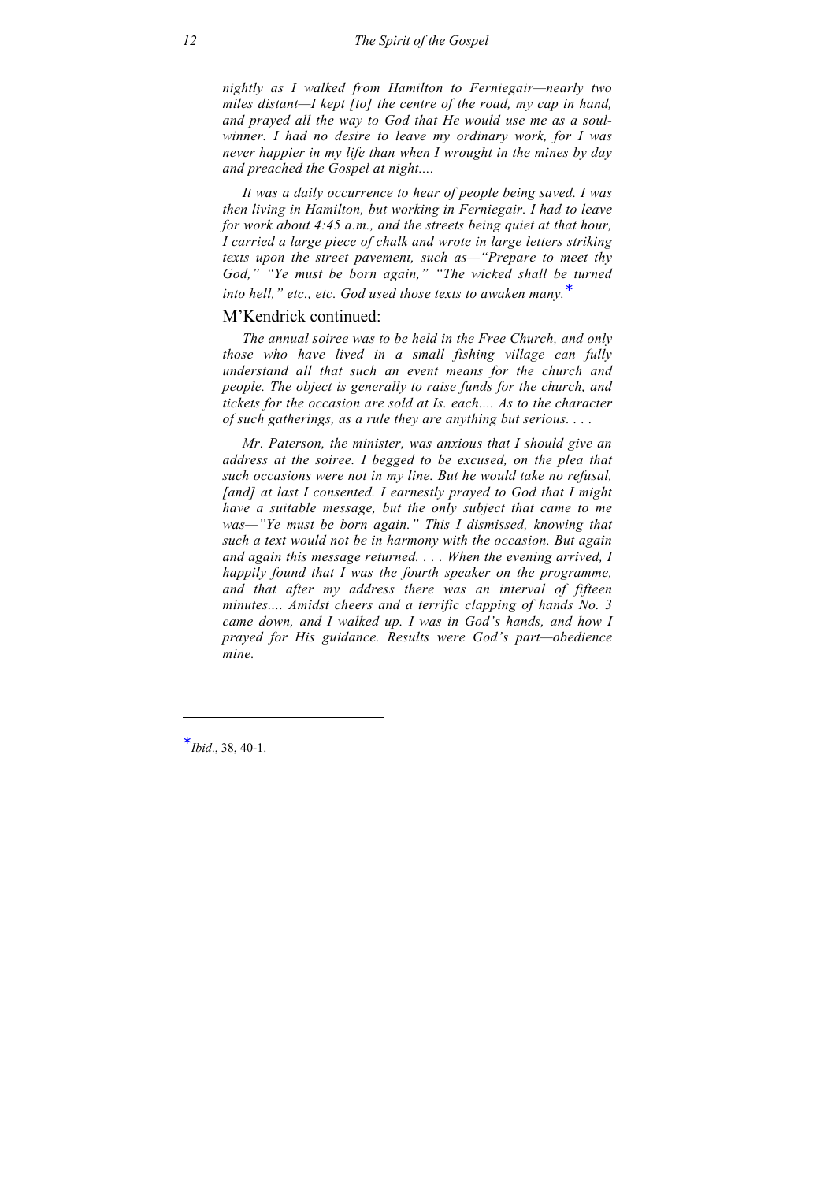*nightly as I walked from Hamilton to Ferniegair—nearly two miles distant—I kept [to] the centre of the road, my cap in hand, and prayed all the way to God that He would use me as a soul-winner. I had no desire to leave my ordinary work, for I was never happier in my life than when I wrought in the mines by day and preached the Gospel at night....*

*It was a daily occurrence to hear of people being saved. I was then living in Hamilton, but working in Ferniegair. I had to leave for work about 4:45 a.m., and the streets being quiet at that hour, I carried a large piece of chalk and wrote in large letters striking texts upon the street pavement, such as—"Prepare to meet thy God," "Ye must be born again," "The wicked shall be turned into hell," etc., etc. God used those texts to awaken many.*[*]

M'Kendrick continued:

*The annual soiree was to be held in the Free Church, and only those who have lived in a small fishing village can fully understand all that such an event means for the church and people. The object is generally to raise funds for the church, and tickets for the occasion are sold at Is. each.... As to the character of such gatherings, as a rule they are anything but serious. . . .*

*Mr. Paterson, the minister, was anxious that I should give an address at the soiree. I begged to be excused, on the plea that such occasions were not in my line. But he would take no refusal, [and] at last I consented. I earnestly prayed to God that I might have a suitable message, but the only subject that came to me was—"Ye must be born again." This I dismissed, knowing that such a text would not be in harmony with the occasion. But again and again this message returned. . . . When the evening arrived, I happily found that I was the fourth speaker on the programme, and that after my address there was an interval of fifteen minutes.... Amidst cheers and a terrific clapping of hands No. 3 came down, and I walked up. I was in God's hands, and how I prayed for His guidance. Results were God's part—obedience mine.*

---

[*] *Ibid*., 38, 40-1.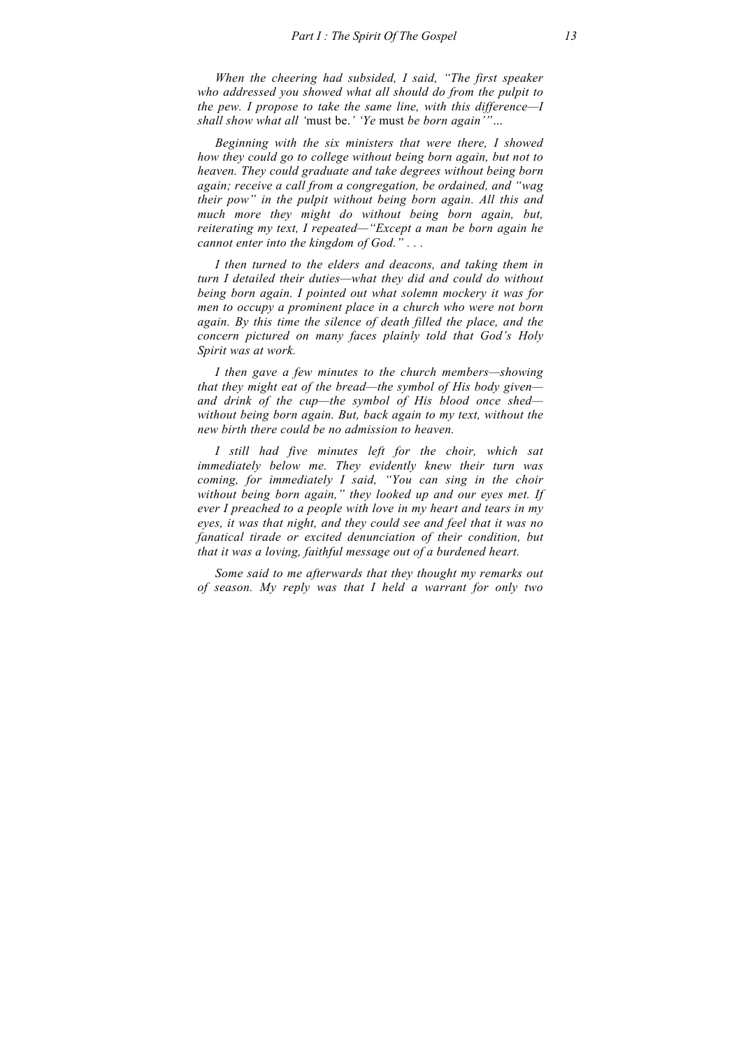*When the cheering had subsided, I said, "The first speaker who addressed you showed what all should do from the pulpit to the pew. I propose to take the same line, with this difference—I shall show what all '*must be.*' 'Ye* must *be born again'"...*

*Beginning with the six ministers that were there, I showed how they could go to college without being born again, but not to heaven. They could graduate and take degrees without being born again; receive a call from a congregation, be ordained, and "wag their pow" in the pulpit without being born again. All this and much more they might do without being born again, but, reiterating my text, I repeated—"Except a man be born again he cannot enter into the kingdom of God." . . .*

*I then turned to the elders and deacons, and taking them in turn I detailed their duties—what they did and could do without being born again. I pointed out what solemn mockery it was for men to occupy a prominent place in a church who were not born again. By this time the silence of death filled the place, and the concern pictured on many faces plainly told that God's Holy Spirit was at work.*

*I then gave a few minutes to the church members—showing that they might eat of the bread—the symbol of His body given—and drink of the cup—the symbol of His blood once shed—without being born again. But, back again to my text, without the new birth there could be no admission to heaven.*

*I still had five minutes left for the choir, which sat immediately below me. They evidently knew their turn was coming, for immediately I said, "You can sing in the choir without being born again," they looked up and our eyes met. If ever I preached to a people with love in my heart and tears in my eyes, it was that night, and they could see and feel that it was no fanatical tirade or excited denunciation of their condition, but that it was a loving, faithful message out of a burdened heart.*

*Some said to me afterwards that they thought my remarks out of season. My reply was that I held a warrant for only two*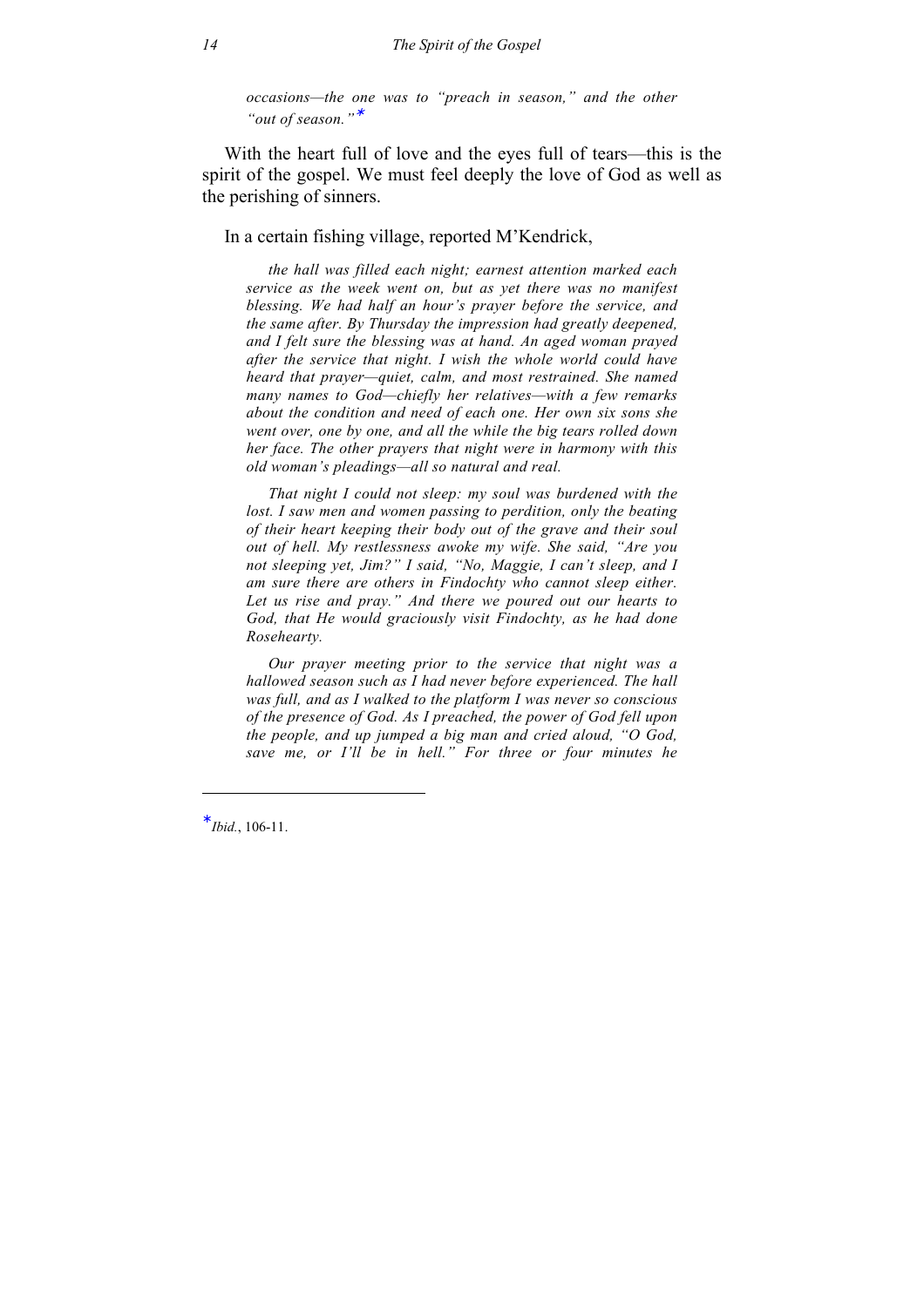> *occasions—the one was to "preach in season," and the other "out of season."*[*]

With the heart full of love and the eyes full of tears—this is the spirit of the gospel. We must feel deeply the love of God as well as the perishing of sinners.

In a certain fishing village, reported M'Kendrick,

> *the hall was filled each night; earnest attention marked each service as the week went on, but as yet there was no manifest blessing. We had half an hour's prayer before the service, and the same after. By Thursday the impression had greatly deepened, and I felt sure the blessing was at hand. An aged woman prayed after the service that night. I wish the whole world could have heard that prayer—quiet, calm, and most restrained. She named many names to God—chiefly her relatives—with a few remarks about the condition and need of each one. Her own six sons she went over, one by one, and all the while the big tears rolled down her face. The other prayers that night were in harmony with this old woman's pleadings—all so natural and real.*
>
> *That night I could not sleep: my soul was burdened with the lost. I saw men and women passing to perdition, only the beating of their heart keeping their body out of the grave and their soul out of hell. My restlessness awoke my wife. She said, "Are you not sleeping yet, Jim?" I said, "No, Maggie, I can't sleep, and I am sure there are others in Findochty who cannot sleep either. Let us rise and pray." And there we poured out our hearts to God, that He would graciously visit Findochty, as he had done Rosehearty.*
>
> *Our prayer meeting prior to the service that night was a hallowed season such as I had never before experienced. The hall was full, and as I walked to the platform I was never so conscious of the presence of God. As I preached, the power of God fell upon the people, and up jumped a big man and cried aloud, "O God, save me, or I'll be in hell." For three or four minutes he*

---

[*] *Ibid.*, 106-11.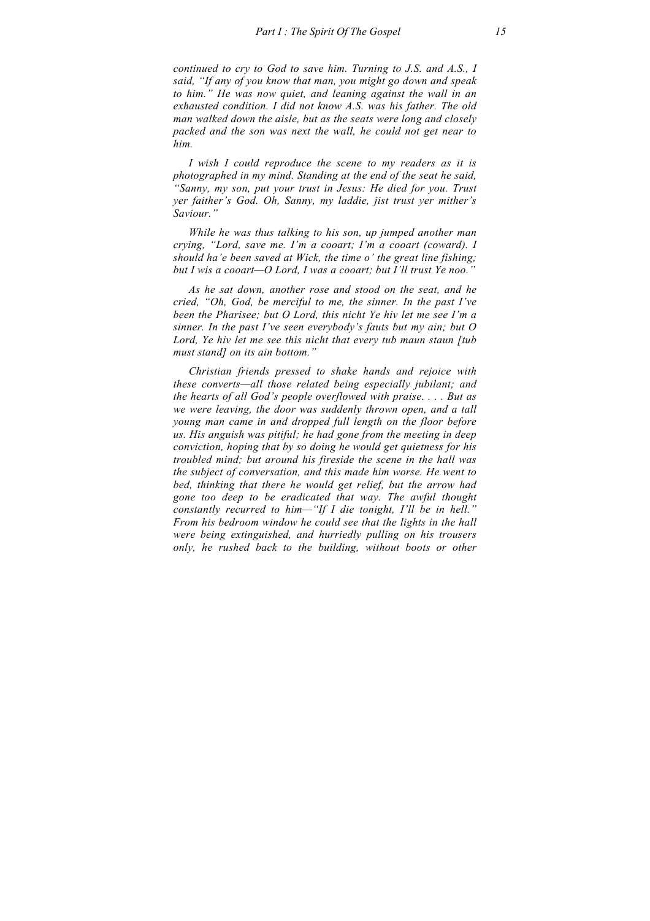*continued to cry to God to save him. Turning to J.S. and A.S., I said, "If any of you know that man, you might go down and speak to him." He was now quiet, and leaning against the wall in an exhausted condition. I did not know A.S. was his father. The old man walked down the aisle, but as the seats were long and closely packed and the son was next the wall, he could not get near to him.*

*I wish I could reproduce the scene to my readers as it is photographed in my mind. Standing at the end of the seat he said, "Sanny, my son, put your trust in Jesus: He died for you. Trust yer faither's God. Oh, Sanny, my laddie, jist trust yer mither's Saviour."*

*While he was thus talking to his son, up jumped another man crying, "Lord, save me. I'm a cooart; I'm a cooart (coward). I should ha'e been saved at Wick, the time o' the great line fishing; but I wis a cooart—O Lord, I was a cooart; but I'll trust Ye noo."*

*As he sat down, another rose and stood on the seat, and he cried, "Oh, God, be merciful to me, the sinner. In the past I've been the Pharisee; but O Lord, this nicht Ye hiv let me see I'm a sinner. In the past I've seen everybody's fauts but my ain; but O Lord, Ye hiv let me see this nicht that every tub maun staun [tub must stand] on its ain bottom."*

*Christian friends pressed to shake hands and rejoice with these converts—all those related being especially jubilant; and the hearts of all God's people overflowed with praise. . . . But as we were leaving, the door was suddenly thrown open, and a tall young man came in and dropped full length on the floor before us. His anguish was pitiful; he had gone from the meeting in deep conviction, hoping that by so doing he would get quietness for his troubled mind; but around his fireside the scene in the hall was the subject of conversation, and this made him worse. He went to bed, thinking that there he would get relief, but the arrow had gone too deep to be eradicated that way. The awful thought constantly recurred to him—"If I die tonight, I'll be in hell." From his bedroom window he could see that the lights in the hall were being extinguished, and hurriedly pulling on his trousers only, he rushed back to the building, without boots or other*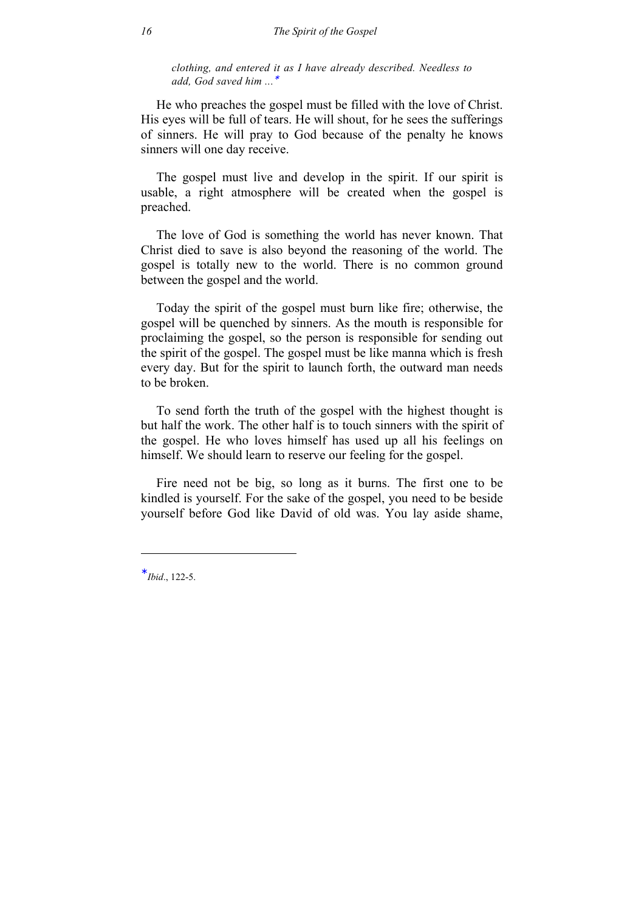> *clothing, and entered it as I have already described. Needless to add, God saved him ...*[*]

He who preaches the gospel must be filled with the love of Christ. His eyes will be full of tears. He will shout, for he sees the sufferings of sinners. He will pray to God because of the penalty he knows sinners will one day receive.

The gospel must live and develop in the spirit. If our spirit is usable, a right atmosphere will be created when the gospel is preached.

The love of God is something the world has never known. That Christ died to save is also beyond the reasoning of the world. The gospel is totally new to the world. There is no common ground between the gospel and the world.

Today the spirit of the gospel must burn like fire; otherwise, the gospel will be quenched by sinners. As the mouth is responsible for proclaiming the gospel, so the person is responsible for sending out the spirit of the gospel. The gospel must be like manna which is fresh every day. But for the spirit to launch forth, the outward man needs to be broken.

To send forth the truth of the gospel with the highest thought is but half the work. The other half is to touch sinners with the spirit of the gospel. He who loves himself has used up all his feelings on himself. We should learn to reserve our feeling for the gospel.

Fire need not be big, so long as it burns. The first one to be kindled is yourself. For the sake of the gospel, you need to be beside yourself before God like David of old was. You lay aside shame,

---

[*] *Ibid*., 122-5.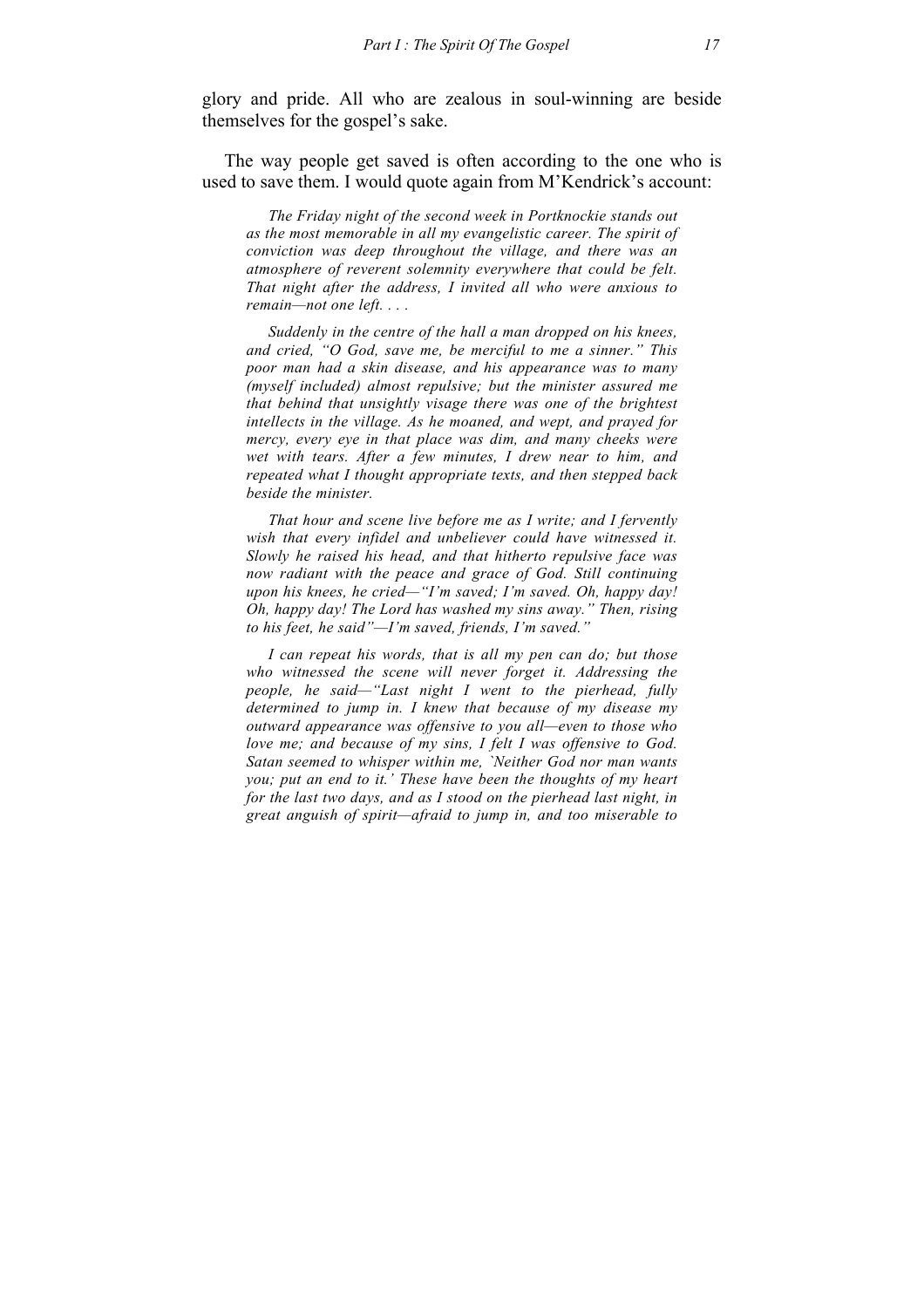glory and pride. All who are zealous in soul-winning are beside themselves for the gospel's sake.

The way people get saved is often according to the one who is used to save them. I would quote again from M'Kendrick's account:

> *The Friday night of the second week in Portknockie stands out as the most memorable in all my evangelistic career. The spirit of conviction was deep throughout the village, and there was an atmosphere of reverent solemnity everywhere that could be felt. That night after the address, I invited all who were anxious to remain—not one left. . . .*
>
> *Suddenly in the centre of the hall a man dropped on his knees, and cried, "O God, save me, be merciful to me a sinner." This poor man had a skin disease, and his appearance was to many (myself included) almost repulsive; but the minister assured me that behind that unsightly visage there was one of the brightest intellects in the village. As he moaned, and wept, and prayed for mercy, every eye in that place was dim, and many cheeks were wet with tears. After a few minutes, I drew near to him, and repeated what I thought appropriate texts, and then stepped back beside the minister.*
>
> *That hour and scene live before me as I write; and I fervently wish that every infidel and unbeliever could have witnessed it. Slowly he raised his head, and that hitherto repulsive face was now radiant with the peace and grace of God. Still continuing upon his knees, he cried—"I'm saved; I'm saved. Oh, happy day! Oh, happy day! The Lord has washed my sins away." Then, rising to his feet, he said"—I'm saved, friends, I'm saved."*
>
> *I can repeat his words, that is all my pen can do; but those who witnessed the scene will never forget it. Addressing the people, he said—"Last night I went to the pierhead, fully determined to jump in. I knew that because of my disease my outward appearance was offensive to you all—even to those who love me; and because of my sins, I felt I was offensive to God. Satan seemed to whisper within me, `Neither God nor man wants you; put an end to it.' These have been the thoughts of my heart for the last two days, and as I stood on the pierhead last night, in great anguish of spirit—afraid to jump in, and too miserable to*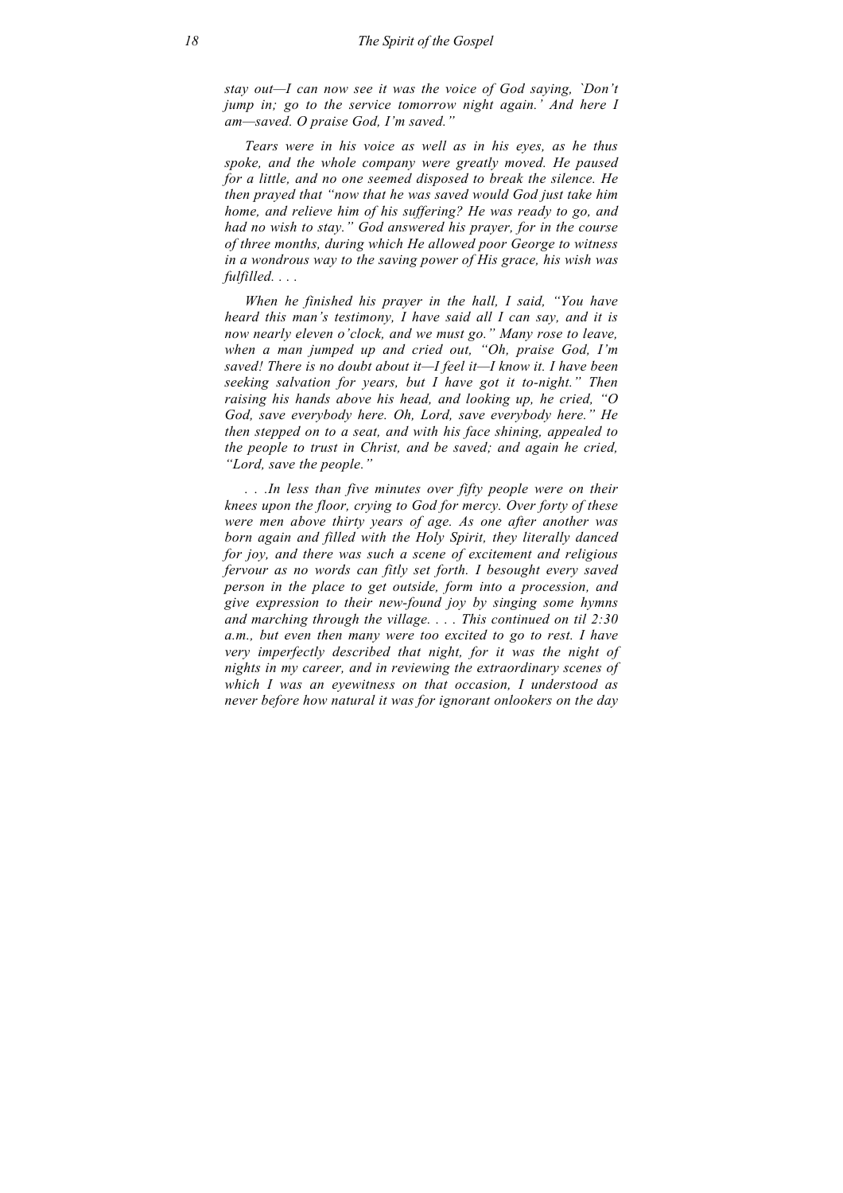*stay out—I can now see it was the voice of God saying, `Don't jump in; go to the service tomorrow night again.' And here I am—saved. O praise God, I'm saved."*

*Tears were in his voice as well as in his eyes, as he thus spoke, and the whole company were greatly moved. He paused for a little, and no one seemed disposed to break the silence. He then prayed that "now that he was saved would God just take him home, and relieve him of his suffering? He was ready to go, and had no wish to stay." God answered his prayer, for in the course of three months, during which He allowed poor George to witness in a wondrous way to the saving power of His grace, his wish was fulfilled. . . .*

*When he finished his prayer in the hall, I said, "You have heard this man's testimony, I have said all I can say, and it is now nearly eleven o'clock, and we must go." Many rose to leave, when a man jumped up and cried out, "Oh, praise God, I'm saved! There is no doubt about it—I feel it—I know it. I have been seeking salvation for years, but I have got it to-night." Then raising his hands above his head, and looking up, he cried, "O God, save everybody here. Oh, Lord, save everybody here." He then stepped on to a seat, and with his face shining, appealed to the people to trust in Christ, and be saved; and again he cried, "Lord, save the people."*

*. . .In less than five minutes over fifty people were on their knees upon the floor, crying to God for mercy. Over forty of these were men above thirty years of age. As one after another was born again and filled with the Holy Spirit, they literally danced for joy, and there was such a scene of excitement and religious fervour as no words can fitly set forth. I besought every saved person in the place to get outside, form into a procession, and give expression to their new-found joy by singing some hymns and marching through the village. . . . This continued on til 2:30 a.m., but even then many were too excited to go to rest. I have very imperfectly described that night, for it was the night of nights in my career, and in reviewing the extraordinary scenes of which I was an eyewitness on that occasion, I understood as never before how natural it was for ignorant onlookers on the day*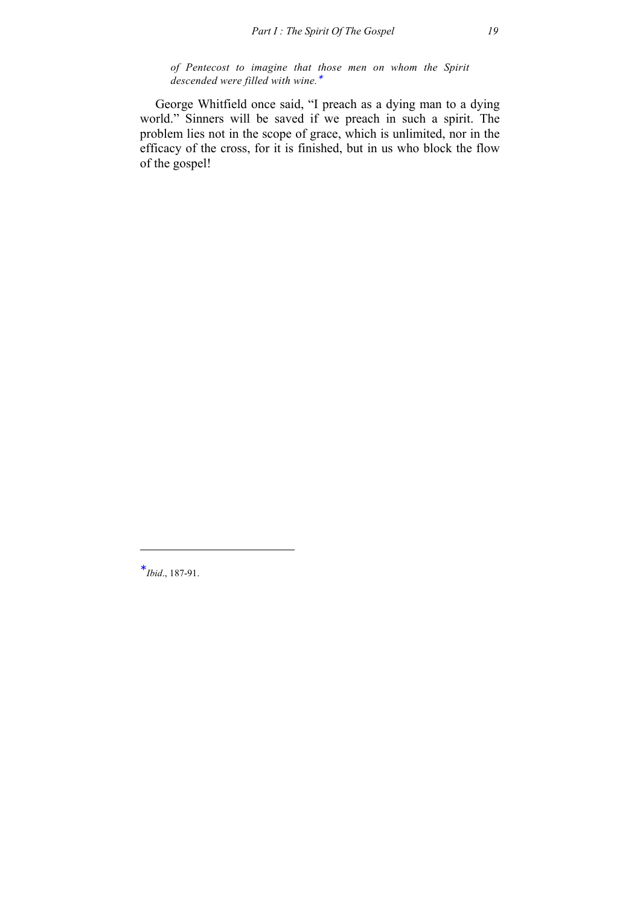*of Pentecost to imagine that those men on whom the Spirit descended were filled with wine.**

George Whitfield once said, "I preach as a dying man to a dying world." Sinners will be saved if we preach in such a spirit. The problem lies not in the scope of grace, which is unlimited, nor in the efficacy of the cross, for it is finished, but in us who block the flow of the gospel!

---

* *Ibid*., 187-91.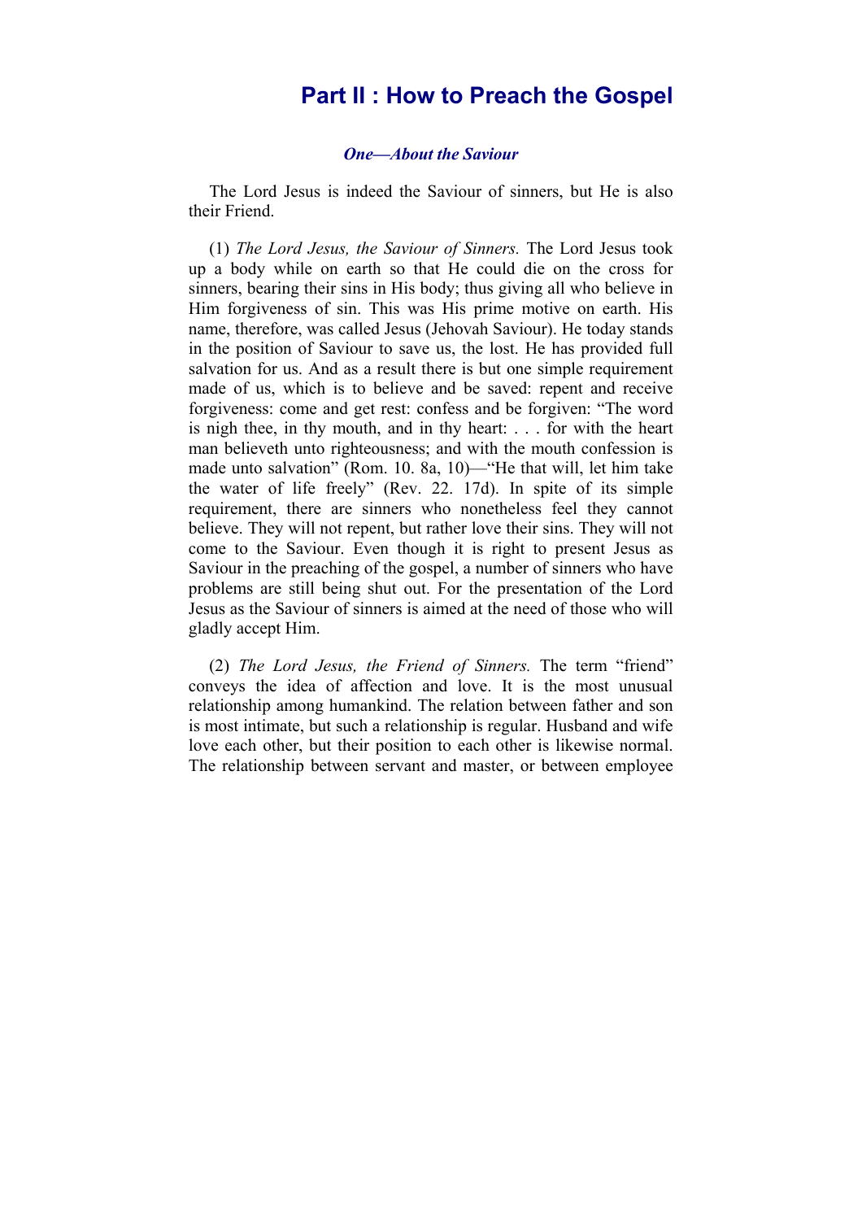# Part II : How to Preach the Gospel

### *One—About the Saviour*

The Lord Jesus is indeed the Saviour of sinners, but He is also their Friend.

(1) *The Lord Jesus, the Saviour of Sinners.* The Lord Jesus took up a body while on earth so that He could die on the cross for sinners, bearing their sins in His body; thus giving all who believe in Him forgiveness of sin. This was His prime motive on earth. His name, therefore, was called Jesus (Jehovah Saviour). He today stands in the position of Saviour to save us, the lost. He has provided full salvation for us. And as a result there is but one simple requirement made of us, which is to believe and be saved: repent and receive forgiveness: come and get rest: confess and be forgiven: "The word is nigh thee, in thy mouth, and in thy heart: . . . for with the heart man believeth unto righteousness; and with the mouth confession is made unto salvation" (Rom. 10. 8a, 10)—"He that will, let him take the water of life freely" (Rev. 22. 17d). In spite of its simple requirement, there are sinners who nonetheless feel they cannot believe. They will not repent, but rather love their sins. They will not come to the Saviour. Even though it is right to present Jesus as Saviour in the preaching of the gospel, a number of sinners who have problems are still being shut out. For the presentation of the Lord Jesus as the Saviour of sinners is aimed at the need of those who will gladly accept Him.

(2) *The Lord Jesus, the Friend of Sinners.* The term "friend" conveys the idea of affection and love. It is the most unusual relationship among humankind. The relation between father and son is most intimate, but such a relationship is regular. Husband and wife love each other, but their position to each other is likewise normal. The relationship between servant and master, or between employee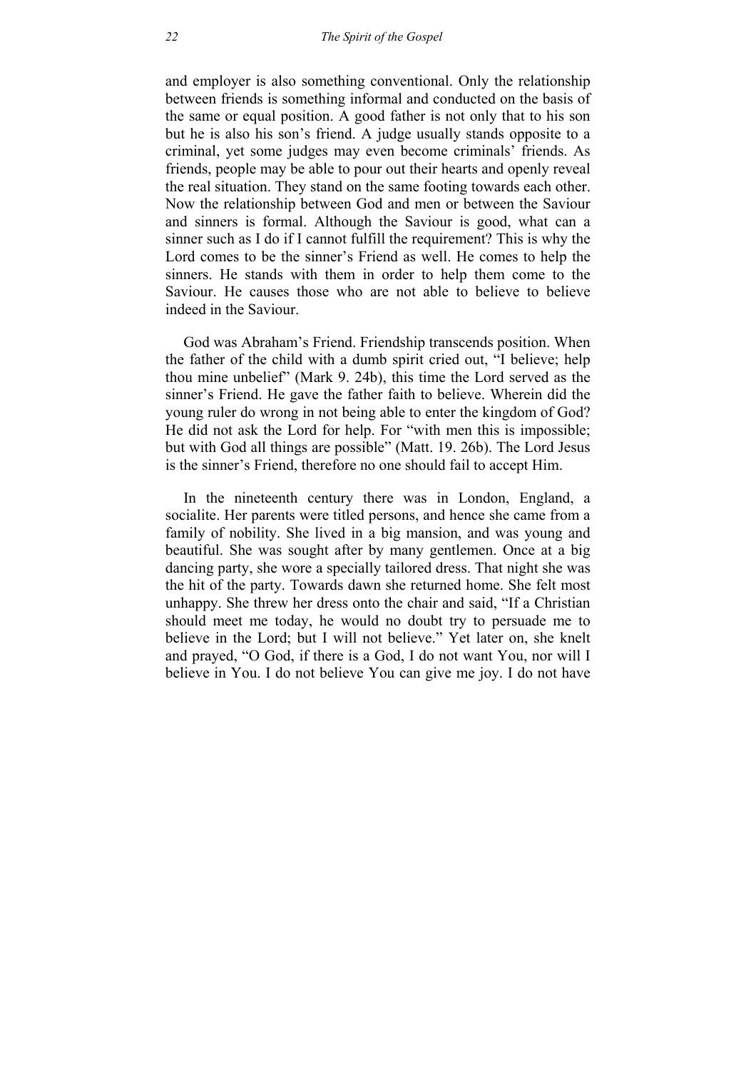and employer is also something conventional. Only the relationship between friends is something informal and conducted on the basis of the same or equal position. A good father is not only that to his son but he is also his son's friend. A judge usually stands opposite to a criminal, yet some judges may even become criminals' friends. As friends, people may be able to pour out their hearts and openly reveal the real situation. They stand on the same footing towards each other. Now the relationship between God and men or between the Saviour and sinners is formal. Although the Saviour is good, what can a sinner such as I do if I cannot fulfill the requirement? This is why the Lord comes to be the sinner's Friend as well. He comes to help the sinners. He stands with them in order to help them come to the Saviour. He causes those who are not able to believe to believe indeed in the Saviour.

God was Abraham's Friend. Friendship transcends position. When the father of the child with a dumb spirit cried out, "I believe; help thou mine unbelief" (Mark 9. 24b), this time the Lord served as the sinner's Friend. He gave the father faith to believe. Wherein did the young ruler do wrong in not being able to enter the kingdom of God? He did not ask the Lord for help. For "with men this is impossible; but with God all things are possible" (Matt. 19. 26b). The Lord Jesus is the sinner's Friend, therefore no one should fail to accept Him.

In the nineteenth century there was in London, England, a socialite. Her parents were titled persons, and hence she came from a family of nobility. She lived in a big mansion, and was young and beautiful. She was sought after by many gentlemen. Once at a big dancing party, she wore a specially tailored dress. That night she was the hit of the party. Towards dawn she returned home. She felt most unhappy. She threw her dress onto the chair and said, "If a Christian should meet me today, he would no doubt try to persuade me to believe in the Lord; but I will not believe." Yet later on, she knelt and prayed, "O God, if there is a God, I do not want You, nor will I believe in You. I do not believe You can give me joy. I do not have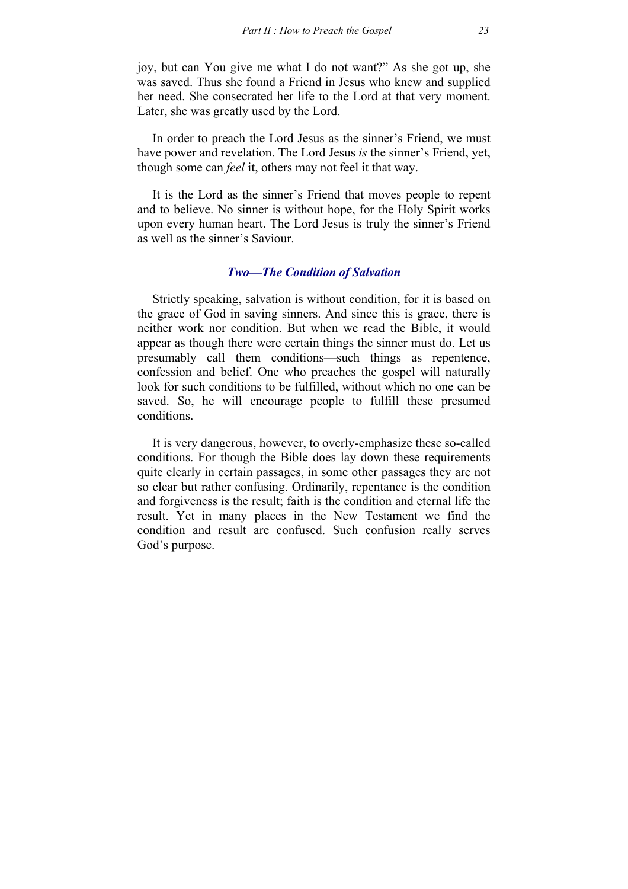joy, but can You give me what I do not want?" As she got up, she was saved. Thus she found a Friend in Jesus who knew and supplied her need. She consecrated her life to the Lord at that very moment. Later, she was greatly used by the Lord.

In order to preach the Lord Jesus as the sinner's Friend, we must have power and revelation. The Lord Jesus *is* the sinner's Friend, yet, though some can *feel* it, others may not feel it that way.

It is the Lord as the sinner's Friend that moves people to repent and to believe. No sinner is without hope, for the Holy Spirit works upon every human heart. The Lord Jesus is truly the sinner's Friend as well as the sinner's Saviour.

### *Two—The Condition of Salvation*

Strictly speaking, salvation is without condition, for it is based on the grace of God in saving sinners. And since this is grace, there is neither work nor condition. But when we read the Bible, it would appear as though there were certain things the sinner must do. Let us presumably call them conditions—such things as repentence, confession and belief. One who preaches the gospel will naturally look for such conditions to be fulfilled, without which no one can be saved. So, he will encourage people to fulfill these presumed conditions.

It is very dangerous, however, to overly-emphasize these so-called conditions. For though the Bible does lay down these requirements quite clearly in certain passages, in some other passages they are not so clear but rather confusing. Ordinarily, repentance is the condition and forgiveness is the result; faith is the condition and eternal life the result. Yet in many places in the New Testament we find the condition and result are confused. Such confusion really serves God's purpose.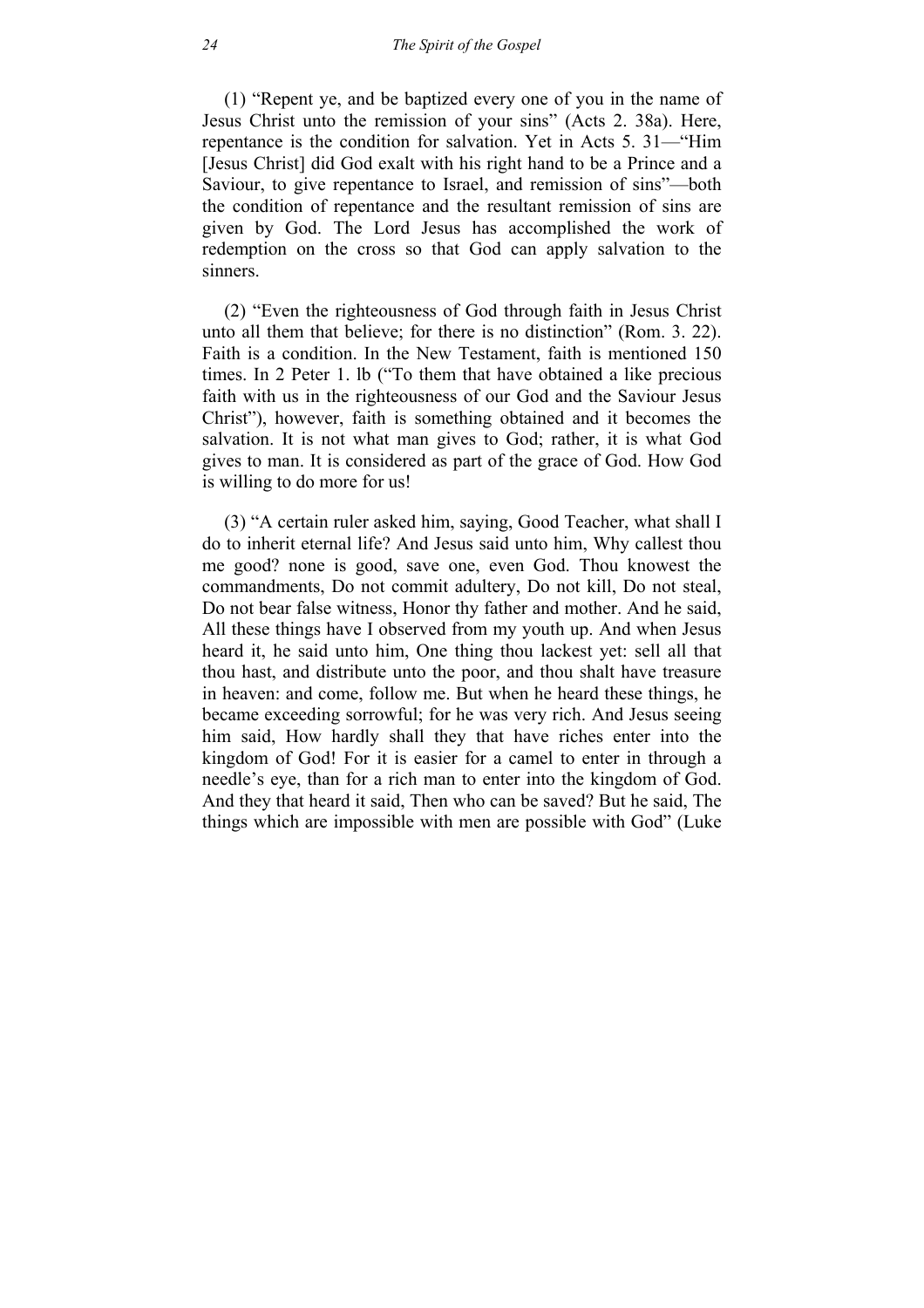(1) "Repent ye, and be baptized every one of you in the name of Jesus Christ unto the remission of your sins" (Acts 2. 38a). Here, repentance is the condition for salvation. Yet in Acts 5. 31—"Him [Jesus Christ] did God exalt with his right hand to be a Prince and a Saviour, to give repentance to Israel, and remission of sins"—both the condition of repentance and the resultant remission of sins are given by God. The Lord Jesus has accomplished the work of redemption on the cross so that God can apply salvation to the sinners.

(2) "Even the righteousness of God through faith in Jesus Christ unto all them that believe; for there is no distinction" (Rom. 3. 22). Faith is a condition. In the New Testament, faith is mentioned 150 times. In 2 Peter 1. lb ("To them that have obtained a like precious faith with us in the righteousness of our God and the Saviour Jesus Christ"), however, faith is something obtained and it becomes the salvation. It is not what man gives to God; rather, it is what God gives to man. It is considered as part of the grace of God. How God is willing to do more for us!

(3) "A certain ruler asked him, saying, Good Teacher, what shall I do to inherit eternal life? And Jesus said unto him, Why callest thou me good? none is good, save one, even God. Thou knowest the commandments, Do not commit adultery, Do not kill, Do not steal, Do not bear false witness, Honor thy father and mother. And he said, All these things have I observed from my youth up. And when Jesus heard it, he said unto him, One thing thou lackest yet: sell all that thou hast, and distribute unto the poor, and thou shalt have treasure in heaven: and come, follow me. But when he heard these things, he became exceeding sorrowful; for he was very rich. And Jesus seeing him said, How hardly shall they that have riches enter into the kingdom of God! For it is easier for a camel to enter in through a needle's eye, than for a rich man to enter into the kingdom of God. And they that heard it said, Then who can be saved? But he said, The things which are impossible with men are possible with God" (Luke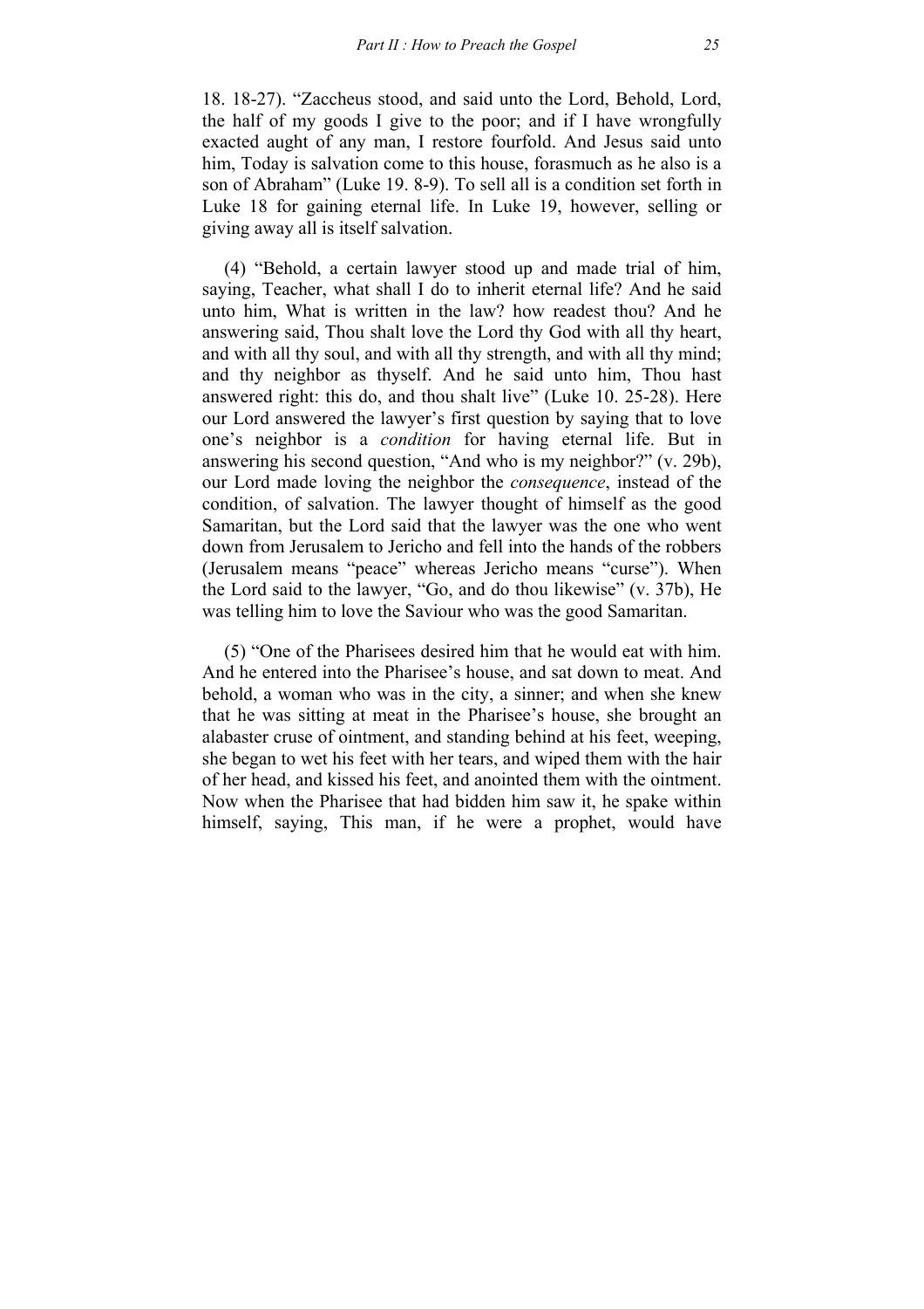18. 18-27). “Zaccheus stood, and said unto the Lord, Behold, Lord, the half of my goods I give to the poor; and if I have wrongfully exacted aught of any man, I restore fourfold. And Jesus said unto him, Today is salvation come to this house, forasmuch as he also is a son of Abraham” (Luke 19. 8-9). To sell all is a condition set forth in Luke 18 for gaining eternal life. In Luke 19, however, selling or giving away all is itself salvation.

(4) “Behold, a certain lawyer stood up and made trial of him, saying, Teacher, what shall I do to inherit eternal life? And he said unto him, What is written in the law? how readest thou? And he answering said, Thou shalt love the Lord thy God with all thy heart, and with all thy soul, and with all thy strength, and with all thy mind; and thy neighbor as thyself. And he said unto him, Thou hast answered right: this do, and thou shalt live” (Luke 10. 25-28). Here our Lord answered the lawyer’s first question by saying that to love one’s neighbor is a *condition* for having eternal life. But in answering his second question, “And who is my neighbor?” (v. 29b), our Lord made loving the neighbor the *consequence*, instead of the condition, of salvation. The lawyer thought of himself as the good Samaritan, but the Lord said that the lawyer was the one who went down from Jerusalem to Jericho and fell into the hands of the robbers (Jerusalem means “peace” whereas Jericho means “curse”). When the Lord said to the lawyer, “Go, and do thou likewise” (v. 37b), He was telling him to love the Saviour who was the good Samaritan.

(5) “One of the Pharisees desired him that he would eat with him. And he entered into the Pharisee’s house, and sat down to meat. And behold, a woman who was in the city, a sinner; and when she knew that he was sitting at meat in the Pharisee’s house, she brought an alabaster cruse of ointment, and standing behind at his feet, weeping, she began to wet his feet with her tears, and wiped them with the hair of her head, and kissed his feet, and anointed them with the ointment. Now when the Pharisee that had bidden him saw it, he spake within himself, saying, This man, if he were a prophet, would have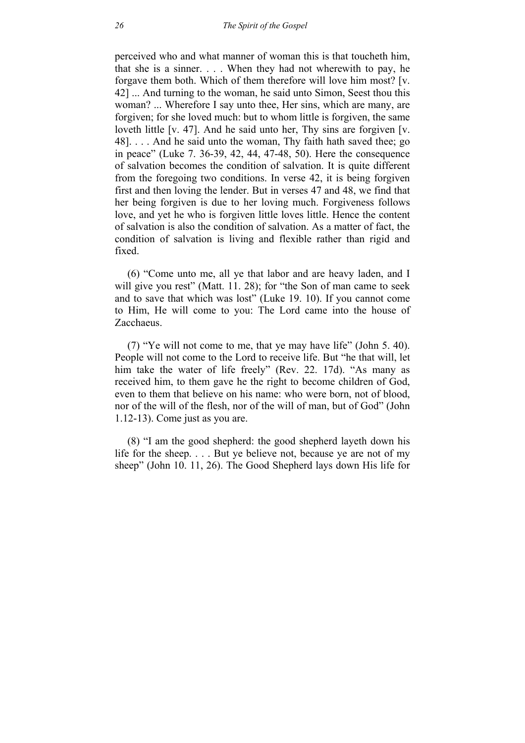perceived who and what manner of woman this is that toucheth him, that she is a sinner. . . . When they had not wherewith to pay, he forgave them both. Which of them therefore will love him most? [v. 42] ... And turning to the woman, he said unto Simon, Seest thou this woman? ... Wherefore I say unto thee, Her sins, which are many, are forgiven; for she loved much: but to whom little is forgiven, the same loveth little [v. 47]. And he said unto her, Thy sins are forgiven [v. 48]. . . . And he said unto the woman, Thy faith hath saved thee; go in peace" (Luke 7. 36-39, 42, 44, 47-48, 50). Here the consequence of salvation becomes the condition of salvation. It is quite different from the foregoing two conditions. In verse 42, it is being forgiven first and then loving the lender. But in verses 47 and 48, we find that her being forgiven is due to her loving much. Forgiveness follows love, and yet he who is forgiven little loves little. Hence the content of salvation is also the condition of salvation. As a matter of fact, the condition of salvation is living and flexible rather than rigid and fixed.

(6) "Come unto me, all ye that labor and are heavy laden, and I will give you rest" (Matt. 11. 28); for "the Son of man came to seek and to save that which was lost" (Luke 19. 10). If you cannot come to Him, He will come to you: The Lord came into the house of Zacchaeus.

(7) "Ye will not come to me, that ye may have life" (John 5. 40). People will not come to the Lord to receive life. But "he that will, let him take the water of life freely" (Rev. 22. 17d). "As many as received him, to them gave he the right to become children of God, even to them that believe on his name: who were born, not of blood, nor of the will of the flesh, nor of the will of man, but of God" (John 1.12-13). Come just as you are.

(8) "I am the good shepherd: the good shepherd layeth down his life for the sheep. . . . But ye believe not, because ye are not of my sheep" (John 10. 11, 26). The Good Shepherd lays down His life for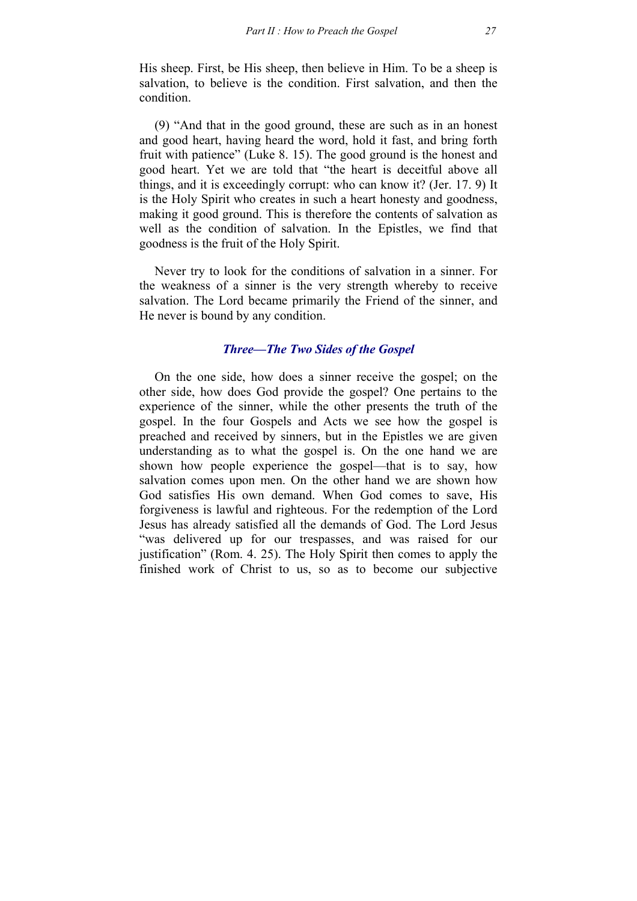His sheep. First, be His sheep, then believe in Him. To be a sheep is salvation, to believe is the condition. First salvation, and then the condition.

(9) "And that in the good ground, these are such as in an honest and good heart, having heard the word, hold it fast, and bring forth fruit with patience" (Luke 8. 15). The good ground is the honest and good heart. Yet we are told that "the heart is deceitful above all things, and it is exceedingly corrupt: who can know it? (Jer. 17. 9) It is the Holy Spirit who creates in such a heart honesty and goodness, making it good ground. This is therefore the contents of salvation as well as the condition of salvation. In the Epistles, we find that goodness is the fruit of the Holy Spirit.

Never try to look for the conditions of salvation in a sinner. For the weakness of a sinner is the very strength whereby to receive salvation. The Lord became primarily the Friend of the sinner, and He never is bound by any condition.

### *Three—The Two Sides of the Gospel*

On the one side, how does a sinner receive the gospel; on the other side, how does God provide the gospel? One pertains to the experience of the sinner, while the other presents the truth of the gospel. In the four Gospels and Acts we see how the gospel is preached and received by sinners, but in the Epistles we are given understanding as to what the gospel is. On the one hand we are shown how people experience the gospel—that is to say, how salvation comes upon men. On the other hand we are shown how God satisfies His own demand. When God comes to save, His forgiveness is lawful and righteous. For the redemption of the Lord Jesus has already satisfied all the demands of God. The Lord Jesus "was delivered up for our trespasses, and was raised for our justification" (Rom. 4. 25). The Holy Spirit then comes to apply the finished work of Christ to us, so as to become our subjective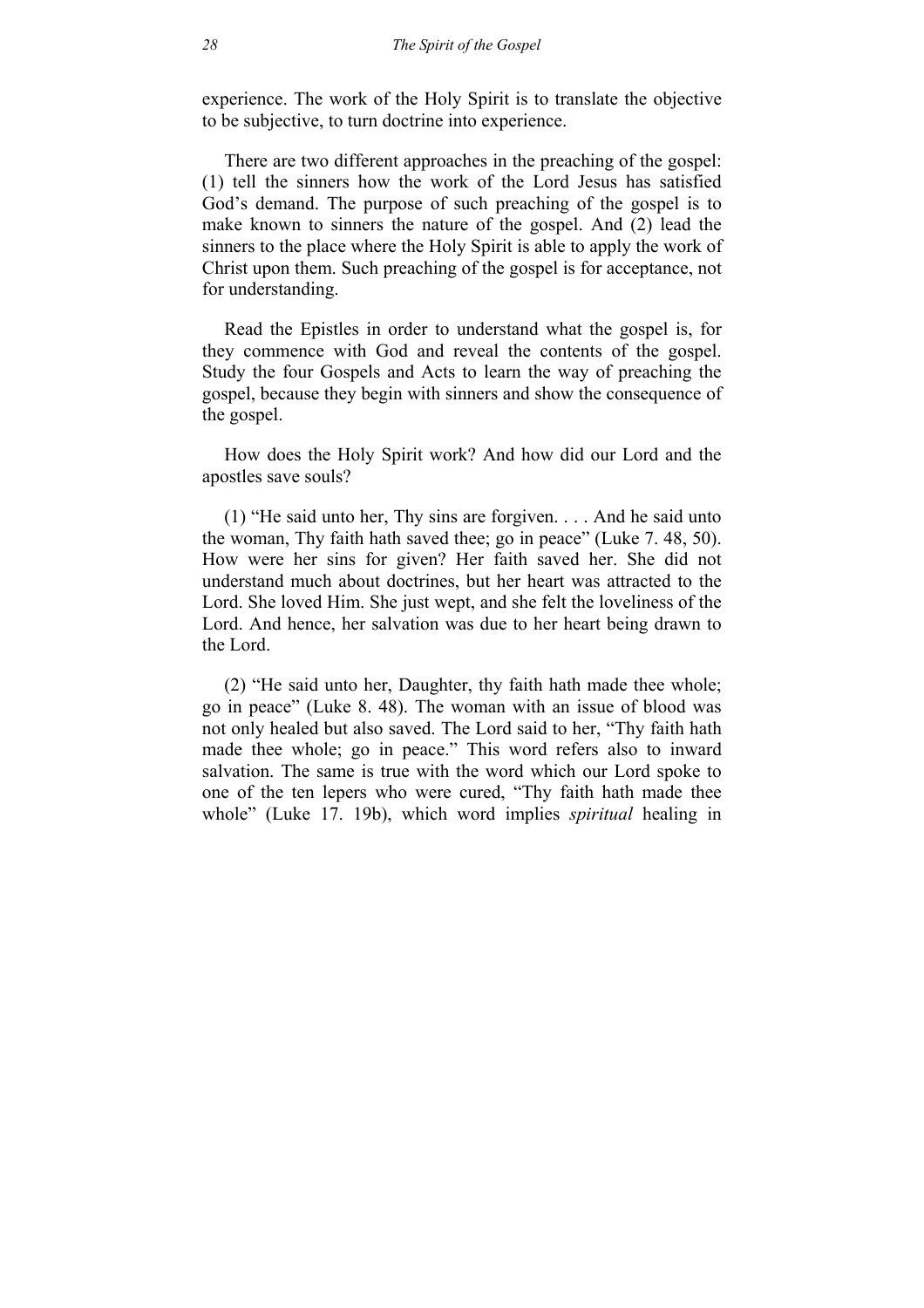experience. The work of the Holy Spirit is to translate the objective to be subjective, to turn doctrine into experience.

There are two different approaches in the preaching of the gospel: (1) tell the sinners how the work of the Lord Jesus has satisfied God's demand. The purpose of such preaching of the gospel is to make known to sinners the nature of the gospel. And (2) lead the sinners to the place where the Holy Spirit is able to apply the work of Christ upon them. Such preaching of the gospel is for acceptance, not for understanding.

Read the Epistles in order to understand what the gospel is, for they commence with God and reveal the contents of the gospel. Study the four Gospels and Acts to learn the way of preaching the gospel, because they begin with sinners and show the consequence of the gospel.

How does the Holy Spirit work? And how did our Lord and the apostles save souls?

(1) "He said unto her, Thy sins are forgiven. . . . And he said unto the woman, Thy faith hath saved thee; go in peace" (Luke 7. 48, 50). How were her sins for given? Her faith saved her. She did not understand much about doctrines, but her heart was attracted to the Lord. She loved Him. She just wept, and she felt the loveliness of the Lord. And hence, her salvation was due to her heart being drawn to the Lord.

(2) "He said unto her, Daughter, thy faith hath made thee whole; go in peace" (Luke 8. 48). The woman with an issue of blood was not only healed but also saved. The Lord said to her, "Thy faith hath made thee whole; go in peace." This word refers also to inward salvation. The same is true with the word which our Lord spoke to one of the ten lepers who were cured, "Thy faith hath made thee whole" (Luke 17. 19b), which word implies *spiritual* healing in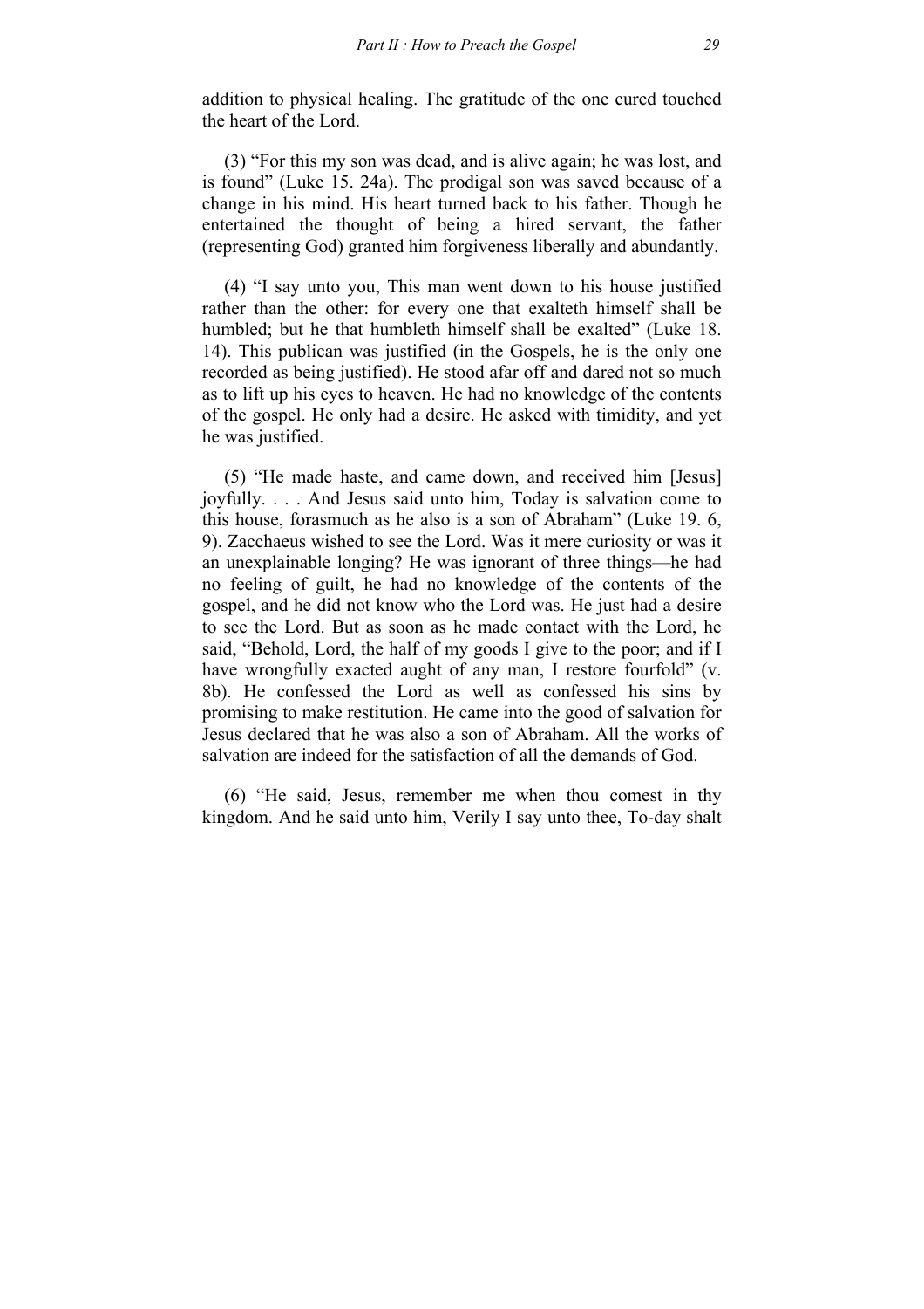addition to physical healing. The gratitude of the one cured touched the heart of the Lord.

(3) "For this my son was dead, and is alive again; he was lost, and is found" (Luke 15. 24a). The prodigal son was saved because of a change in his mind. His heart turned back to his father. Though he entertained the thought of being a hired servant, the father (representing God) granted him forgiveness liberally and abundantly.

(4) "I say unto you, This man went down to his house justified rather than the other: for every one that exalteth himself shall be humbled; but he that humbleth himself shall be exalted" (Luke 18. 14). This publican was justified (in the Gospels, he is the only one recorded as being justified). He stood afar off and dared not so much as to lift up his eyes to heaven. He had no knowledge of the contents of the gospel. He only had a desire. He asked with timidity, and yet he was justified.

(5) "He made haste, and came down, and received him [Jesus] joyfully. . . . And Jesus said unto him, Today is salvation come to this house, forasmuch as he also is a son of Abraham" (Luke 19. 6, 9). Zacchaeus wished to see the Lord. Was it mere curiosity or was it an unexplainable longing? He was ignorant of three things—he had no feeling of guilt, he had no knowledge of the contents of the gospel, and he did not know who the Lord was. He just had a desire to see the Lord. But as soon as he made contact with the Lord, he said, "Behold, Lord, the half of my goods I give to the poor; and if I have wrongfully exacted aught of any man, I restore fourfold" (v. 8b). He confessed the Lord as well as confessed his sins by promising to make restitution. He came into the good of salvation for Jesus declared that he was also a son of Abraham. All the works of salvation are indeed for the satisfaction of all the demands of God.

(6) "He said, Jesus, remember me when thou comest in thy kingdom. And he said unto him, Verily I say unto thee, To-day shalt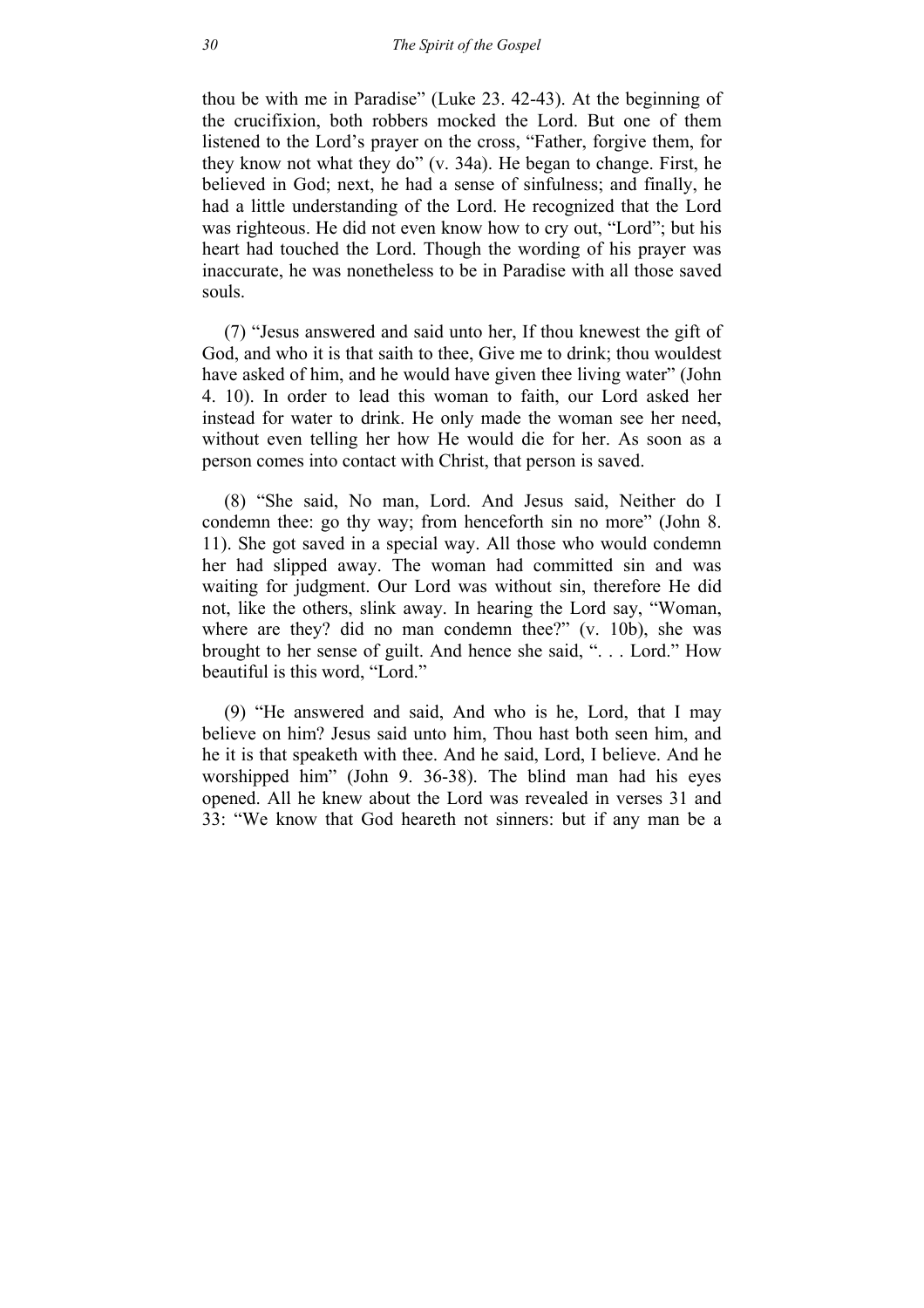thou be with me in Paradise" (Luke 23. 42-43). At the beginning of the crucifixion, both robbers mocked the Lord. But one of them listened to the Lord's prayer on the cross, "Father, forgive them, for they know not what they do" (v. 34a). He began to change. First, he believed in God; next, he had a sense of sinfulness; and finally, he had a little understanding of the Lord. He recognized that the Lord was righteous. He did not even know how to cry out, "Lord"; but his heart had touched the Lord. Though the wording of his prayer was inaccurate, he was nonetheless to be in Paradise with all those saved souls.

(7) "Jesus answered and said unto her, If thou knewest the gift of God, and who it is that saith to thee, Give me to drink; thou wouldest have asked of him, and he would have given thee living water" (John 4. 10). In order to lead this woman to faith, our Lord asked her instead for water to drink. He only made the woman see her need, without even telling her how He would die for her. As soon as a person comes into contact with Christ, that person is saved.

(8) "She said, No man, Lord. And Jesus said, Neither do I condemn thee: go thy way; from henceforth sin no more" (John 8. 11). She got saved in a special way. All those who would condemn her had slipped away. The woman had committed sin and was waiting for judgment. Our Lord was without sin, therefore He did not, like the others, slink away. In hearing the Lord say, "Woman, where are they? did no man condemn thee?" (v. 10b), she was brought to her sense of guilt. And hence she said, ". . . Lord." How beautiful is this word, "Lord."

(9) "He answered and said, And who is he, Lord, that I may believe on him? Jesus said unto him, Thou hast both seen him, and he it is that speaketh with thee. And he said, Lord, I believe. And he worshipped him" (John 9. 36-38). The blind man had his eyes opened. All he knew about the Lord was revealed in verses 31 and 33: "We know that God heareth not sinners: but if any man be a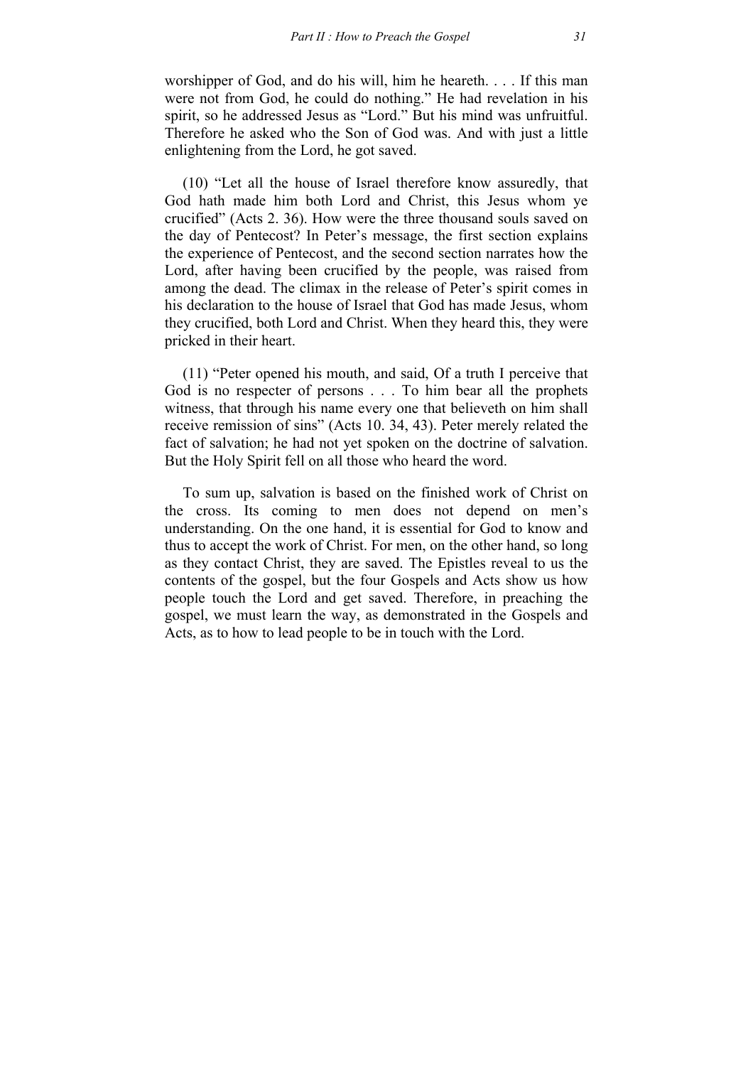worshipper of God, and do his will, him he heareth. . . . If this man were not from God, he could do nothing." He had revelation in his spirit, so he addressed Jesus as "Lord." But his mind was unfruitful. Therefore he asked who the Son of God was. And with just a little enlightening from the Lord, he got saved.

(10) "Let all the house of Israel therefore know assuredly, that God hath made him both Lord and Christ, this Jesus whom ye crucified" (Acts 2. 36). How were the three thousand souls saved on the day of Pentecost? In Peter's message, the first section explains the experience of Pentecost, and the second section narrates how the Lord, after having been crucified by the people, was raised from among the dead. The climax in the release of Peter's spirit comes in his declaration to the house of Israel that God has made Jesus, whom they crucified, both Lord and Christ. When they heard this, they were pricked in their heart.

(11) "Peter opened his mouth, and said, Of a truth I perceive that God is no respecter of persons . . . To him bear all the prophets witness, that through his name every one that believeth on him shall receive remission of sins" (Acts 10. 34, 43). Peter merely related the fact of salvation; he had not yet spoken on the doctrine of salvation. But the Holy Spirit fell on all those who heard the word.

To sum up, salvation is based on the finished work of Christ on the cross. Its coming to men does not depend on men's understanding. On the one hand, it is essential for God to know and thus to accept the work of Christ. For men, on the other hand, so long as they contact Christ, they are saved. The Epistles reveal to us the contents of the gospel, but the four Gospels and Acts show us how people touch the Lord and get saved. Therefore, in preaching the gospel, we must learn the way, as demonstrated in the Gospels and Acts, as to how to lead people to be in touch with the Lord.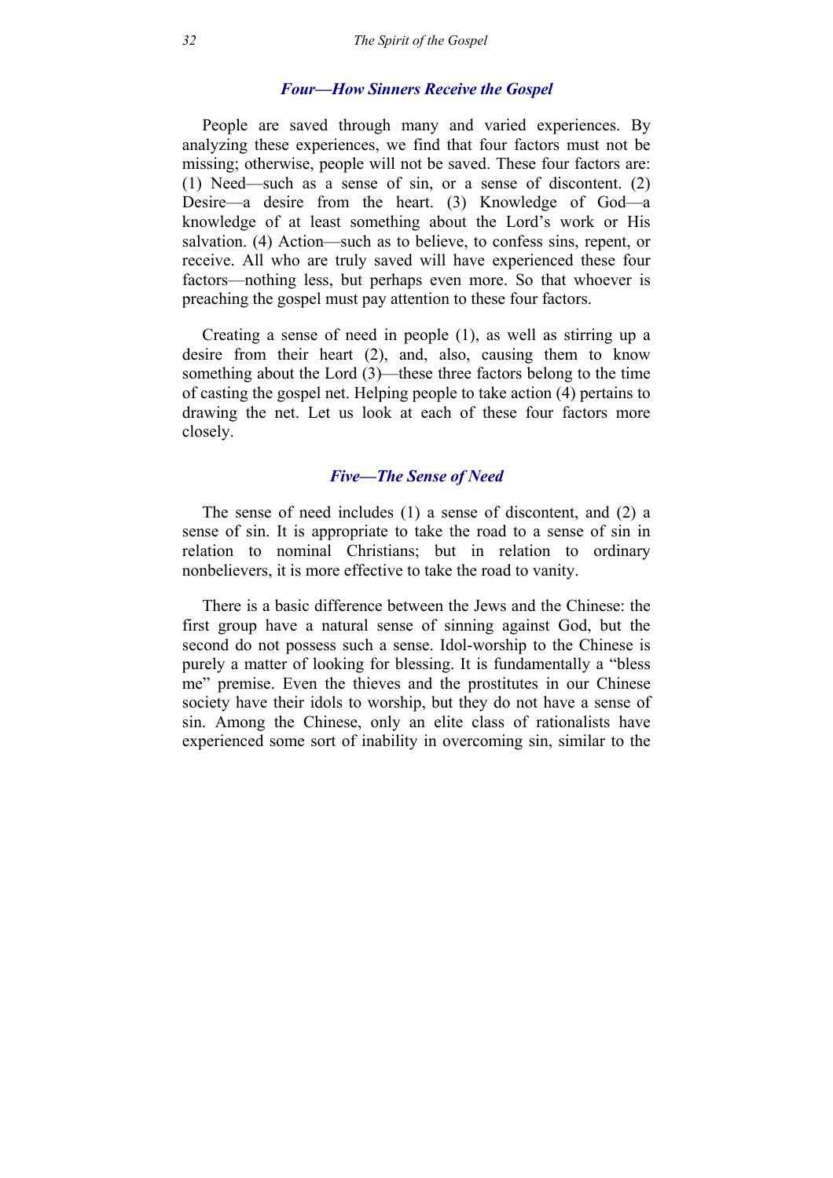### *Four—How Sinners Receive the Gospel*

People are saved through many and varied experiences. By analyzing these experiences, we find that four factors must not be missing; otherwise, people will not be saved. These four factors are: (1) Need—such as a sense of sin, or a sense of discontent. (2) Desire—a desire from the heart. (3) Knowledge of God—a knowledge of at least something about the Lord's work or His salvation. (4) Action—such as to believe, to confess sins, repent, or receive. All who are truly saved will have experienced these four factors—nothing less, but perhaps even more. So that whoever is preaching the gospel must pay attention to these four factors.

Creating a sense of need in people (1), as well as stirring up a desire from their heart (2), and, also, causing them to know something about the Lord (3)—these three factors belong to the time of casting the gospel net. Helping people to take action (4) pertains to drawing the net. Let us look at each of these four factors more closely.

### *Five—The Sense of Need*

The sense of need includes (1) a sense of discontent, and (2) a sense of sin. It is appropriate to take the road to a sense of sin in relation to nominal Christians; but in relation to ordinary nonbelievers, it is more effective to take the road to vanity.

There is a basic difference between the Jews and the Chinese: the first group have a natural sense of sinning against God, but the second do not possess such a sense. Idol-worship to the Chinese is purely a matter of looking for blessing. It is fundamentally a "bless me" premise. Even the thieves and the prostitutes in our Chinese society have their idols to worship, but they do not have a sense of sin. Among the Chinese, only an elite class of rationalists have experienced some sort of inability in overcoming sin, similar to the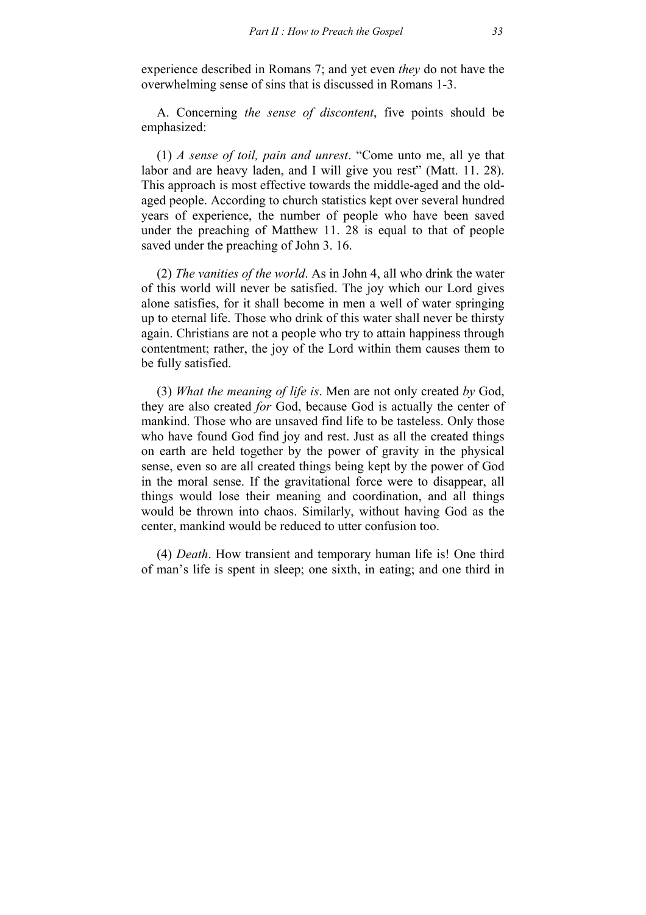experience described in Romans 7; and yet even *they* do not have the overwhelming sense of sins that is discussed in Romans 1-3.

A. Concerning *the sense of discontent*, five points should be emphasized:

(1) *A sense of toil, pain and unrest*. "Come unto me, all ye that labor and are heavy laden, and I will give you rest" (Matt. 11. 28). This approach is most effective towards the middle-aged and the old-aged people. According to church statistics kept over several hundred years of experience, the number of people who have been saved under the preaching of Matthew 11. 28 is equal to that of people saved under the preaching of John 3. 16.

(2) *The vanities of the world*. As in John 4, all who drink the water of this world will never be satisfied. The joy which our Lord gives alone satisfies, for it shall become in men a well of water springing up to eternal life. Those who drink of this water shall never be thirsty again. Christians are not a people who try to attain happiness through contentment; rather, the joy of the Lord within them causes them to be fully satisfied.

(3) *What the meaning of life is*. Men are not only created *by* God, they are also created *for* God, because God is actually the center of mankind. Those who are unsaved find life to be tasteless. Only those who have found God find joy and rest. Just as all the created things on earth are held together by the power of gravity in the physical sense, even so are all created things being kept by the power of God in the moral sense. If the gravitational force were to disappear, all things would lose their meaning and coordination, and all things would be thrown into chaos. Similarly, without having God as the center, mankind would be reduced to utter confusion too.

(4) *Death*. How transient and temporary human life is! One third of man's life is spent in sleep; one sixth, in eating; and one third in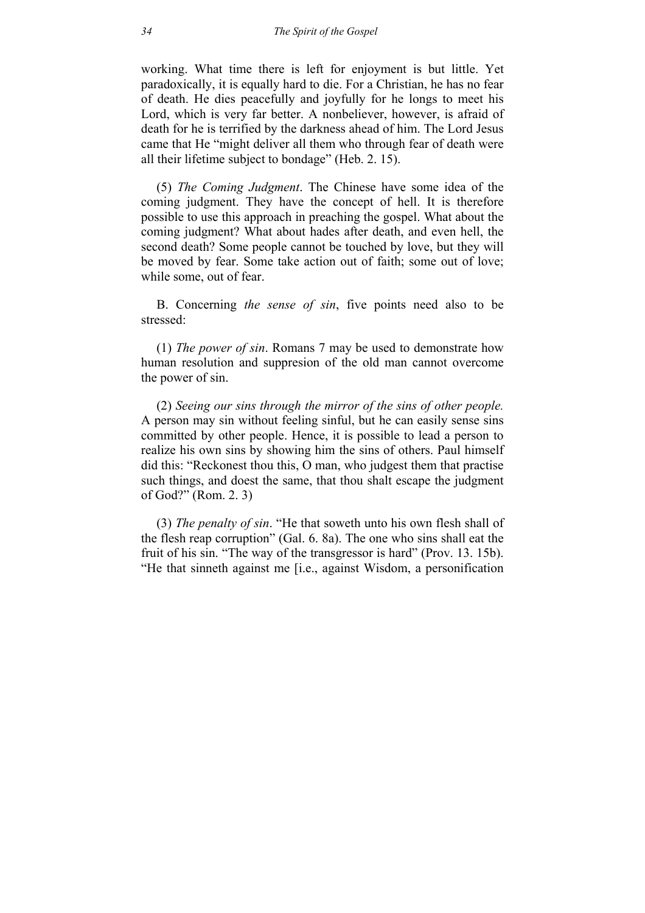working. What time there is left for enjoyment is but little. Yet paradoxically, it is equally hard to die. For a Christian, he has no fear of death. He dies peacefully and joyfully for he longs to meet his Lord, which is very far better. A nonbeliever, however, is afraid of death for he is terrified by the darkness ahead of him. The Lord Jesus came that He "might deliver all them who through fear of death were all their lifetime subject to bondage" (Heb. 2. 15).

(5) *The Coming Judgment*. The Chinese have some idea of the coming judgment. They have the concept of hell. It is therefore possible to use this approach in preaching the gospel. What about the coming judgment? What about hades after death, and even hell, the second death? Some people cannot be touched by love, but they will be moved by fear. Some take action out of faith; some out of love; while some, out of fear.

B. Concerning *the sense of sin*, five points need also to be stressed:

(1) *The power of sin*. Romans 7 may be used to demonstrate how human resolution and suppresion of the old man cannot overcome the power of sin.

(2) *Seeing our sins through the mirror of the sins of other people.* A person may sin without feeling sinful, but he can easily sense sins committed by other people. Hence, it is possible to lead a person to realize his own sins by showing him the sins of others. Paul himself did this: "Reckonest thou this, O man, who judgest them that practise such things, and doest the same, that thou shalt escape the judgment of God?" (Rom. 2. 3)

(3) *The penalty of sin*. "He that soweth unto his own flesh shall of the flesh reap corruption" (Gal. 6. 8a). The one who sins shall eat the fruit of his sin. "The way of the transgressor is hard" (Prov. 13. 15b). "He that sinneth against me [i.e., against Wisdom, a personification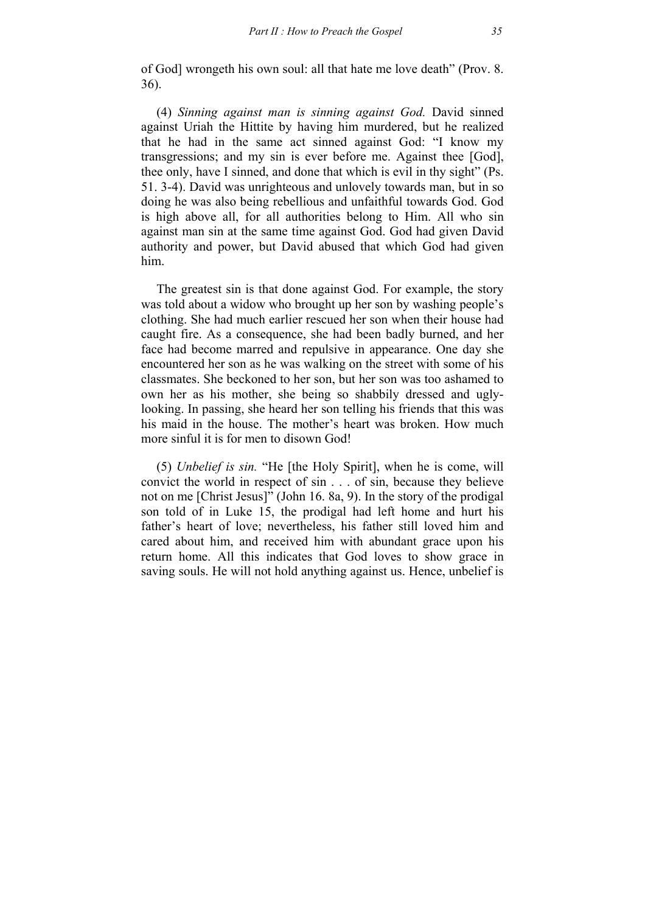of God] wrongeth his own soul: all that hate me love death" (Prov. 8. 36).

(4) *Sinning against man is sinning against God.* David sinned against Uriah the Hittite by having him murdered, but he realized that he had in the same act sinned against God: "I know my transgressions; and my sin is ever before me. Against thee [God], thee only, have I sinned, and done that which is evil in thy sight" (Ps. 51. 3-4). David was unrighteous and unlovely towards man, but in so doing he was also being rebellious and unfaithful towards God. God is high above all, for all authorities belong to Him. All who sin against man sin at the same time against God. God had given David authority and power, but David abused that which God had given him.

The greatest sin is that done against God. For example, the story was told about a widow who brought up her son by washing people's clothing. She had much earlier rescued her son when their house had caught fire. As a consequence, she had been badly burned, and her face had become marred and repulsive in appearance. One day she encountered her son as he was walking on the street with some of his classmates. She beckoned to her son, but her son was too ashamed to own her as his mother, she being so shabbily dressed and ugly-looking. In passing, she heard her son telling his friends that this was his maid in the house. The mother's heart was broken. How much more sinful it is for men to disown God!

(5) *Unbelief is sin.* "He [the Holy Spirit], when he is come, will convict the world in respect of sin . . . of sin, because they believe not on me [Christ Jesus]" (John 16. 8a, 9). In the story of the prodigal son told of in Luke 15, the prodigal had left home and hurt his father's heart of love; nevertheless, his father still loved him and cared about him, and received him with abundant grace upon his return home. All this indicates that God loves to show grace in saving souls. He will not hold anything against us. Hence, unbelief is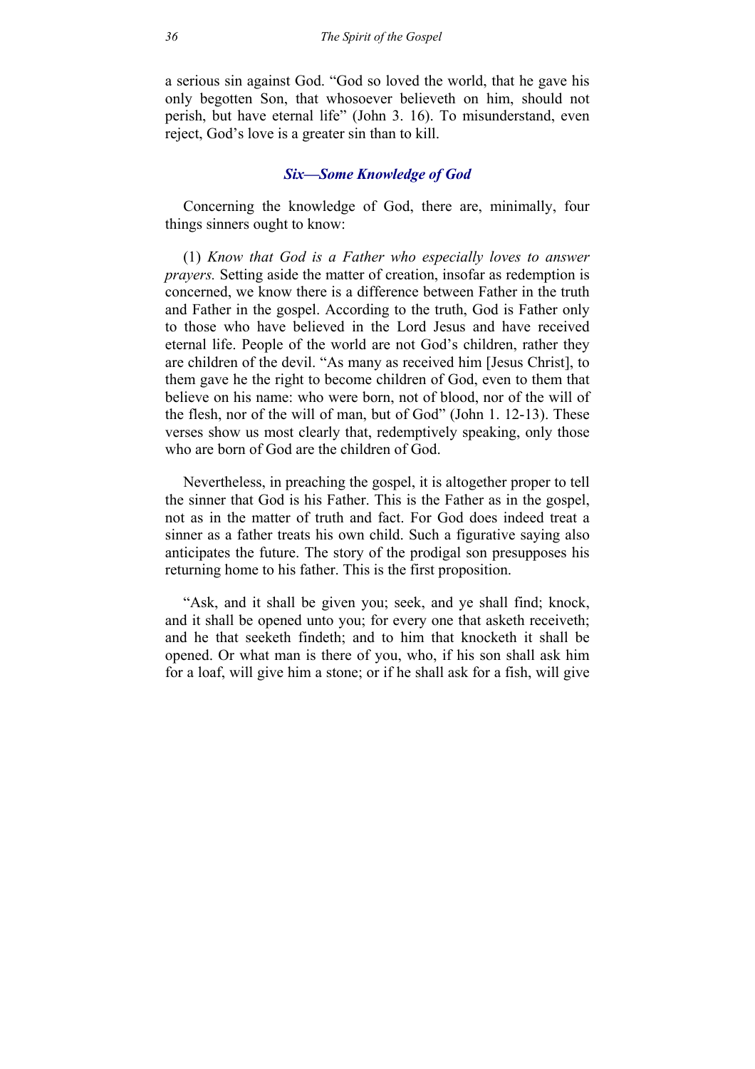a serious sin against God. "God so loved the world, that he gave his only begotten Son, that whosoever believeth on him, should not perish, but have eternal life" (John 3. 16). To misunderstand, even reject, God's love is a greater sin than to kill.

### *Six—Some Knowledge of God*

Concerning the knowledge of God, there are, minimally, four things sinners ought to know:

(1) *Know that God is a Father who especially loves to answer prayers.* Setting aside the matter of creation, insofar as redemption is concerned, we know there is a difference between Father in the truth and Father in the gospel. According to the truth, God is Father only to those who have believed in the Lord Jesus and have received eternal life. People of the world are not God's children, rather they are children of the devil. "As many as received him [Jesus Christ], to them gave he the right to become children of God, even to them that believe on his name: who were born, not of blood, nor of the will of the flesh, nor of the will of man, but of God" (John 1. 12-13). These verses show us most clearly that, redemptively speaking, only those who are born of God are the children of God.

Nevertheless, in preaching the gospel, it is altogether proper to tell the sinner that God is his Father. This is the Father as in the gospel, not as in the matter of truth and fact. For God does indeed treat a sinner as a father treats his own child. Such a figurative saying also anticipates the future. The story of the prodigal son presupposes his returning home to his father. This is the first proposition.

"Ask, and it shall be given you; seek, and ye shall find; knock, and it shall be opened unto you; for every one that asketh receiveth; and he that seeketh findeth; and to him that knocketh it shall be opened. Or what man is there of you, who, if his son shall ask him for a loaf, will give him a stone; or if he shall ask for a fish, will give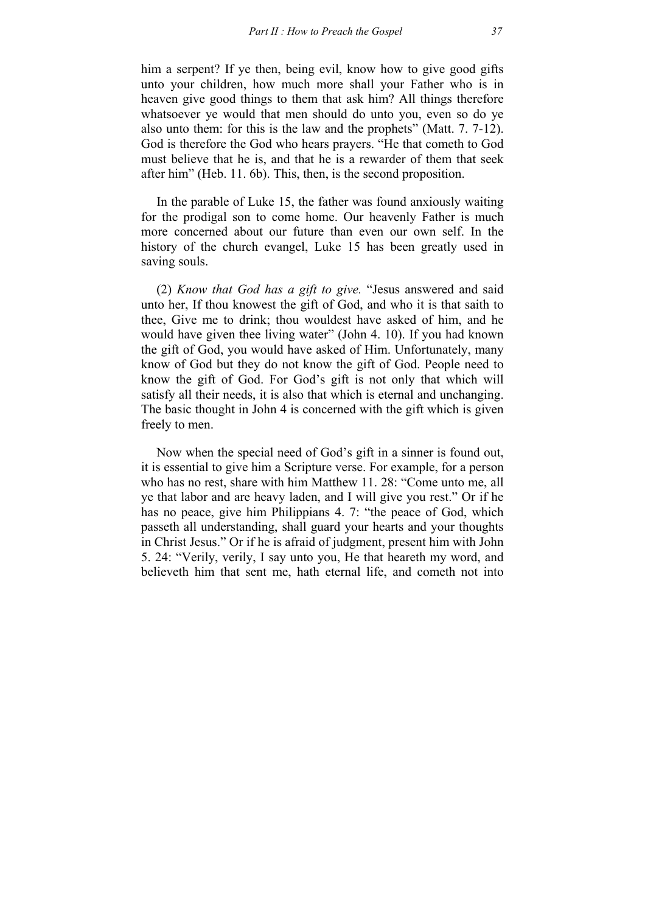him a serpent? If ye then, being evil, know how to give good gifts unto your children, how much more shall your Father who is in heaven give good things to them that ask him? All things therefore whatsoever ye would that men should do unto you, even so do ye also unto them: for this is the law and the prophets" (Matt. 7. 7-12). God is therefore the God who hears prayers. "He that cometh to God must believe that he is, and that he is a rewarder of them that seek after him" (Heb. 11. 6b). This, then, is the second proposition.

In the parable of Luke 15, the father was found anxiously waiting for the prodigal son to come home. Our heavenly Father is much more concerned about our future than even our own self. In the history of the church evangel, Luke 15 has been greatly used in saving souls.

(2) *Know that God has a gift to give.* "Jesus answered and said unto her, If thou knowest the gift of God, and who it is that saith to thee, Give me to drink; thou wouldest have asked of him, and he would have given thee living water" (John 4. 10). If you had known the gift of God, you would have asked of Him. Unfortunately, many know of God but they do not know the gift of God. People need to know the gift of God. For God's gift is not only that which will satisfy all their needs, it is also that which is eternal and unchanging. The basic thought in John 4 is concerned with the gift which is given freely to men.

Now when the special need of God's gift in a sinner is found out, it is essential to give him a Scripture verse. For example, for a person who has no rest, share with him Matthew 11. 28: "Come unto me, all ye that labor and are heavy laden, and I will give you rest." Or if he has no peace, give him Philippians 4. 7: "the peace of God, which passeth all understanding, shall guard your hearts and your thoughts in Christ Jesus." Or if he is afraid of judgment, present him with John 5. 24: "Verily, verily, I say unto you, He that heareth my word, and believeth him that sent me, hath eternal life, and cometh not into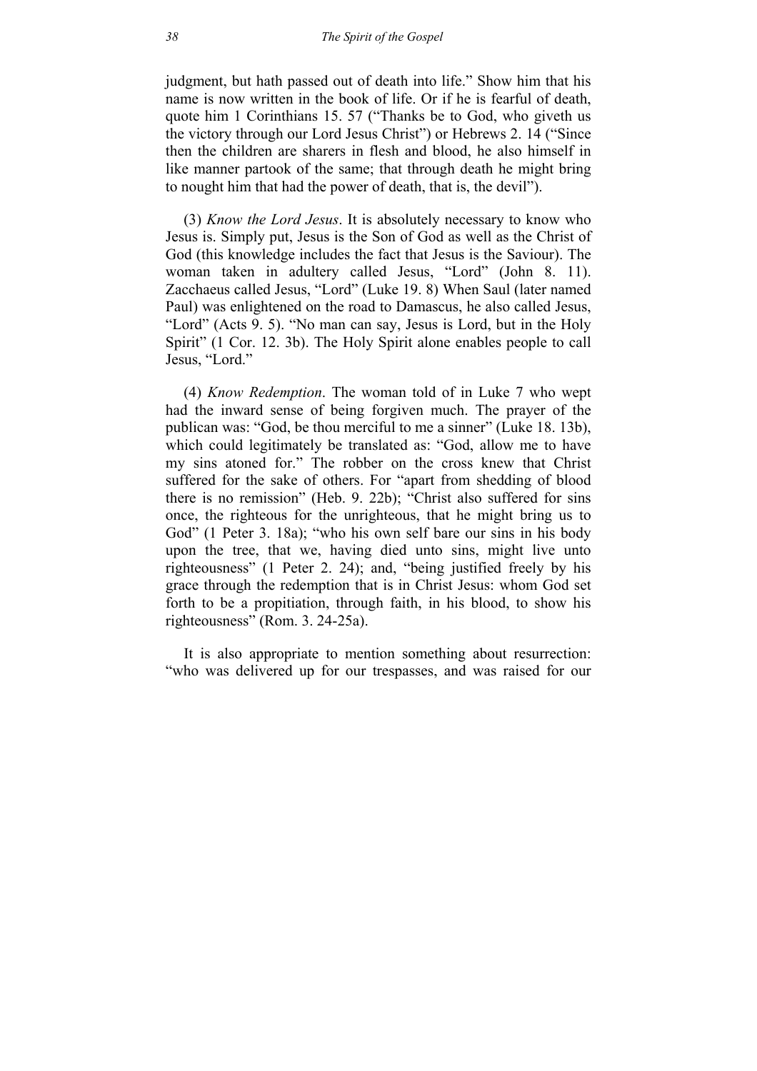judgment, but hath passed out of death into life." Show him that his name is now written in the book of life. Or if he is fearful of death, quote him 1 Corinthians 15. 57 ("Thanks be to God, who giveth us the victory through our Lord Jesus Christ") or Hebrews 2. 14 ("Since then the children are sharers in flesh and blood, he also himself in like manner partook of the same; that through death he might bring to nought him that had the power of death, that is, the devil").

(3) *Know the Lord Jesus*. It is absolutely necessary to know who Jesus is. Simply put, Jesus is the Son of God as well as the Christ of God (this knowledge includes the fact that Jesus is the Saviour). The woman taken in adultery called Jesus, "Lord" (John 8. 11). Zacchaeus called Jesus, "Lord" (Luke 19. 8) When Saul (later named Paul) was enlightened on the road to Damascus, he also called Jesus, "Lord" (Acts 9. 5). "No man can say, Jesus is Lord, but in the Holy Spirit" (1 Cor. 12. 3b). The Holy Spirit alone enables people to call Jesus, "Lord."

(4) *Know Redemption*. The woman told of in Luke 7 who wept had the inward sense of being forgiven much. The prayer of the publican was: "God, be thou merciful to me a sinner" (Luke 18. 13b), which could legitimately be translated as: "God, allow me to have my sins atoned for." The robber on the cross knew that Christ suffered for the sake of others. For "apart from shedding of blood there is no remission" (Heb. 9. 22b); "Christ also suffered for sins once, the righteous for the unrighteous, that he might bring us to God" (1 Peter 3. 18a); "who his own self bare our sins in his body upon the tree, that we, having died unto sins, might live unto righteousness" (1 Peter 2. 24); and, "being justified freely by his grace through the redemption that is in Christ Jesus: whom God set forth to be a propitiation, through faith, in his blood, to show his righteousness" (Rom. 3. 24-25a).

It is also appropriate to mention something about resurrection: "who was delivered up for our trespasses, and was raised for our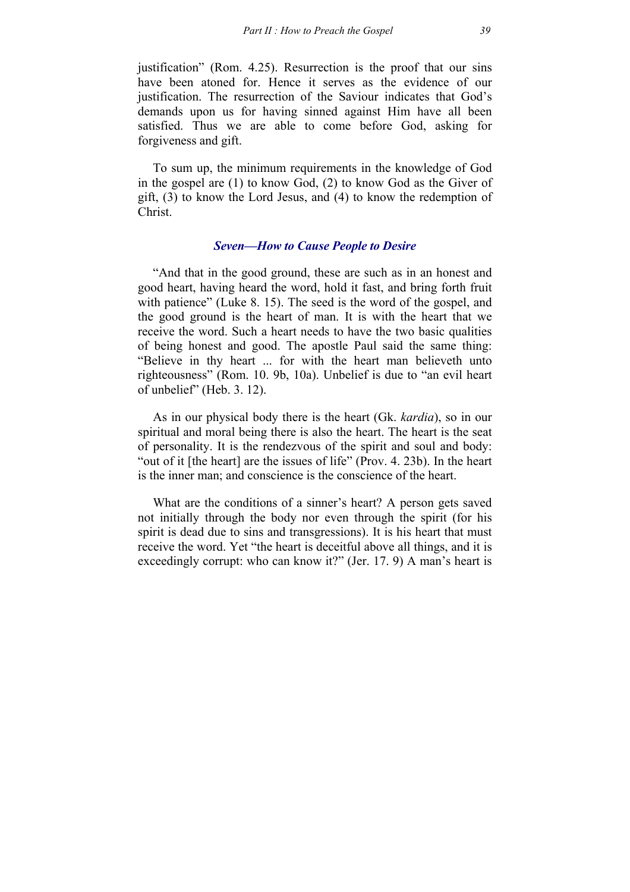justification" (Rom. 4.25). Resurrection is the proof that our sins have been atoned for. Hence it serves as the evidence of our justification. The resurrection of the Saviour indicates that God's demands upon us for having sinned against Him have all been satisfied. Thus we are able to come before God, asking for forgiveness and gift.

To sum up, the minimum requirements in the knowledge of God in the gospel are (1) to know God, (2) to know God as the Giver of gift, (3) to know the Lord Jesus, and (4) to know the redemption of Christ.

### *Seven—How to Cause People to Desire*

"And that in the good ground, these are such as in an honest and good heart, having heard the word, hold it fast, and bring forth fruit with patience" (Luke 8. 15). The seed is the word of the gospel, and the good ground is the heart of man. It is with the heart that we receive the word. Such a heart needs to have the two basic qualities of being honest and good. The apostle Paul said the same thing: "Believe in thy heart ... for with the heart man believeth unto righteousness" (Rom. 10. 9b, 10a). Unbelief is due to "an evil heart of unbelief" (Heb. 3. 12).

As in our physical body there is the heart (Gk. *kardia*), so in our spiritual and moral being there is also the heart. The heart is the seat of personality. It is the rendezvous of the spirit and soul and body: "out of it [the heart] are the issues of life" (Prov. 4. 23b). In the heart is the inner man; and conscience is the conscience of the heart.

What are the conditions of a sinner's heart? A person gets saved not initially through the body nor even through the spirit (for his spirit is dead due to sins and transgressions). It is his heart that must receive the word. Yet "the heart is deceitful above all things, and it is exceedingly corrupt: who can know it?" (Jer. 17. 9) A man's heart is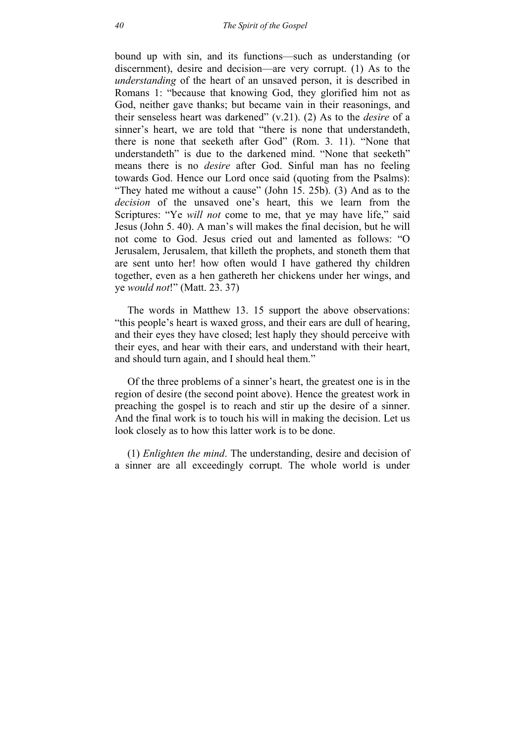bound up with sin, and its functions—such as understanding (or discernment), desire and decision—are very corrupt. (1) As to the *understanding* of the heart of an unsaved person, it is described in Romans 1: "because that knowing God, they glorified him not as God, neither gave thanks; but became vain in their reasonings, and their senseless heart was darkened" (v.21). (2) As to the *desire* of a sinner's heart, we are told that "there is none that understandeth, there is none that seeketh after God" (Rom. 3. 11). "None that understandeth" is due to the darkened mind. "None that seeketh" means there is no *desire* after God. Sinful man has no feeling towards God. Hence our Lord once said (quoting from the Psalms): "They hated me without a cause" (John 15. 25b). (3) And as to the *decision* of the unsaved one's heart, this we learn from the Scriptures: "Ye *will not* come to me, that ye may have life," said Jesus (John 5. 40). A man's will makes the final decision, but he will not come to God. Jesus cried out and lamented as follows: "O Jerusalem, Jerusalem, that killeth the prophets, and stoneth them that are sent unto her! how often would I have gathered thy children together, even as a hen gathereth her chickens under her wings, and ye *would not*!" (Matt. 23. 37)

The words in Matthew 13. 15 support the above observations: "this people's heart is waxed gross, and their ears are dull of hearing, and their eyes they have closed; lest haply they should perceive with their eyes, and hear with their ears, and understand with their heart, and should turn again, and I should heal them."

Of the three problems of a sinner's heart, the greatest one is in the region of desire (the second point above). Hence the greatest work in preaching the gospel is to reach and stir up the desire of a sinner. And the final work is to touch his will in making the decision. Let us look closely as to how this latter work is to be done.

(1) *Enlighten the mind*. The understanding, desire and decision of a sinner are all exceedingly corrupt. The whole world is under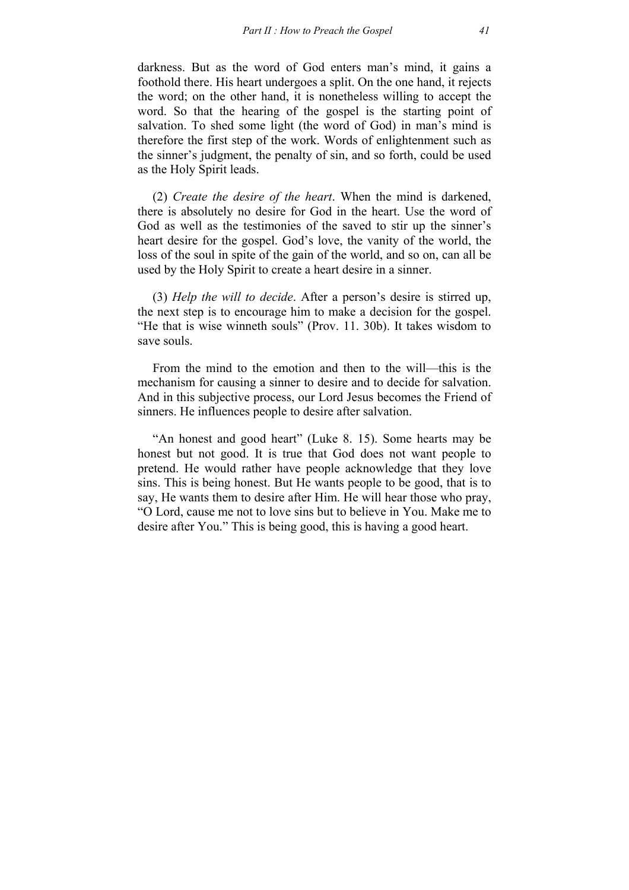darkness. But as the word of God enters man's mind, it gains a foothold there. His heart undergoes a split. On the one hand, it rejects the word; on the other hand, it is nonetheless willing to accept the word. So that the hearing of the gospel is the starting point of salvation. To shed some light (the word of God) in man's mind is therefore the first step of the work. Words of enlightenment such as the sinner's judgment, the penalty of sin, and so forth, could be used as the Holy Spirit leads.

(2) *Create the desire of the heart*. When the mind is darkened, there is absolutely no desire for God in the heart. Use the word of God as well as the testimonies of the saved to stir up the sinner's heart desire for the gospel. God's love, the vanity of the world, the loss of the soul in spite of the gain of the world, and so on, can all be used by the Holy Spirit to create a heart desire in a sinner.

(3) *Help the will to decide*. After a person's desire is stirred up, the next step is to encourage him to make a decision for the gospel. "He that is wise winneth souls" (Prov. 11. 30b). It takes wisdom to save souls.

From the mind to the emotion and then to the will—this is the mechanism for causing a sinner to desire and to decide for salvation. And in this subjective process, our Lord Jesus becomes the Friend of sinners. He influences people to desire after salvation.

"An honest and good heart" (Luke 8. 15). Some hearts may be honest but not good. It is true that God does not want people to pretend. He would rather have people acknowledge that they love sins. This is being honest. But He wants people to be good, that is to say, He wants them to desire after Him. He will hear those who pray, "O Lord, cause me not to love sins but to believe in You. Make me to desire after You." This is being good, this is having a good heart.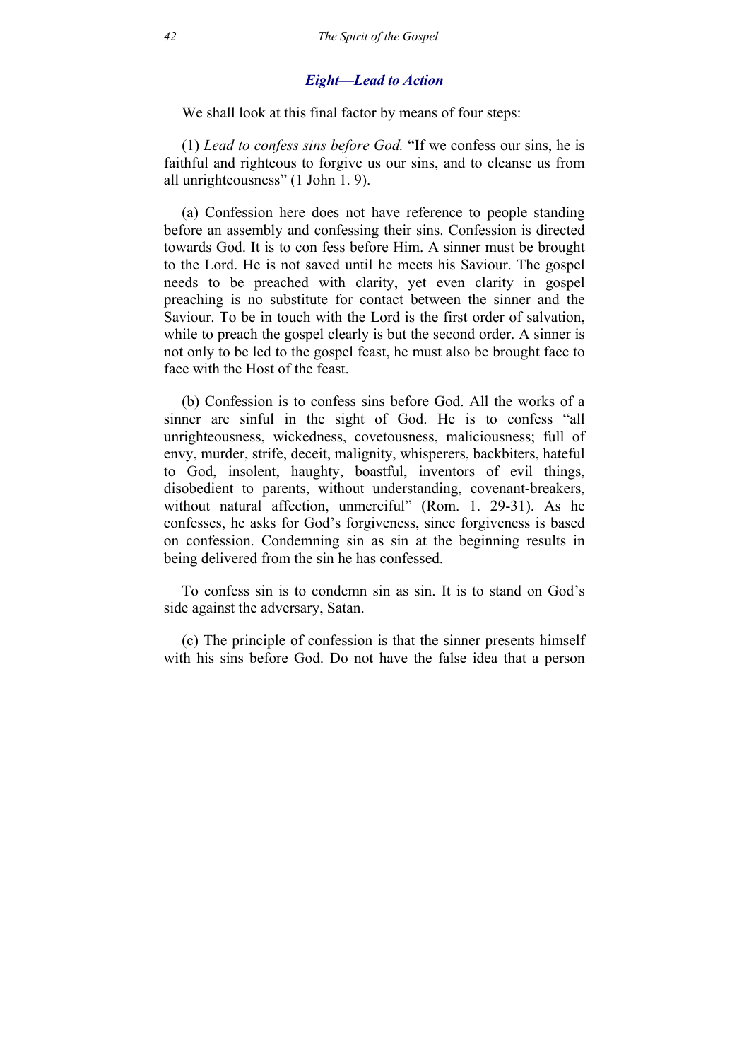### *Eight—Lead to Action*

We shall look at this final factor by means of four steps:

(1) *Lead to confess sins before God.* “If we confess our sins, he is faithful and righteous to forgive us our sins, and to cleanse us from all unrighteousness” (1 John 1. 9).

(a) Confession here does not have reference to people standing before an assembly and confessing their sins. Confession is directed towards God. It is to con fess before Him. A sinner must be brought to the Lord. He is not saved until he meets his Saviour. The gospel needs to be preached with clarity, yet even clarity in gospel preaching is no substitute for contact between the sinner and the Saviour. To be in touch with the Lord is the first order of salvation, while to preach the gospel clearly is but the second order. A sinner is not only to be led to the gospel feast, he must also be brought face to face with the Host of the feast.

(b) Confession is to confess sins before God. All the works of a sinner are sinful in the sight of God. He is to confess “all unrighteousness, wickedness, covetousness, maliciousness; full of envy, murder, strife, deceit, malignity, whisperers, backbiters, hateful to God, insolent, haughty, boastful, inventors of evil things, disobedient to parents, without understanding, covenant-breakers, without natural affection, unmerciful” (Rom. 1. 29-31). As he confesses, he asks for God’s forgiveness, since forgiveness is based on confession. Condemning sin as sin at the beginning results in being delivered from the sin he has confessed.

To confess sin is to condemn sin as sin. It is to stand on God’s side against the adversary, Satan.

(c) The principle of confession is that the sinner presents himself with his sins before God. Do not have the false idea that a person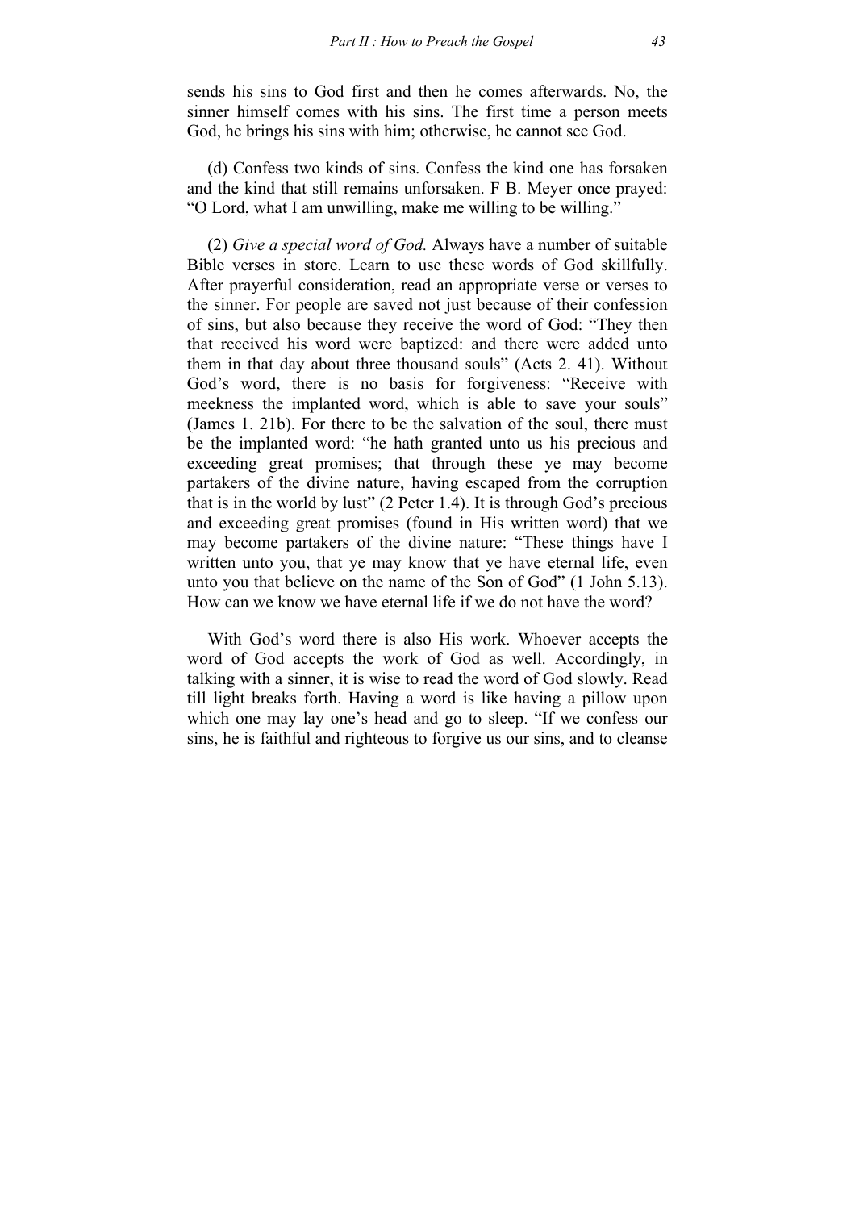sends his sins to God first and then he comes afterwards. No, the sinner himself comes with his sins. The first time a person meets God, he brings his sins with him; otherwise, he cannot see God.

(d) Confess two kinds of sins. Confess the kind one has forsaken and the kind that still remains unforsaken. F B. Meyer once prayed: "O Lord, what I am unwilling, make me willing to be willing."

(2) *Give a special word of God.* Always have a number of suitable Bible verses in store. Learn to use these words of God skillfully. After prayerful consideration, read an appropriate verse or verses to the sinner. For people are saved not just because of their confession of sins, but also because they receive the word of God: "They then that received his word were baptized: and there were added unto them in that day about three thousand souls" (Acts 2. 41). Without God's word, there is no basis for forgiveness: "Receive with meekness the implanted word, which is able to save your souls" (James 1. 21b). For there to be the salvation of the soul, there must be the implanted word: "he hath granted unto us his precious and exceeding great promises; that through these ye may become partakers of the divine nature, having escaped from the corruption that is in the world by lust" (2 Peter 1.4). It is through God's precious and exceeding great promises (found in His written word) that we may become partakers of the divine nature: "These things have I written unto you, that ye may know that ye have eternal life, even unto you that believe on the name of the Son of God" (1 John 5.13). How can we know we have eternal life if we do not have the word?

With God's word there is also His work. Whoever accepts the word of God accepts the work of God as well. Accordingly, in talking with a sinner, it is wise to read the word of God slowly. Read till light breaks forth. Having a word is like having a pillow upon which one may lay one's head and go to sleep. "If we confess our sins, he is faithful and righteous to forgive us our sins, and to cleanse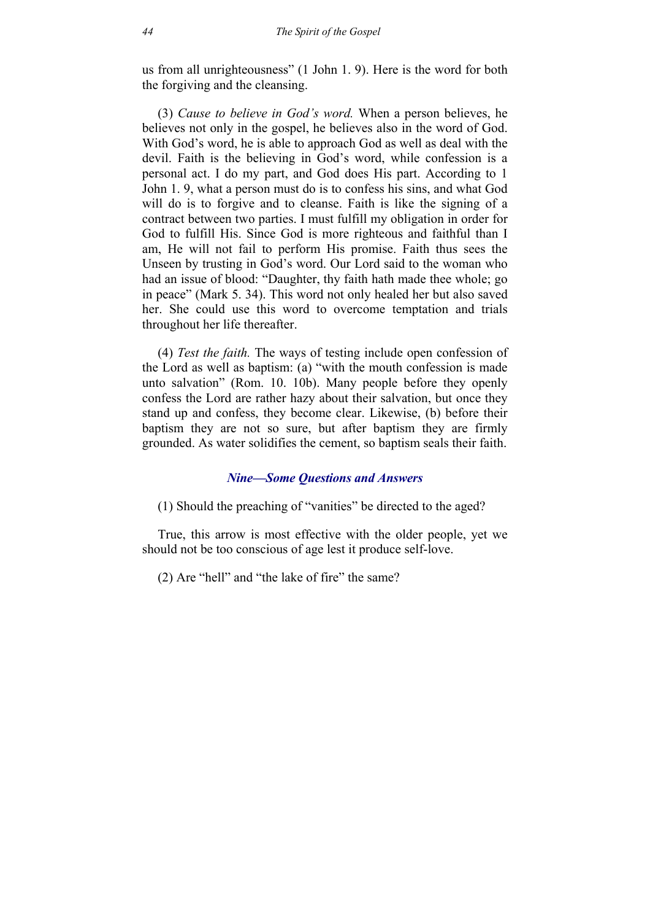us from all unrighteousness" (1 John 1. 9). Here is the word for both the forgiving and the cleansing.

(3) *Cause to believe in God's word.* When a person believes, he believes not only in the gospel, he believes also in the word of God. With God's word, he is able to approach God as well as deal with the devil. Faith is the believing in God's word, while confession is a personal act. I do my part, and God does His part. According to 1 John 1. 9, what a person must do is to confess his sins, and what God will do is to forgive and to cleanse. Faith is like the signing of a contract between two parties. I must fulfill my obligation in order for God to fulfill His. Since God is more righteous and faithful than I am, He will not fail to perform His promise. Faith thus sees the Unseen by trusting in God's word. Our Lord said to the woman who had an issue of blood: "Daughter, thy faith hath made thee whole; go in peace" (Mark 5. 34). This word not only healed her but also saved her. She could use this word to overcome temptation and trials throughout her life thereafter.

(4) *Test the faith.* The ways of testing include open confession of the Lord as well as baptism: (a) "with the mouth confession is made unto salvation" (Rom. 10. 10b). Many people before they openly confess the Lord are rather hazy about their salvation, but once they stand up and confess, they become clear. Likewise, (b) before their baptism they are not so sure, but after baptism they are firmly grounded. As water solidifies the cement, so baptism seals their faith.

### *Nine—Some Questions and Answers*

(1) Should the preaching of "vanities" be directed to the aged?

True, this arrow is most effective with the older people, yet we should not be too conscious of age lest it produce self-love.

(2) Are "hell" and "the lake of fire" the same?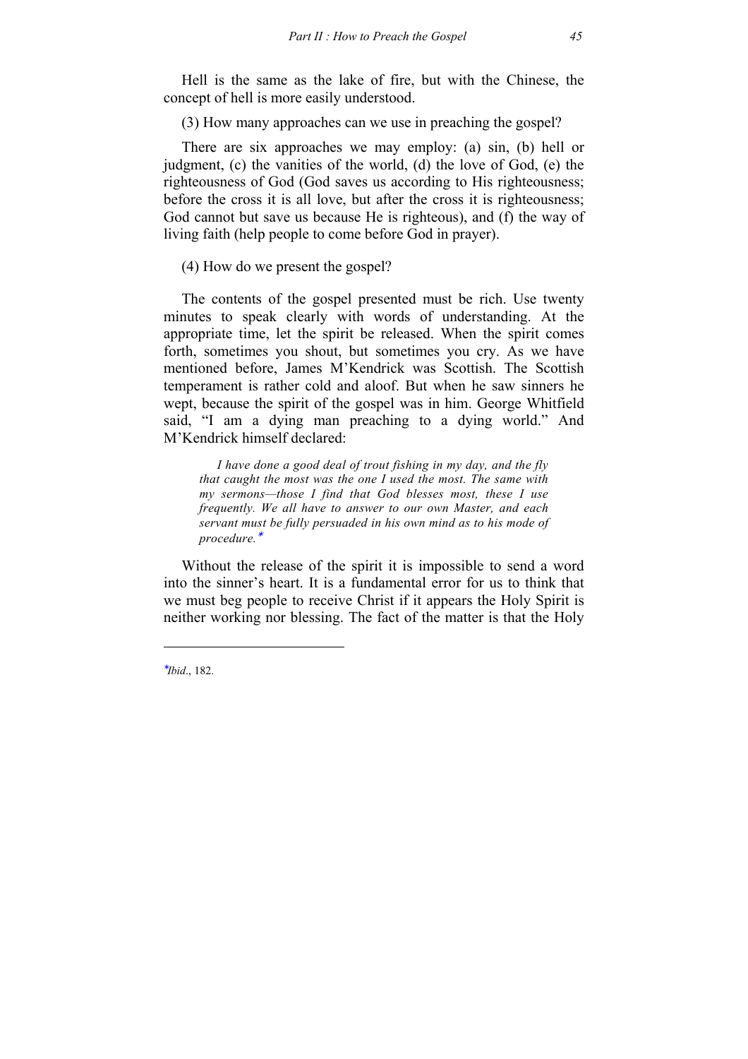Hell is the same as the lake of fire, but with the Chinese, the concept of hell is more easily understood.

(3) How many approaches can we use in preaching the gospel?

There are six approaches we may employ: (a) sin, (b) hell or judgment, (c) the vanities of the world, (d) the love of God, (e) the righteousness of God (God saves us according to His righteousness; before the cross it is all love, but after the cross it is righteousness; God cannot but save us because He is righteous), and (f) the way of living faith (help people to come before God in prayer).

(4) How do we present the gospel?

The contents of the gospel presented must be rich. Use twenty minutes to speak clearly with words of understanding. At the appropriate time, let the spirit be released. When the spirit comes forth, sometimes you shout, but sometimes you cry. As we have mentioned before, James M'Kendrick was Scottish. The Scottish temperament is rather cold and aloof. But when he saw sinners he wept, because the spirit of the gospel was in him. George Whitfield said, "I am a dying man preaching to a dying world." And M'Kendrick himself declared:

> *I have done a good deal of trout fishing in my day, and the fly that caught the most was the one I used the most. The same with my sermons—those I find that God blesses most, these I use frequently. We all have to answer to our own Master, and each servant must be fully persuaded in his own mind as to his mode of procedure.*[*]

Without the release of the spirit it is impossible to send a word into the sinner's heart. It is a fundamental error for us to think that we must beg people to receive Christ if it appears the Holy Spirit is neither working nor blessing. The fact of the matter is that the Holy

---

[*] *Ibid*., 182.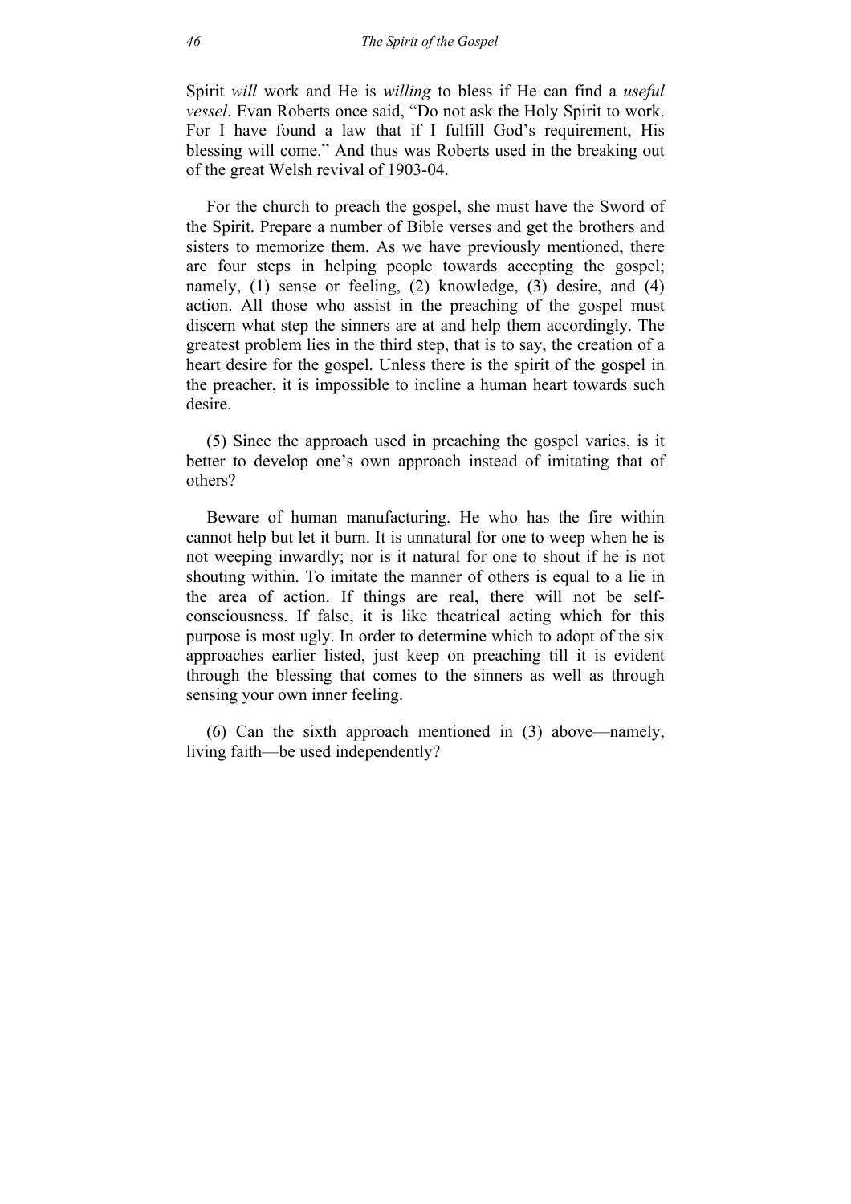Spirit *will* work and He is *willing* to bless if He can find a *useful vessel*. Evan Roberts once said, "Do not ask the Holy Spirit to work. For I have found a law that if I fulfill God's requirement, His blessing will come." And thus was Roberts used in the breaking out of the great Welsh revival of 1903-04.

For the church to preach the gospel, she must have the Sword of the Spirit. Prepare a number of Bible verses and get the brothers and sisters to memorize them. As we have previously mentioned, there are four steps in helping people towards accepting the gospel; namely, (1) sense or feeling, (2) knowledge, (3) desire, and (4) action. All those who assist in the preaching of the gospel must discern what step the sinners are at and help them accordingly. The greatest problem lies in the third step, that is to say, the creation of a heart desire for the gospel. Unless there is the spirit of the gospel in the preacher, it is impossible to incline a human heart towards such desire.

(5) Since the approach used in preaching the gospel varies, is it better to develop one's own approach instead of imitating that of others?

Beware of human manufacturing. He who has the fire within cannot help but let it burn. It is unnatural for one to weep when he is not weeping inwardly; nor is it natural for one to shout if he is not shouting within. To imitate the manner of others is equal to a lie in the area of action. If things are real, there will not be self-consciousness. If false, it is like theatrical acting which for this purpose is most ugly. In order to determine which to adopt of the six approaches earlier listed, just keep on preaching till it is evident through the blessing that comes to the sinners as well as through sensing your own inner feeling.

(6) Can the sixth approach mentioned in (3) above—namely, living faith—be used independently?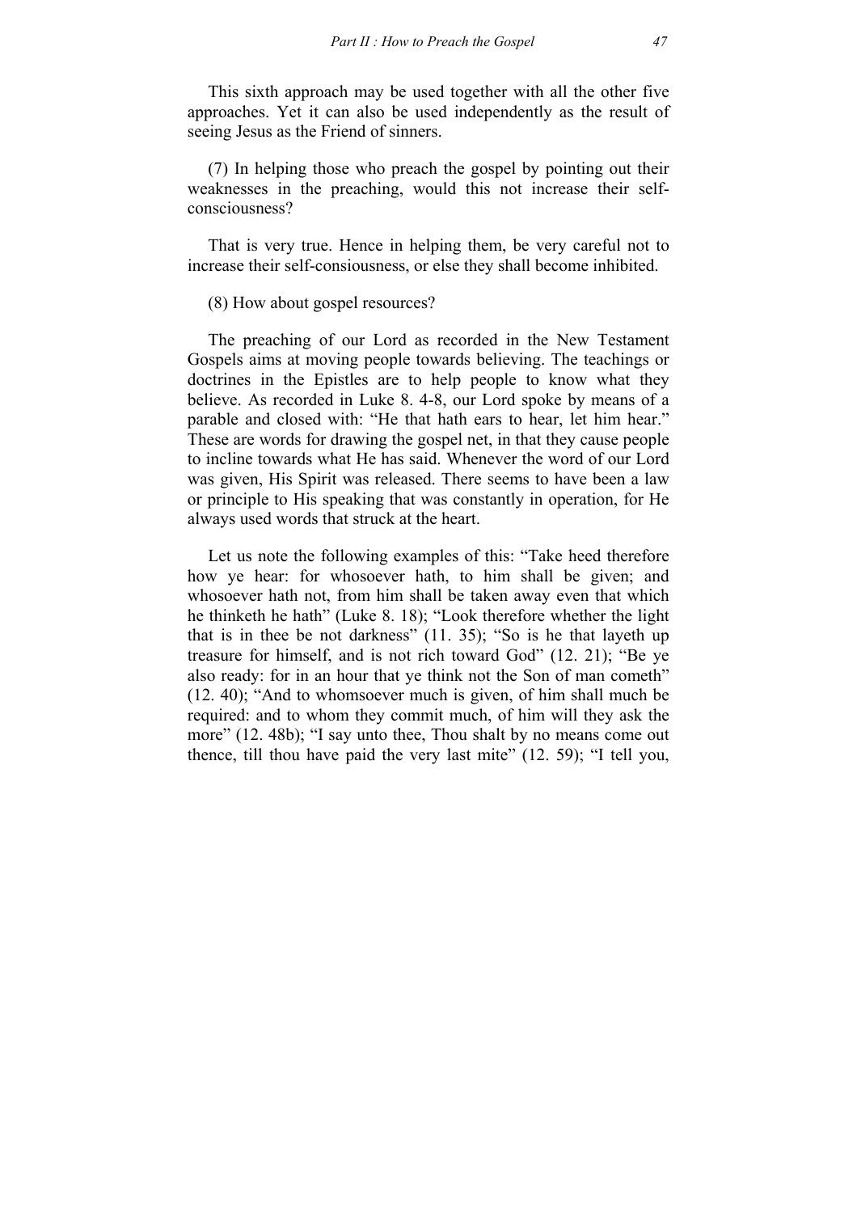This sixth approach may be used together with all the other five approaches. Yet it can also be used independently as the result of seeing Jesus as the Friend of sinners.

(7) In helping those who preach the gospel by pointing out their weaknesses in the preaching, would this not increase their self-consciousness?

That is very true. Hence in helping them, be very careful not to increase their self-consiousness, or else they shall become inhibited.

(8) How about gospel resources?

The preaching of our Lord as recorded in the New Testament Gospels aims at moving people towards believing. The teachings or doctrines in the Epistles are to help people to know what they believe. As recorded in Luke 8. 4-8, our Lord spoke by means of a parable and closed with: "He that hath ears to hear, let him hear." These are words for drawing the gospel net, in that they cause people to incline towards what He has said. Whenever the word of our Lord was given, His Spirit was released. There seems to have been a law or principle to His speaking that was constantly in operation, for He always used words that struck at the heart.

Let us note the following examples of this: "Take heed therefore how ye hear: for whosoever hath, to him shall be given; and whosoever hath not, from him shall be taken away even that which he thinketh he hath" (Luke 8. 18); "Look therefore whether the light that is in thee be not darkness" (11. 35); "So is he that layeth up treasure for himself, and is not rich toward God" (12. 21); "Be ye also ready: for in an hour that ye think not the Son of man cometh" (12. 40); "And to whomsoever much is given, of him shall much be required: and to whom they commit much, of him will they ask the more" (12. 48b); "I say unto thee, Thou shalt by no means come out thence, till thou have paid the very last mite" (12. 59); "I tell you,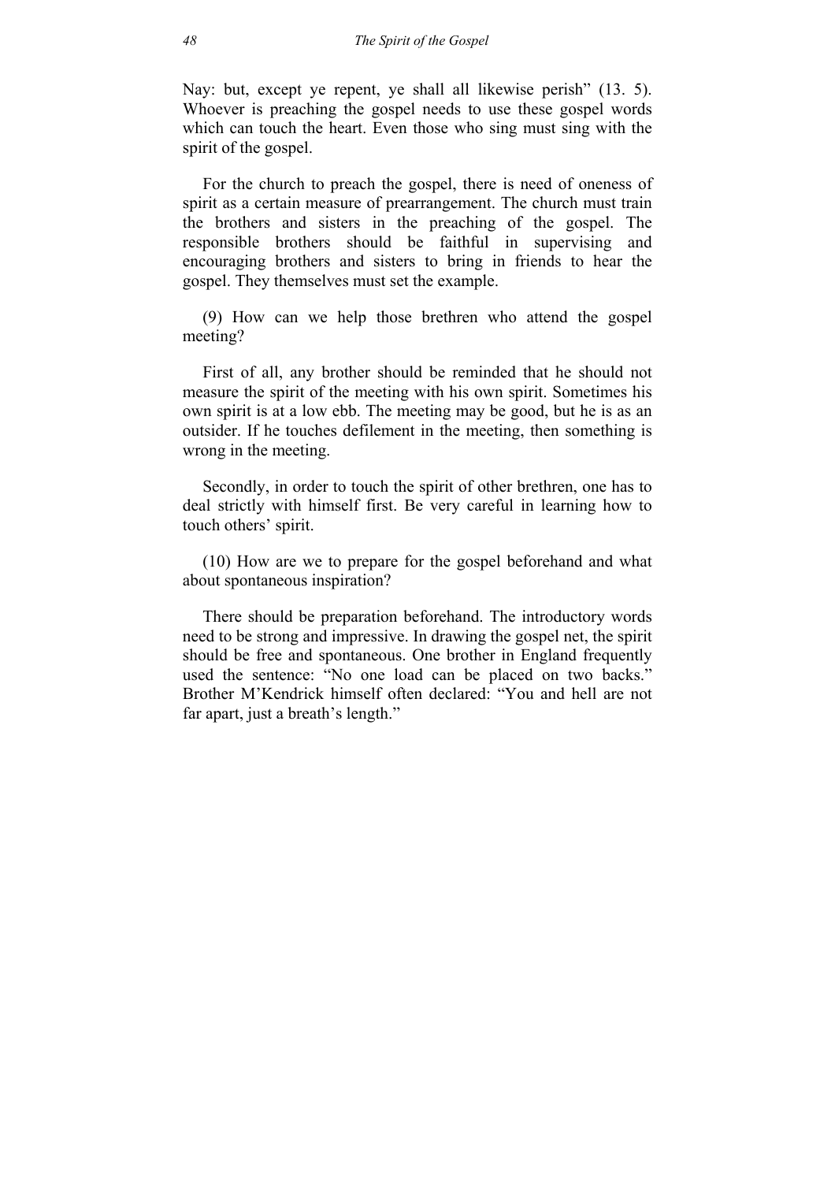Nay: but, except ye repent, ye shall all likewise perish" (13. 5). Whoever is preaching the gospel needs to use these gospel words which can touch the heart. Even those who sing must sing with the spirit of the gospel.

For the church to preach the gospel, there is need of oneness of spirit as a certain measure of prearrangement. The church must train the brothers and sisters in the preaching of the gospel. The responsible brothers should be faithful in supervising and encouraging brothers and sisters to bring in friends to hear the gospel. They themselves must set the example.

(9) How can we help those brethren who attend the gospel meeting?

First of all, any brother should be reminded that he should not measure the spirit of the meeting with his own spirit. Sometimes his own spirit is at a low ebb. The meeting may be good, but he is as an outsider. If he touches defilement in the meeting, then something is wrong in the meeting.

Secondly, in order to touch the spirit of other brethren, one has to deal strictly with himself first. Be very careful in learning how to touch others' spirit.

(10) How are we to prepare for the gospel beforehand and what about spontaneous inspiration?

There should be preparation beforehand. The introductory words need to be strong and impressive. In drawing the gospel net, the spirit should be free and spontaneous. One brother in England frequently used the sentence: "No one load can be placed on two backs." Brother M'Kendrick himself often declared: "You and hell are not far apart, just a breath's length."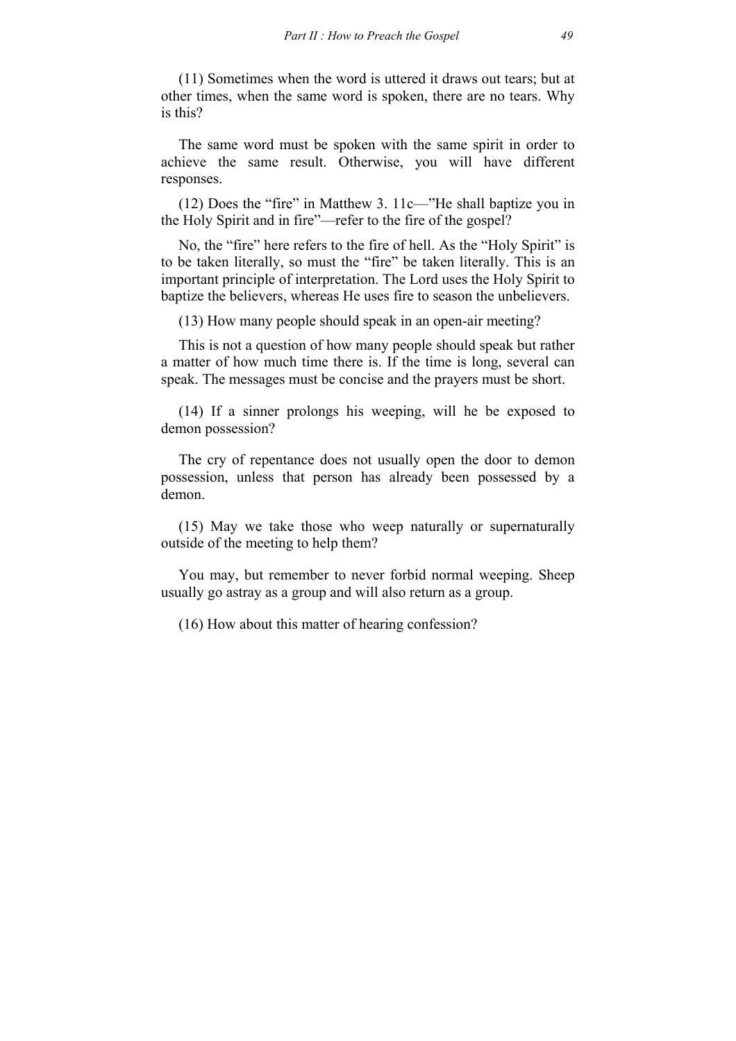(11) Sometimes when the word is uttered it draws out tears; but at other times, when the same word is spoken, there are no tears. Why is this?

The same word must be spoken with the same spirit in order to achieve the same result. Otherwise, you will have different responses.

(12) Does the "fire" in Matthew 3. 11c—"He shall baptize you in the Holy Spirit and in fire"—refer to the fire of the gospel?

No, the "fire" here refers to the fire of hell. As the "Holy Spirit" is to be taken literally, so must the "fire" be taken literally. This is an important principle of interpretation. The Lord uses the Holy Spirit to baptize the believers, whereas He uses fire to season the unbelievers.

(13) How many people should speak in an open-air meeting?

This is not a question of how many people should speak but rather a matter of how much time there is. If the time is long, several can speak. The messages must be concise and the prayers must be short.

(14) If a sinner prolongs his weeping, will he be exposed to demon possession?

The cry of repentance does not usually open the door to demon possession, unless that person has already been possessed by a demon.

(15) May we take those who weep naturally or supernaturally outside of the meeting to help them?

You may, but remember to never forbid normal weeping. Sheep usually go astray as a group and will also return as a group.

(16) How about this matter of hearing confession?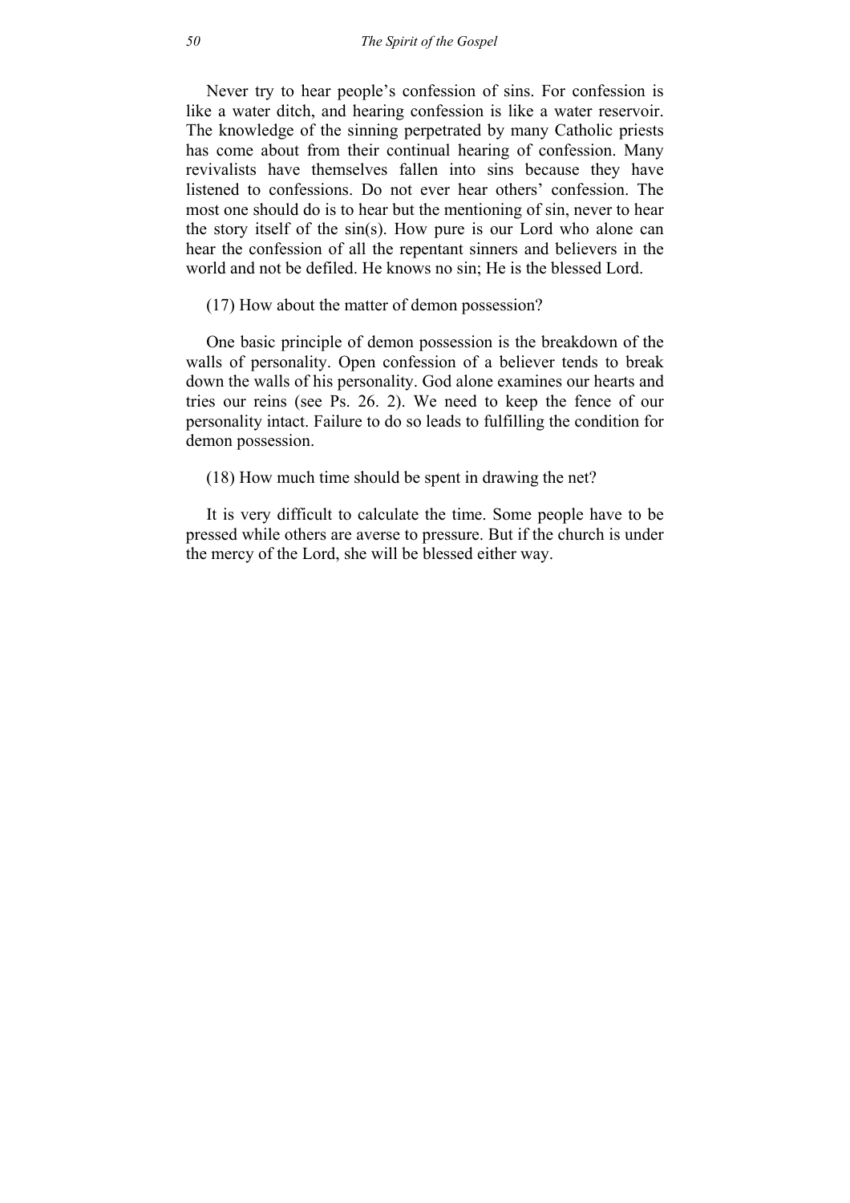Never try to hear people's confession of sins. For confession is like a water ditch, and hearing confession is like a water reservoir. The knowledge of the sinning perpetrated by many Catholic priests has come about from their continual hearing of confession. Many revivalists have themselves fallen into sins because they have listened to confessions. Do not ever hear others' confession. The most one should do is to hear but the mentioning of sin, never to hear the story itself of the sin(s). How pure is our Lord who alone can hear the confession of all the repentant sinners and believers in the world and not be defiled. He knows no sin; He is the blessed Lord.

(17) How about the matter of demon possession?

One basic principle of demon possession is the breakdown of the walls of personality. Open confession of a believer tends to break down the walls of his personality. God alone examines our hearts and tries our reins (see Ps. 26. 2). We need to keep the fence of our personality intact. Failure to do so leads to fulfilling the condition for demon possession.

(18) How much time should be spent in drawing the net?

It is very difficult to calculate the time. Some people have to be pressed while others are averse to pressure. But if the church is under the mercy of the Lord, she will be blessed either way.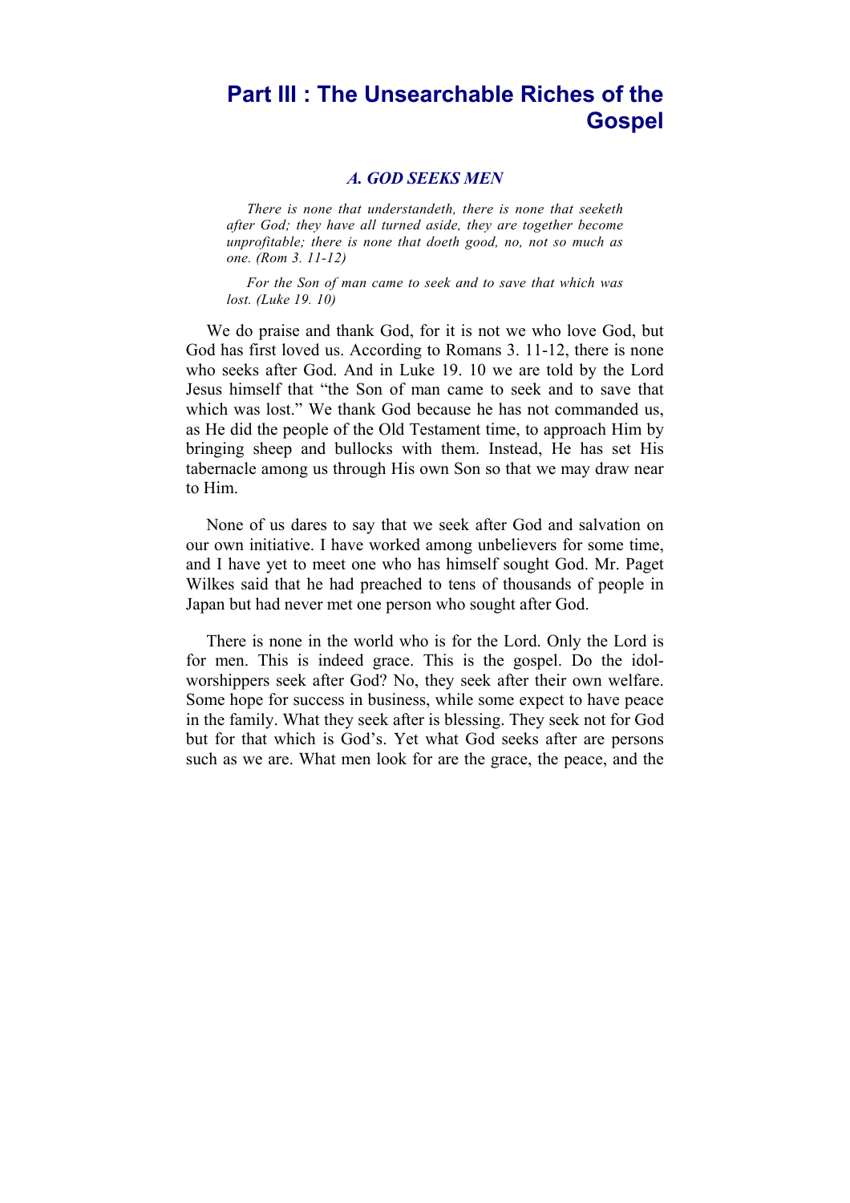# Part III : The Unsearchable Riches of the Gospel

### *A. GOD SEEKS MEN*

> *There is none that understandeth, there is none that seeketh after God; they have all turned aside, they are together become unprofitable; there is none that doeth good, no, not so much as one. (Rom 3. 11-12)*
>
> *For the Son of man came to seek and to save that which was lost. (Luke 19. 10)*

We do praise and thank God, for it is not we who love God, but God has first loved us. According to Romans 3. 11-12, there is none who seeks after God. And in Luke 19. 10 we are told by the Lord Jesus himself that "the Son of man came to seek and to save that which was lost." We thank God because he has not commanded us, as He did the people of the Old Testament time, to approach Him by bringing sheep and bullocks with them. Instead, He has set His tabernacle among us through His own Son so that we may draw near to Him.

None of us dares to say that we seek after God and salvation on our own initiative. I have worked among unbelievers for some time, and I have yet to meet one who has himself sought God. Mr. Paget Wilkes said that he had preached to tens of thousands of people in Japan but had never met one person who sought after God.

There is none in the world who is for the Lord. Only the Lord is for men. This is indeed grace. This is the gospel. Do the idol-worshippers seek after God? No, they seek after their own welfare. Some hope for success in business, while some expect to have peace in the family. What they seek after is blessing. They seek not for God but for that which is God's. Yet what God seeks after are persons such as we are. What men look for are the grace, the peace, and the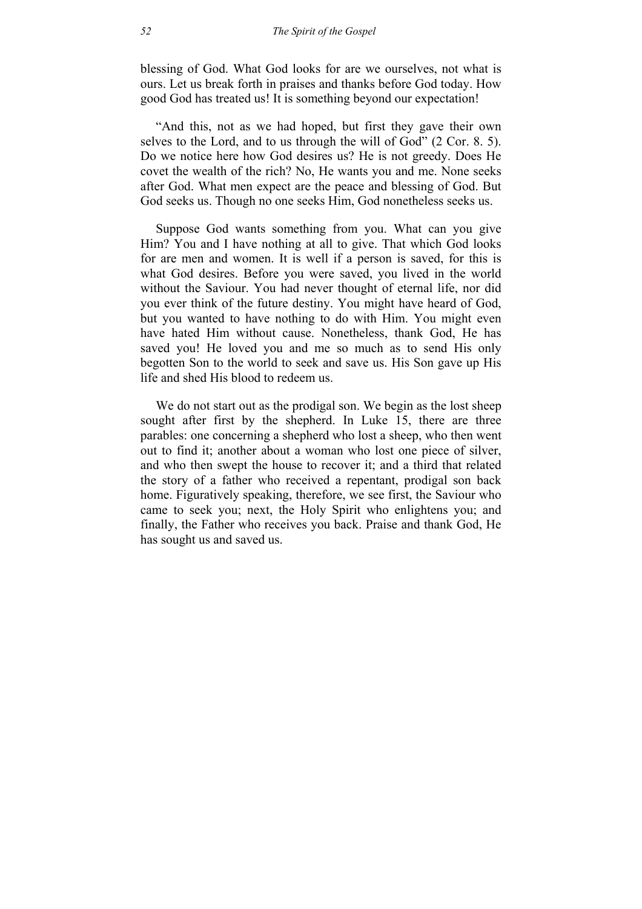blessing of God. What God looks for are we ourselves, not what is ours. Let us break forth in praises and thanks before God today. How good God has treated us! It is something beyond our expectation!

"And this, not as we had hoped, but first they gave their own selves to the Lord, and to us through the will of God" (2 Cor. 8. 5). Do we notice here how God desires us? He is not greedy. Does He covet the wealth of the rich? No, He wants you and me. None seeks after God. What men expect are the peace and blessing of God. But God seeks us. Though no one seeks Him, God nonetheless seeks us.

Suppose God wants something from you. What can you give Him? You and I have nothing at all to give. That which God looks for are men and women. It is well if a person is saved, for this is what God desires. Before you were saved, you lived in the world without the Saviour. You had never thought of eternal life, nor did you ever think of the future destiny. You might have heard of God, but you wanted to have nothing to do with Him. You might even have hated Him without cause. Nonetheless, thank God, He has saved you! He loved you and me so much as to send His only begotten Son to the world to seek and save us. His Son gave up His life and shed His blood to redeem us.

We do not start out as the prodigal son. We begin as the lost sheep sought after first by the shepherd. In Luke 15, there are three parables: one concerning a shepherd who lost a sheep, who then went out to find it; another about a woman who lost one piece of silver, and who then swept the house to recover it; and a third that related the story of a father who received a repentant, prodigal son back home. Figuratively speaking, therefore, we see first, the Saviour who came to seek you; next, the Holy Spirit who enlightens you; and finally, the Father who receives you back. Praise and thank God, He has sought us and saved us.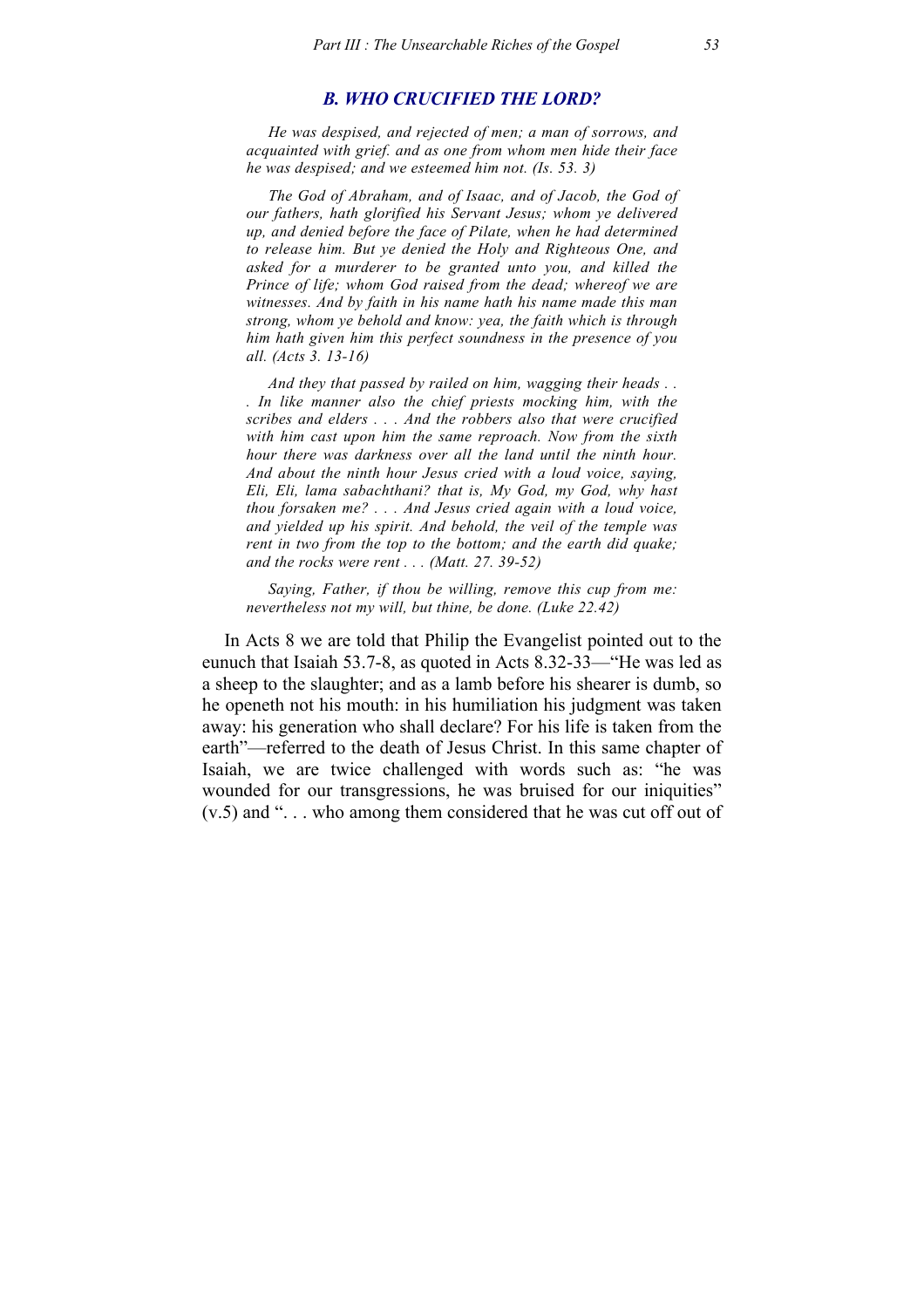### *B. WHO CRUCIFIED THE LORD?*

> *He was despised, and rejected of men; a man of sorrows, and acquainted with grief. and as one from whom men hide their face he was despised; and we esteemed him not. (Is. 53. 3)*

> *The God of Abraham, and of Isaac, and of Jacob, the God of our fathers, hath glorified his Servant Jesus; whom ye delivered up, and denied before the face of Pilate, when he had determined to release him. But ye denied the Holy and Righteous One, and asked for a murderer to be granted unto you, and killed the Prince of life; whom God raised from the dead; whereof we are witnesses. And by faith in his name hath his name made this man strong, whom ye behold and know: yea, the faith which is through him hath given him this perfect soundness in the presence of you all. (Acts 3. 13-16)*

> *And they that passed by railed on him, wagging their heads . . . In like manner also the chief priests mocking him, with the scribes and elders . . . And the robbers also that were crucified with him cast upon him the same reproach. Now from the sixth hour there was darkness over all the land until the ninth hour. And about the ninth hour Jesus cried with a loud voice, saying, Eli, Eli, lama sabachthani? that is, My God, my God, why hast thou forsaken me? . . . And Jesus cried again with a loud voice, and yielded up his spirit. And behold, the veil of the temple was rent in two from the top to the bottom; and the earth did quake; and the rocks were rent . . . (Matt. 27. 39-52)*

> *Saying, Father, if thou be willing, remove this cup from me: nevertheless not my will, but thine, be done. (Luke 22.42)*

In Acts 8 we are told that Philip the Evangelist pointed out to the eunuch that Isaiah 53.7-8, as quoted in Acts 8.32-33—"He was led as a sheep to the slaughter; and as a lamb before his shearer is dumb, so he openeth not his mouth: in his humiliation his judgment was taken away: his generation who shall declare? For his life is taken from the earth"—referred to the death of Jesus Christ. In this same chapter of Isaiah, we are twice challenged with words such as: "he was wounded for our transgressions, he was bruised for our iniquities" (v.5) and ". . . who among them considered that he was cut off out of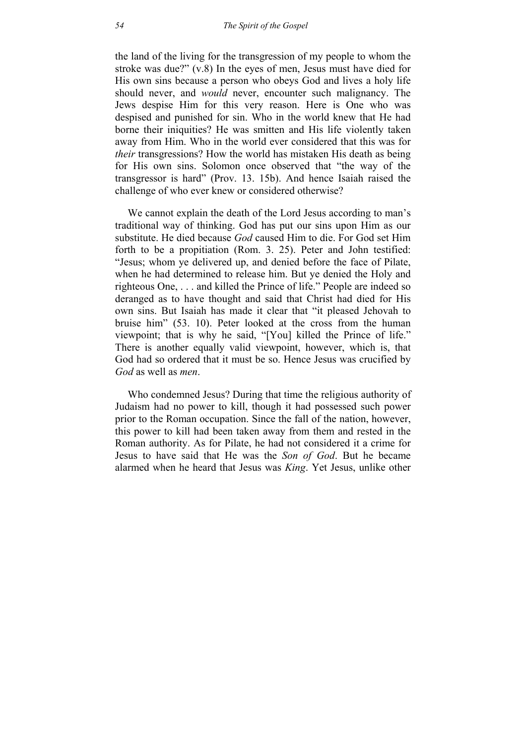the land of the living for the transgression of my people to whom the stroke was due?" (v.8) In the eyes of men, Jesus must have died for His own sins because a person who obeys God and lives a holy life should never, and *would* never, encounter such malignancy. The Jews despise Him for this very reason. Here is One who was despised and punished for sin. Who in the world knew that He had borne their iniquities? He was smitten and His life violently taken away from Him. Who in the world ever considered that this was for *their* transgressions? How the world has mistaken His death as being for His own sins. Solomon once observed that "the way of the transgressor is hard" (Prov. 13. 15b). And hence Isaiah raised the challenge of who ever knew or considered otherwise?

We cannot explain the death of the Lord Jesus according to man's traditional way of thinking. God has put our sins upon Him as our substitute. He died because *God* caused Him to die. For God set Him forth to be a propitiation (Rom. 3. 25). Peter and John testified: "Jesus; whom ye delivered up, and denied before the face of Pilate, when he had determined to release him. But ye denied the Holy and righteous One, . . . and killed the Prince of life." People are indeed so deranged as to have thought and said that Christ had died for His own sins. But Isaiah has made it clear that "it pleased Jehovah to bruise him" (53. 10). Peter looked at the cross from the human viewpoint; that is why he said, "[You] killed the Prince of life." There is another equally valid viewpoint, however, which is, that God had so ordered that it must be so. Hence Jesus was crucified by *God* as well as *men*.

Who condemned Jesus? During that time the religious authority of Judaism had no power to kill, though it had possessed such power prior to the Roman occupation. Since the fall of the nation, however, this power to kill had been taken away from them and rested in the Roman authority. As for Pilate, he had not considered it a crime for Jesus to have said that He was the *Son of God*. But he became alarmed when he heard that Jesus was *King*. Yet Jesus, unlike other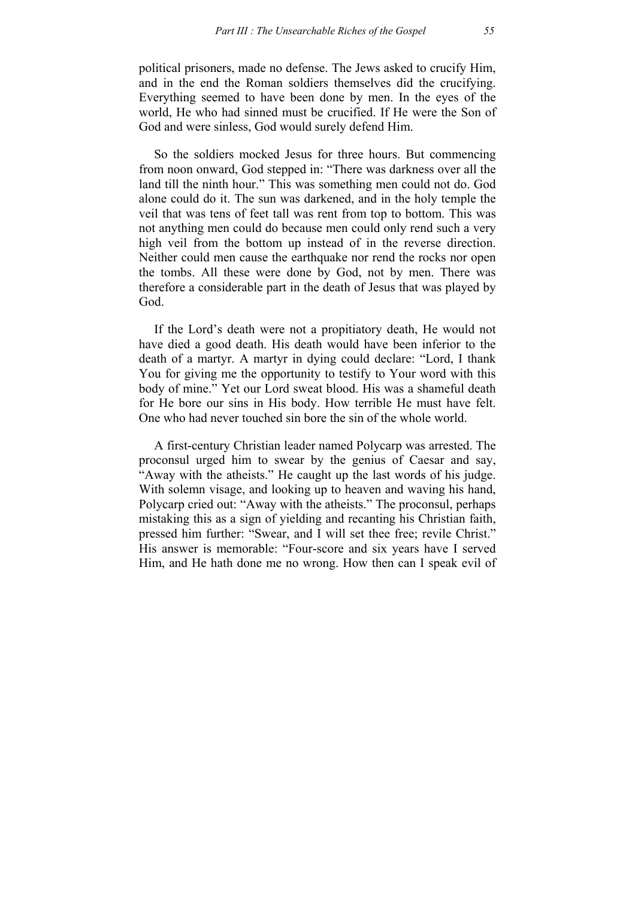political prisoners, made no defense. The Jews asked to crucify Him, and in the end the Roman soldiers themselves did the crucifying. Everything seemed to have been done by men. In the eyes of the world, He who had sinned must be crucified. If He were the Son of God and were sinless, God would surely defend Him.

So the soldiers mocked Jesus for three hours. But commencing from noon onward, God stepped in: "There was darkness over all the land till the ninth hour." This was something men could not do. God alone could do it. The sun was darkened, and in the holy temple the veil that was tens of feet tall was rent from top to bottom. This was not anything men could do because men could only rend such a very high veil from the bottom up instead of in the reverse direction. Neither could men cause the earthquake nor rend the rocks nor open the tombs. All these were done by God, not by men. There was therefore a considerable part in the death of Jesus that was played by God.

If the Lord's death were not a propitiatory death, He would not have died a good death. His death would have been inferior to the death of a martyr. A martyr in dying could declare: "Lord, I thank You for giving me the opportunity to testify to Your word with this body of mine." Yet our Lord sweat blood. His was a shameful death for He bore our sins in His body. How terrible He must have felt. One who had never touched sin bore the sin of the whole world.

A first-century Christian leader named Polycarp was arrested. The proconsul urged him to swear by the genius of Caesar and say, "Away with the atheists." He caught up the last words of his judge. With solemn visage, and looking up to heaven and waving his hand, Polycarp cried out: "Away with the atheists." The proconsul, perhaps mistaking this as a sign of yielding and recanting his Christian faith, pressed him further: "Swear, and I will set thee free; revile Christ." His answer is memorable: "Four-score and six years have I served Him, and He hath done me no wrong. How then can I speak evil of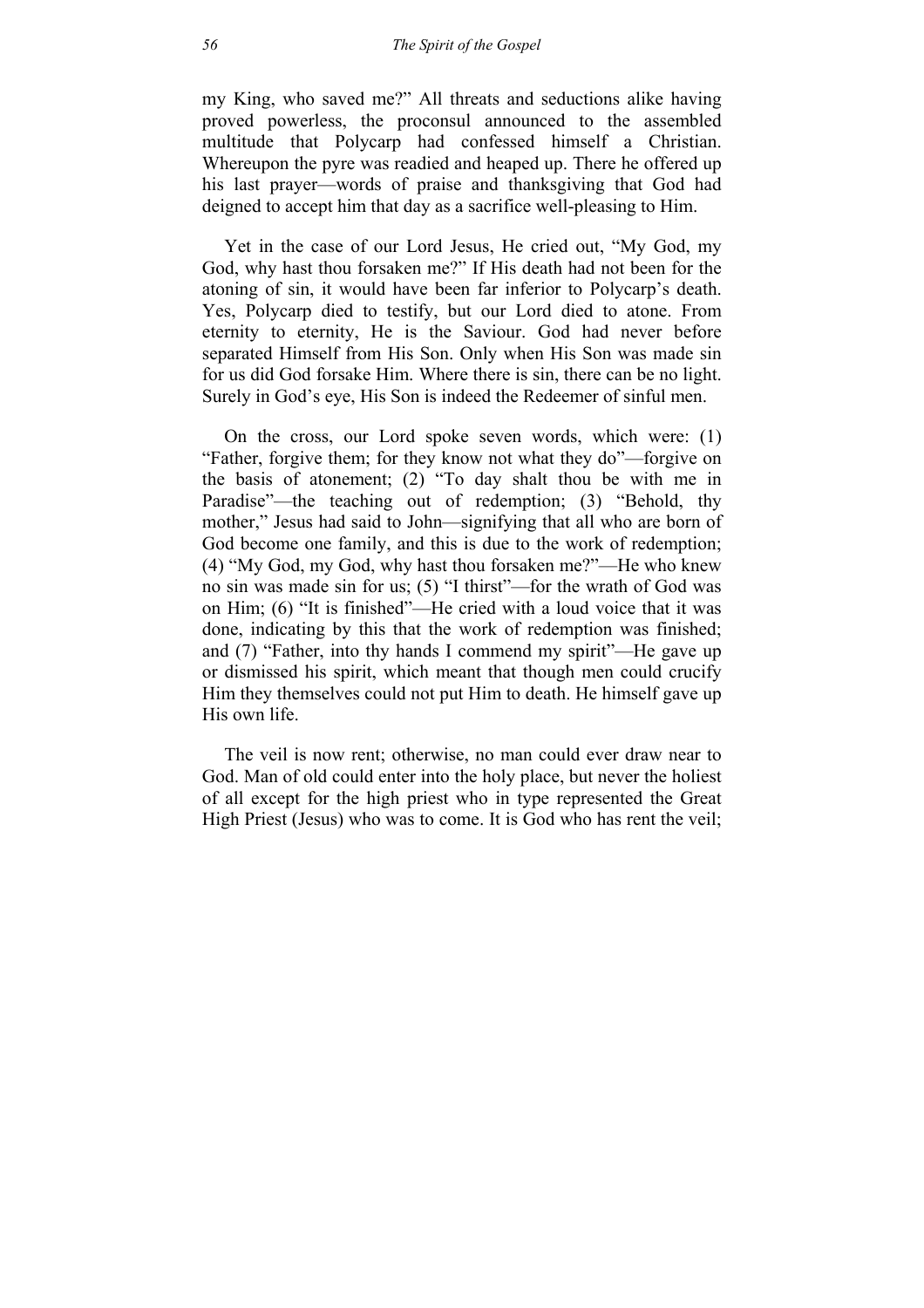my King, who saved me?" All threats and seductions alike having proved powerless, the proconsul announced to the assembled multitude that Polycarp had confessed himself a Christian. Whereupon the pyre was readied and heaped up. There he offered up his last prayer—words of praise and thanksgiving that God had deigned to accept him that day as a sacrifice well-pleasing to Him.

Yet in the case of our Lord Jesus, He cried out, "My God, my God, why hast thou forsaken me?" If His death had not been for the atoning of sin, it would have been far inferior to Polycarp's death. Yes, Polycarp died to testify, but our Lord died to atone. From eternity to eternity, He is the Saviour. God had never before separated Himself from His Son. Only when His Son was made sin for us did God forsake Him. Where there is sin, there can be no light. Surely in God's eye, His Son is indeed the Redeemer of sinful men.

On the cross, our Lord spoke seven words, which were: (1) "Father, forgive them; for they know not what they do"—forgive on the basis of atonement; (2) "To day shalt thou be with me in Paradise"—the teaching out of redemption; (3) "Behold, thy mother," Jesus had said to John—signifying that all who are born of God become one family, and this is due to the work of redemption; (4) "My God, my God, why hast thou forsaken me?"—He who knew no sin was made sin for us; (5) "I thirst"—for the wrath of God was on Him; (6) "It is finished"—He cried with a loud voice that it was done, indicating by this that the work of redemption was finished; and (7) "Father, into thy hands I commend my spirit"—He gave up or dismissed his spirit, which meant that though men could crucify Him they themselves could not put Him to death. He himself gave up His own life.

The veil is now rent; otherwise, no man could ever draw near to God. Man of old could enter into the holy place, but never the holiest of all except for the high priest who in type represented the Great High Priest (Jesus) who was to come. It is God who has rent the veil;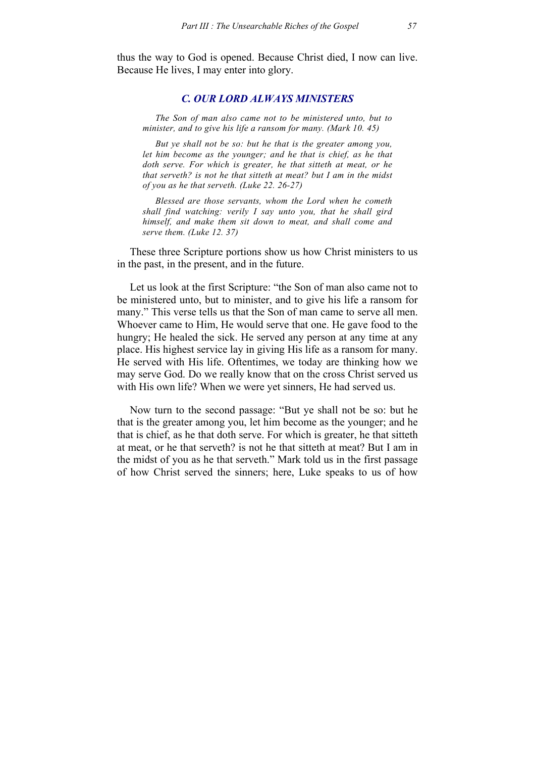thus the way to God is opened. Because Christ died, I now can live. Because He lives, I may enter into glory.

### *C. OUR LORD ALWAYS MINISTERS*

> *The Son of man also came not to be ministered unto, but to minister, and to give his life a ransom for many. (Mark 10. 45)*
>
> *But ye shall not be so: but he that is the greater among you, let him become as the younger; and he that is chief, as he that doth serve. For which is greater, he that sitteth at meat, or he that serveth? is not he that sitteth at meat? but I am in the midst of you as he that serveth. (Luke 22. 26-27)*
>
> *Blessed are those servants, whom the Lord when he cometh shall find watching: verily I say unto you, that he shall gird himself, and make them sit down to meat, and shall come and serve them. (Luke 12. 37)*

These three Scripture portions show us how Christ ministers to us in the past, in the present, and in the future.

Let us look at the first Scripture: "the Son of man also came not to be ministered unto, but to minister, and to give his life a ransom for many." This verse tells us that the Son of man came to serve all men. Whoever came to Him, He would serve that one. He gave food to the hungry; He healed the sick. He served any person at any time at any place. His highest service lay in giving His life as a ransom for many. He served with His life. Oftentimes, we today are thinking how we may serve God. Do we really know that on the cross Christ served us with His own life? When we were yet sinners, He had served us.

Now turn to the second passage: "But ye shall not be so: but he that is the greater among you, let him become as the younger; and he that is chief, as he that doth serve. For which is greater, he that sitteth at meat, or he that serveth? is not he that sitteth at meat? But I am in the midst of you as he that serveth." Mark told us in the first passage of how Christ served the sinners; here, Luke speaks to us of how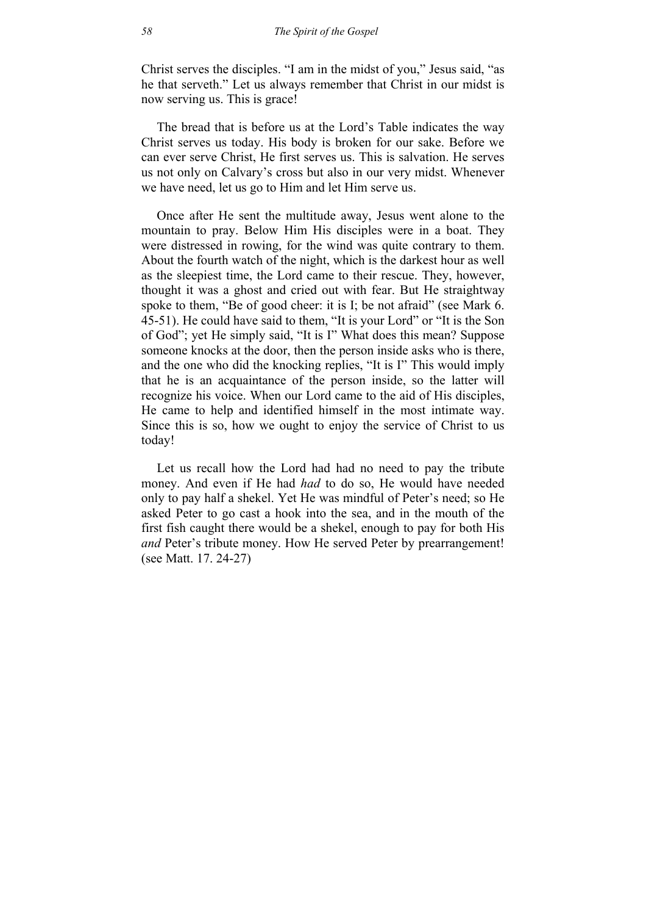Christ serves the disciples. "I am in the midst of you," Jesus said, "as he that serveth." Let us always remember that Christ in our midst is now serving us. This is grace!

The bread that is before us at the Lord's Table indicates the way Christ serves us today. His body is broken for our sake. Before we can ever serve Christ, He first serves us. This is salvation. He serves us not only on Calvary's cross but also in our very midst. Whenever we have need, let us go to Him and let Him serve us.

Once after He sent the multitude away, Jesus went alone to the mountain to pray. Below Him His disciples were in a boat. They were distressed in rowing, for the wind was quite contrary to them. About the fourth watch of the night, which is the darkest hour as well as the sleepiest time, the Lord came to their rescue. They, however, thought it was a ghost and cried out with fear. But He straightway spoke to them, "Be of good cheer: it is I; be not afraid" (see Mark 6. 45-51). He could have said to them, "It is your Lord" or "It is the Son of God"; yet He simply said, "It is I" What does this mean? Suppose someone knocks at the door, then the person inside asks who is there, and the one who did the knocking replies, "It is I" This would imply that he is an acquaintance of the person inside, so the latter will recognize his voice. When our Lord came to the aid of His disciples, He came to help and identified himself in the most intimate way. Since this is so, how we ought to enjoy the service of Christ to us today!

Let us recall how the Lord had had no need to pay the tribute money. And even if He had *had* to do so, He would have needed only to pay half a shekel. Yet He was mindful of Peter's need; so He asked Peter to go cast a hook into the sea, and in the mouth of the first fish caught there would be a shekel, enough to pay for both His *and* Peter's tribute money. How He served Peter by prearrangement! (see Matt. 17. 24-27)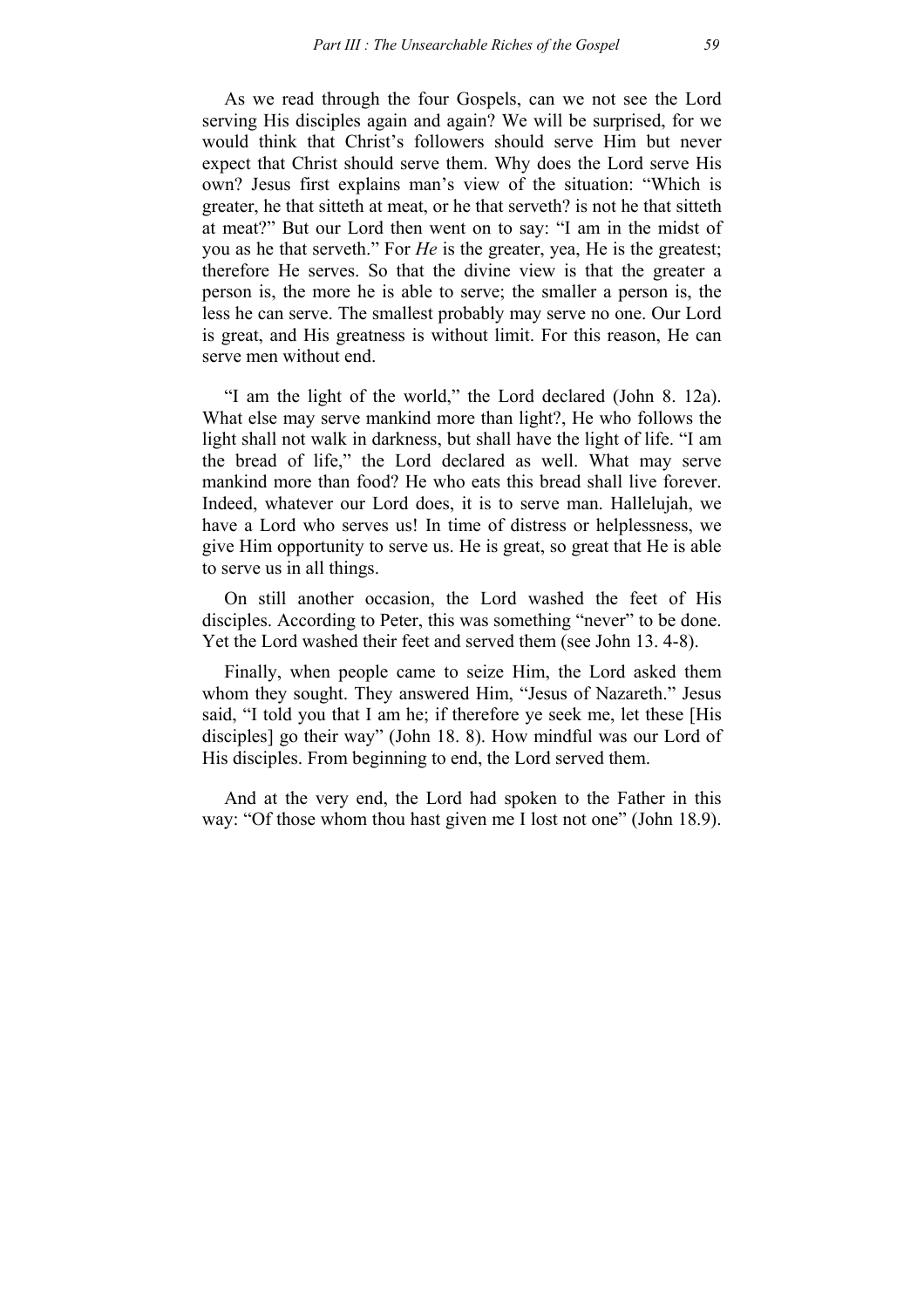As we read through the four Gospels, can we not see the Lord serving His disciples again and again? We will be surprised, for we would think that Christ's followers should serve Him but never expect that Christ should serve them. Why does the Lord serve His own? Jesus first explains man's view of the situation: "Which is greater, he that sitteth at meat, or he that serveth? is not he that sitteth at meat?" But our Lord then went on to say: "I am in the midst of you as he that serveth." For *He* is the greater, yea, He is the greatest; therefore He serves. So that the divine view is that the greater a person is, the more he is able to serve; the smaller a person is, the less he can serve. The smallest probably may serve no one. Our Lord is great, and His greatness is without limit. For this reason, He can serve men without end.

"I am the light of the world," the Lord declared (John 8. 12a). What else may serve mankind more than light?, He who follows the light shall not walk in darkness, but shall have the light of life. "I am the bread of life," the Lord declared as well. What may serve mankind more than food? He who eats this bread shall live forever. Indeed, whatever our Lord does, it is to serve man. Hallelujah, we have a Lord who serves us! In time of distress or helplessness, we give Him opportunity to serve us. He is great, so great that He is able to serve us in all things.

On still another occasion, the Lord washed the feet of His disciples. According to Peter, this was something "never" to be done. Yet the Lord washed their feet and served them (see John 13. 4-8).

Finally, when people came to seize Him, the Lord asked them whom they sought. They answered Him, "Jesus of Nazareth." Jesus said, "I told you that I am he; if therefore ye seek me, let these [His disciples] go their way" (John 18. 8). How mindful was our Lord of His disciples. From beginning to end, the Lord served them.

And at the very end, the Lord had spoken to the Father in this way: "Of those whom thou hast given me I lost not one" (John 18.9).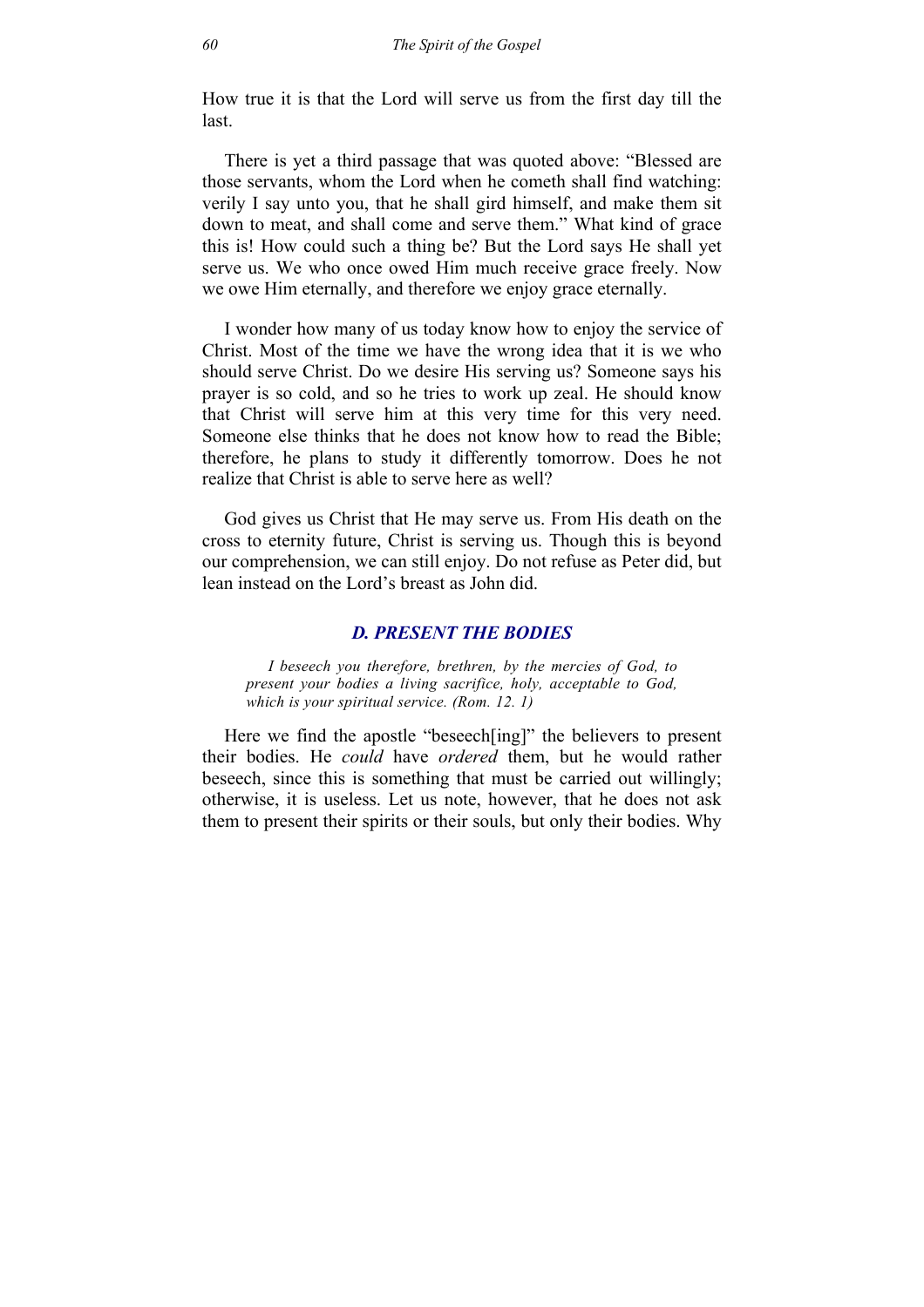How true it is that the Lord will serve us from the first day till the last.

There is yet a third passage that was quoted above: "Blessed are those servants, whom the Lord when he cometh shall find watching: verily I say unto you, that he shall gird himself, and make them sit down to meat, and shall come and serve them." What kind of grace this is! How could such a thing be? But the Lord says He shall yet serve us. We who once owed Him much receive grace freely. Now we owe Him eternally, and therefore we enjoy grace eternally.

I wonder how many of us today know how to enjoy the service of Christ. Most of the time we have the wrong idea that it is we who should serve Christ. Do we desire His serving us? Someone says his prayer is so cold, and so he tries to work up zeal. He should know that Christ will serve him at this very time for this very need. Someone else thinks that he does not know how to read the Bible; therefore, he plans to study it differently tomorrow. Does he not realize that Christ is able to serve here as well?

God gives us Christ that He may serve us. From His death on the cross to eternity future, Christ is serving us. Though this is beyond our comprehension, we can still enjoy. Do not refuse as Peter did, but lean instead on the Lord's breast as John did.

### *D. PRESENT THE BODIES*

> *I beseech you therefore, brethren, by the mercies of God, to present your bodies a living sacrifice, holy, acceptable to God, which is your spiritual service. (Rom. 12. 1)*

Here we find the apostle "beseech[ing]" the believers to present their bodies. He *could* have *ordered* them, but he would rather beseech, since this is something that must be carried out willingly; otherwise, it is useless. Let us note, however, that he does not ask them to present their spirits or their souls, but only their bodies. Why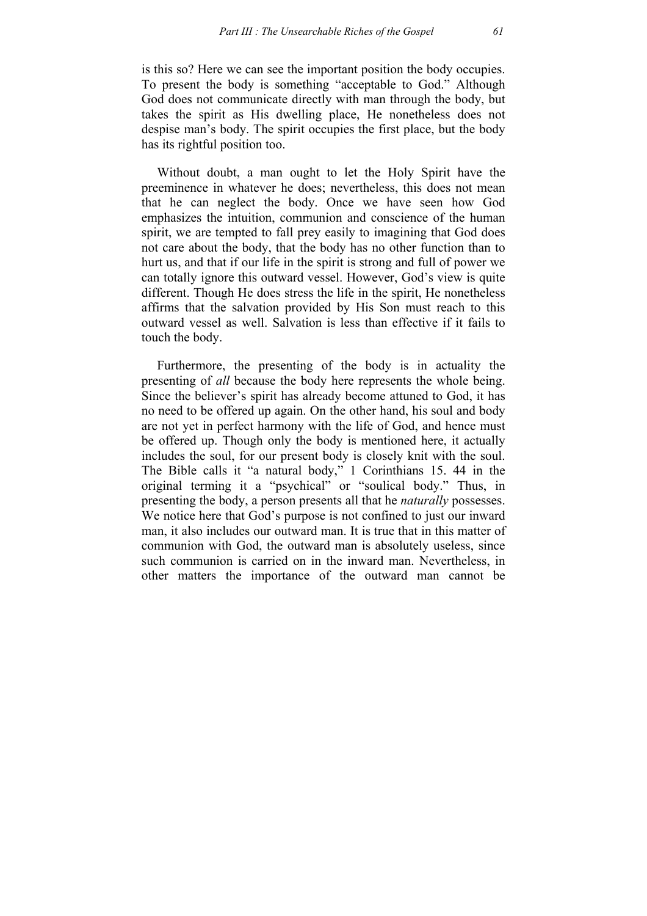is this so? Here we can see the important position the body occupies. To present the body is something "acceptable to God." Although God does not communicate directly with man through the body, but takes the spirit as His dwelling place, He nonetheless does not despise man's body. The spirit occupies the first place, but the body has its rightful position too.

Without doubt, a man ought to let the Holy Spirit have the preeminence in whatever he does; nevertheless, this does not mean that he can neglect the body. Once we have seen how God emphasizes the intuition, communion and conscience of the human spirit, we are tempted to fall prey easily to imagining that God does not care about the body, that the body has no other function than to hurt us, and that if our life in the spirit is strong and full of power we can totally ignore this outward vessel. However, God's view is quite different. Though He does stress the life in the spirit, He nonetheless affirms that the salvation provided by His Son must reach to this outward vessel as well. Salvation is less than effective if it fails to touch the body.

Furthermore, the presenting of the body is in actuality the presenting of *all* because the body here represents the whole being. Since the believer's spirit has already become attuned to God, it has no need to be offered up again. On the other hand, his soul and body are not yet in perfect harmony with the life of God, and hence must be offered up. Though only the body is mentioned here, it actually includes the soul, for our present body is closely knit with the soul. The Bible calls it "a natural body," 1 Corinthians 15. 44 in the original terming it a "psychical" or "soulical body." Thus, in presenting the body, a person presents all that he *naturally* possesses. We notice here that God's purpose is not confined to just our inward man, it also includes our outward man. It is true that in this matter of communion with God, the outward man is absolutely useless, since such communion is carried on in the inward man. Nevertheless, in other matters the importance of the outward man cannot be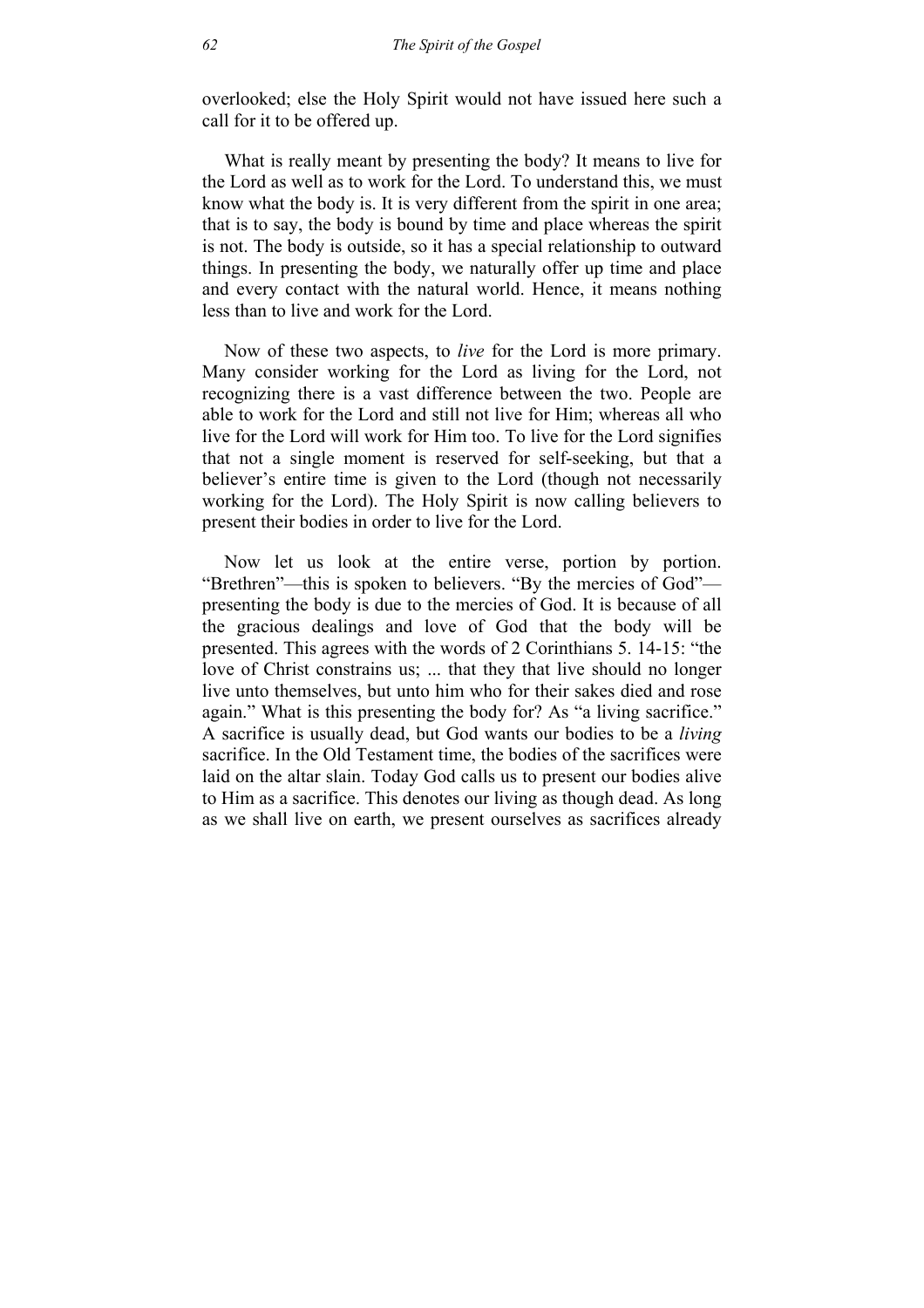overlooked; else the Holy Spirit would not have issued here such a call for it to be offered up.

What is really meant by presenting the body? It means to live for the Lord as well as to work for the Lord. To understand this, we must know what the body is. It is very different from the spirit in one area; that is to say, the body is bound by time and place whereas the spirit is not. The body is outside, so it has a special relationship to outward things. In presenting the body, we naturally offer up time and place and every contact with the natural world. Hence, it means nothing less than to live and work for the Lord.

Now of these two aspects, to *live* for the Lord is more primary. Many consider working for the Lord as living for the Lord, not recognizing there is a vast difference between the two. People are able to work for the Lord and still not live for Him; whereas all who live for the Lord will work for Him too. To live for the Lord signifies that not a single moment is reserved for self-seeking, but that a believer's entire time is given to the Lord (though not necessarily working for the Lord). The Holy Spirit is now calling believers to present their bodies in order to live for the Lord.

Now let us look at the entire verse, portion by portion. "Brethren"—this is spoken to believers. "By the mercies of God"—presenting the body is due to the mercies of God. It is because of all the gracious dealings and love of God that the body will be presented. This agrees with the words of 2 Corinthians 5. 14-15: "the love of Christ constrains us; ... that they that live should no longer live unto themselves, but unto him who for their sakes died and rose again." What is this presenting the body for? As "a living sacrifice." A sacrifice is usually dead, but God wants our bodies to be a *living* sacrifice. In the Old Testament time, the bodies of the sacrifices were laid on the altar slain. Today God calls us to present our bodies alive to Him as a sacrifice. This denotes our living as though dead. As long as we shall live on earth, we present ourselves as sacrifices already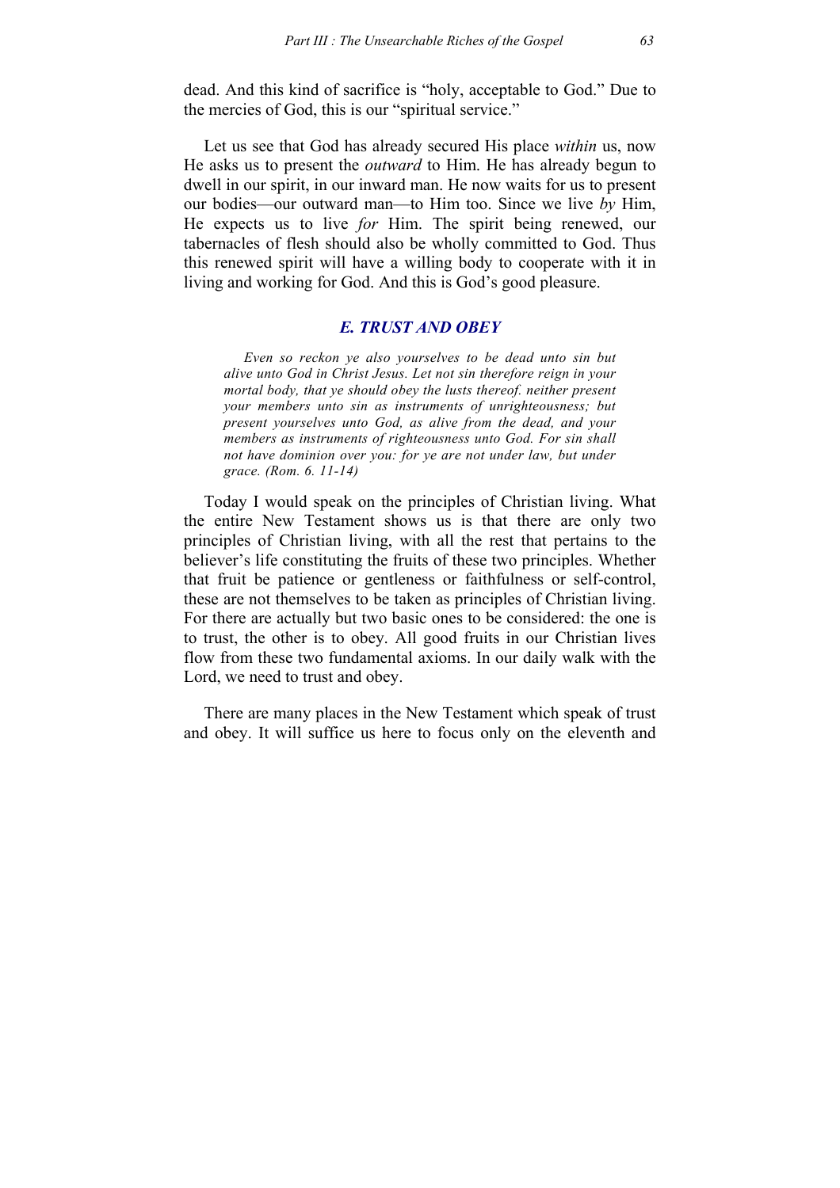dead. And this kind of sacrifice is "holy, acceptable to God." Due to the mercies of God, this is our "spiritual service."

Let us see that God has already secured His place *within* us, now He asks us to present the *outward* to Him. He has already begun to dwell in our spirit, in our inward man. He now waits for us to present our bodies—our outward man—to Him too. Since we live *by* Him, He expects us to live *for* Him. The spirit being renewed, our tabernacles of flesh should also be wholly committed to God. Thus this renewed spirit will have a willing body to cooperate with it in living and working for God. And this is God's good pleasure.

### *E. TRUST AND OBEY*

> *Even so reckon ye also yourselves to be dead unto sin but alive unto God in Christ Jesus. Let not sin therefore reign in your mortal body, that ye should obey the lusts thereof. neither present your members unto sin as instruments of unrighteousness; but present yourselves unto God, as alive from the dead, and your members as instruments of righteousness unto God. For sin shall not have dominion over you: for ye are not under law, but under grace. (Rom. 6. 11-14)*

Today I would speak on the principles of Christian living. What the entire New Testament shows us is that there are only two principles of Christian living, with all the rest that pertains to the believer's life constituting the fruits of these two principles. Whether that fruit be patience or gentleness or faithfulness or self-control, these are not themselves to be taken as principles of Christian living. For there are actually but two basic ones to be considered: the one is to trust, the other is to obey. All good fruits in our Christian lives flow from these two fundamental axioms. In our daily walk with the Lord, we need to trust and obey.

There are many places in the New Testament which speak of trust and obey. It will suffice us here to focus only on the eleventh and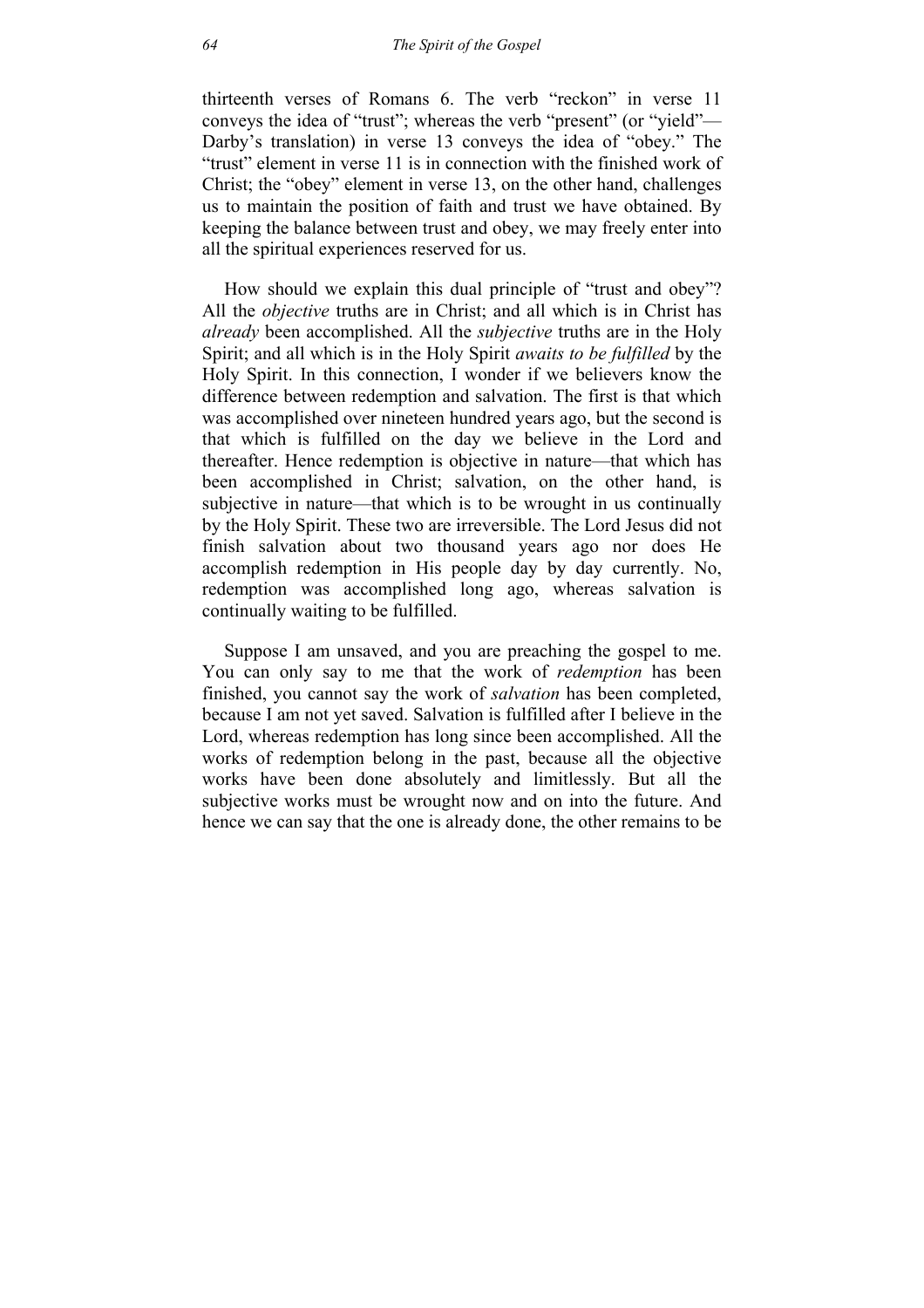thirteenth verses of Romans 6. The verb "reckon" in verse 11 conveys the idea of "trust"; whereas the verb "present" (or "yield"—Darby's translation) in verse 13 conveys the idea of "obey." The "trust" element in verse 11 is in connection with the finished work of Christ; the "obey" element in verse 13, on the other hand, challenges us to maintain the position of faith and trust we have obtained. By keeping the balance between trust and obey, we may freely enter into all the spiritual experiences reserved for us.

How should we explain this dual principle of "trust and obey"? All the *objective* truths are in Christ; and all which is in Christ has *already* been accomplished. All the *subjective* truths are in the Holy Spirit; and all which is in the Holy Spirit *awaits to be fulfilled* by the Holy Spirit. In this connection, I wonder if we believers know the difference between redemption and salvation. The first is that which was accomplished over nineteen hundred years ago, but the second is that which is fulfilled on the day we believe in the Lord and thereafter. Hence redemption is objective in nature—that which has been accomplished in Christ; salvation, on the other hand, is subjective in nature—that which is to be wrought in us continually by the Holy Spirit. These two are irreversible. The Lord Jesus did not finish salvation about two thousand years ago nor does He accomplish redemption in His people day by day currently. No, redemption was accomplished long ago, whereas salvation is continually waiting to be fulfilled.

Suppose I am unsaved, and you are preaching the gospel to me. You can only say to me that the work of *redemption* has been finished, you cannot say the work of *salvation* has been completed, because I am not yet saved. Salvation is fulfilled after I believe in the Lord, whereas redemption has long since been accomplished. All the works of redemption belong in the past, because all the objective works have been done absolutely and limitlessly. But all the subjective works must be wrought now and on into the future. And hence we can say that the one is already done, the other remains to be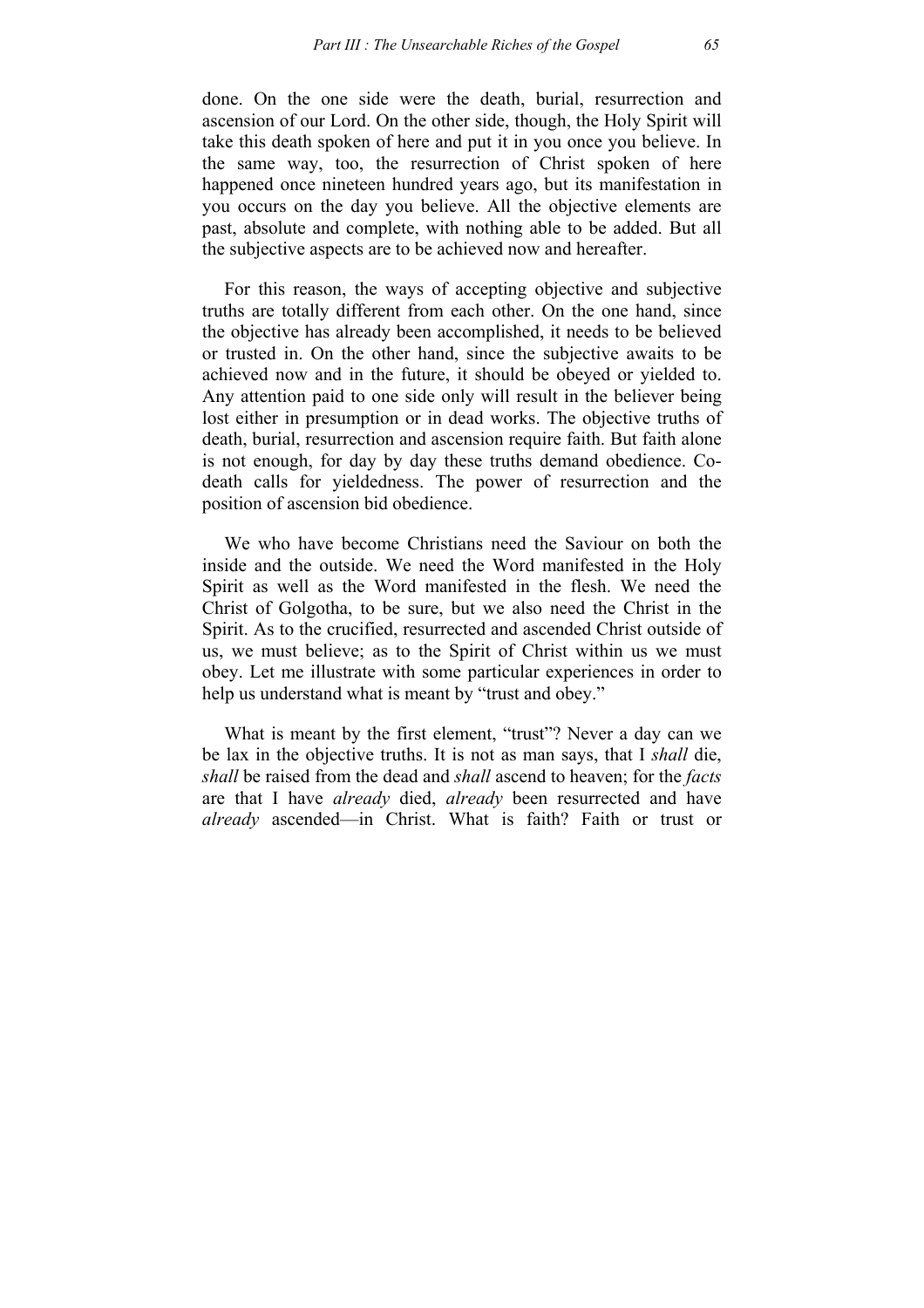done. On the one side were the death, burial, resurrection and ascension of our Lord. On the other side, though, the Holy Spirit will take this death spoken of here and put it in you once you believe. In the same way, too, the resurrection of Christ spoken of here happened once nineteen hundred years ago, but its manifestation in you occurs on the day you believe. All the objective elements are past, absolute and complete, with nothing able to be added. But all the subjective aspects are to be achieved now and hereafter.

For this reason, the ways of accepting objective and subjective truths are totally different from each other. On the one hand, since the objective has already been accomplished, it needs to be believed or trusted in. On the other hand, since the subjective awaits to be achieved now and in the future, it should be obeyed or yielded to. Any attention paid to one side only will result in the believer being lost either in presumption or in dead works. The objective truths of death, burial, resurrection and ascension require faith. But faith alone is not enough, for day by day these truths demand obedience. Co-death calls for yieldedness. The power of resurrection and the position of ascension bid obedience.

We who have become Christians need the Saviour on both the inside and the outside. We need the Word manifested in the Holy Spirit as well as the Word manifested in the flesh. We need the Christ of Golgotha, to be sure, but we also need the Christ in the Spirit. As to the crucified, resurrected and ascended Christ outside of us, we must believe; as to the Spirit of Christ within us we must obey. Let me illustrate with some particular experiences in order to help us understand what is meant by "trust and obey."

What is meant by the first element, "trust"? Never a day can we be lax in the objective truths. It is not as man says, that I *shall* die, *shall* be raised from the dead and *shall* ascend to heaven; for the *facts* are that I have *already* died, *already* been resurrected and have *already* ascended—in Christ. What is faith? Faith or trust or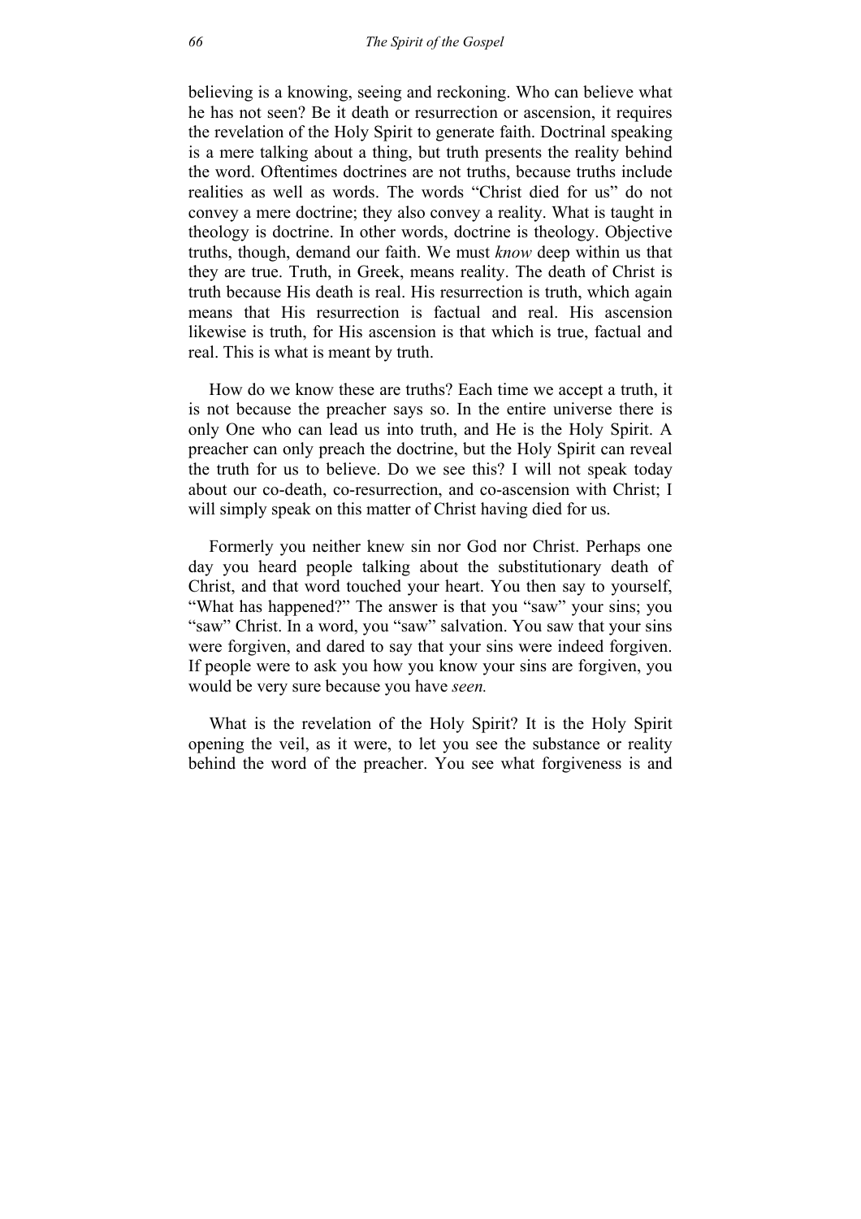believing is a knowing, seeing and reckoning. Who can believe what he has not seen? Be it death or resurrection or ascension, it requires the revelation of the Holy Spirit to generate faith. Doctrinal speaking is a mere talking about a thing, but truth presents the reality behind the word. Oftentimes doctrines are not truths, because truths include realities as well as words. The words "Christ died for us" do not convey a mere doctrine; they also convey a reality. What is taught in theology is doctrine. In other words, doctrine is theology. Objective truths, though, demand our faith. We must *know* deep within us that they are true. Truth, in Greek, means reality. The death of Christ is truth because His death is real. His resurrection is truth, which again means that His resurrection is factual and real. His ascension likewise is truth, for His ascension is that which is true, factual and real. This is what is meant by truth.

How do we know these are truths? Each time we accept a truth, it is not because the preacher says so. In the entire universe there is only One who can lead us into truth, and He is the Holy Spirit. A preacher can only preach the doctrine, but the Holy Spirit can reveal the truth for us to believe. Do we see this? I will not speak today about our co-death, co-resurrection, and co-ascension with Christ; I will simply speak on this matter of Christ having died for us.

Formerly you neither knew sin nor God nor Christ. Perhaps one day you heard people talking about the substitutionary death of Christ, and that word touched your heart. You then say to yourself, "What has happened?" The answer is that you "saw" your sins; you "saw" Christ. In a word, you "saw" salvation. You saw that your sins were forgiven, and dared to say that your sins were indeed forgiven. If people were to ask you how you know your sins are forgiven, you would be very sure because you have *seen.*

What is the revelation of the Holy Spirit? It is the Holy Spirit opening the veil, as it were, to let you see the substance or reality behind the word of the preacher. You see what forgiveness is and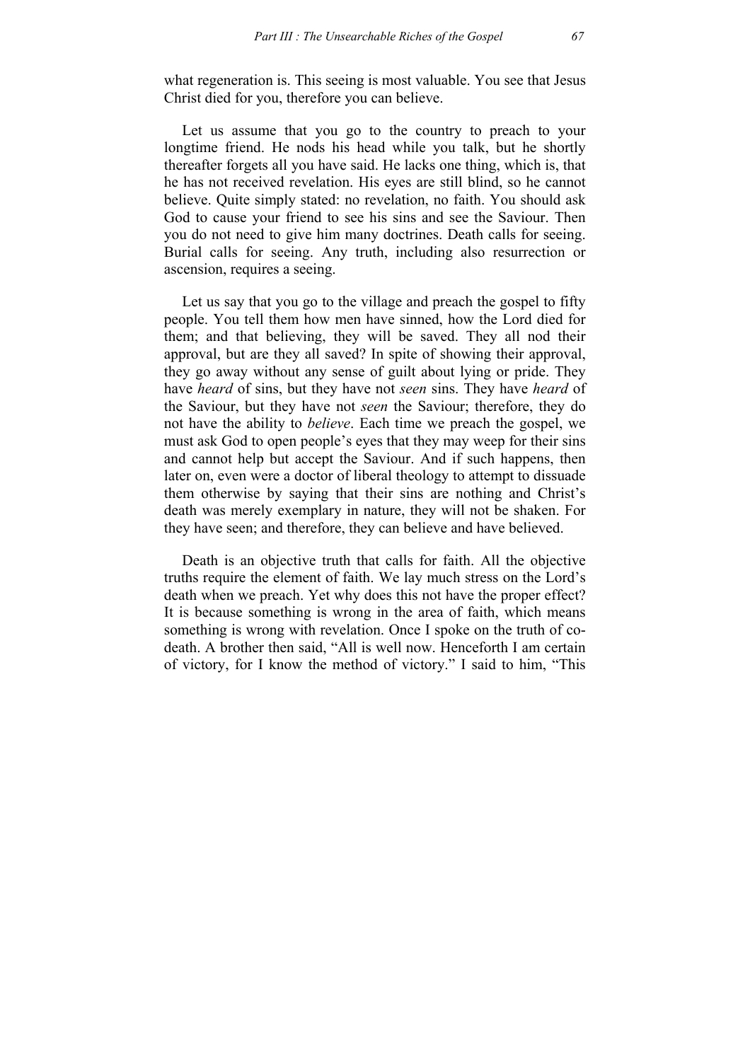what regeneration is. This seeing is most valuable. You see that Jesus Christ died for you, therefore you can believe.

Let us assume that you go to the country to preach to your longtime friend. He nods his head while you talk, but he shortly thereafter forgets all you have said. He lacks one thing, which is, that he has not received revelation. His eyes are still blind, so he cannot believe. Quite simply stated: no revelation, no faith. You should ask God to cause your friend to see his sins and see the Saviour. Then you do not need to give him many doctrines. Death calls for seeing. Burial calls for seeing. Any truth, including also resurrection or ascension, requires a seeing.

Let us say that you go to the village and preach the gospel to fifty people. You tell them how men have sinned, how the Lord died for them; and that believing, they will be saved. They all nod their approval, but are they all saved? In spite of showing their approval, they go away without any sense of guilt about lying or pride. They have *heard* of sins, but they have not *seen* sins. They have *heard* of the Saviour, but they have not *seen* the Saviour; therefore, they do not have the ability to *believe*. Each time we preach the gospel, we must ask God to open people's eyes that they may weep for their sins and cannot help but accept the Saviour. And if such happens, then later on, even were a doctor of liberal theology to attempt to dissuade them otherwise by saying that their sins are nothing and Christ's death was merely exemplary in nature, they will not be shaken. For they have seen; and therefore, they can believe and have believed.

Death is an objective truth that calls for faith. All the objective truths require the element of faith. We lay much stress on the Lord's death when we preach. Yet why does this not have the proper effect? It is because something is wrong in the area of faith, which means something is wrong with revelation. Once I spoke on the truth of co-death. A brother then said, "All is well now. Henceforth I am certain of victory, for I know the method of victory." I said to him, "This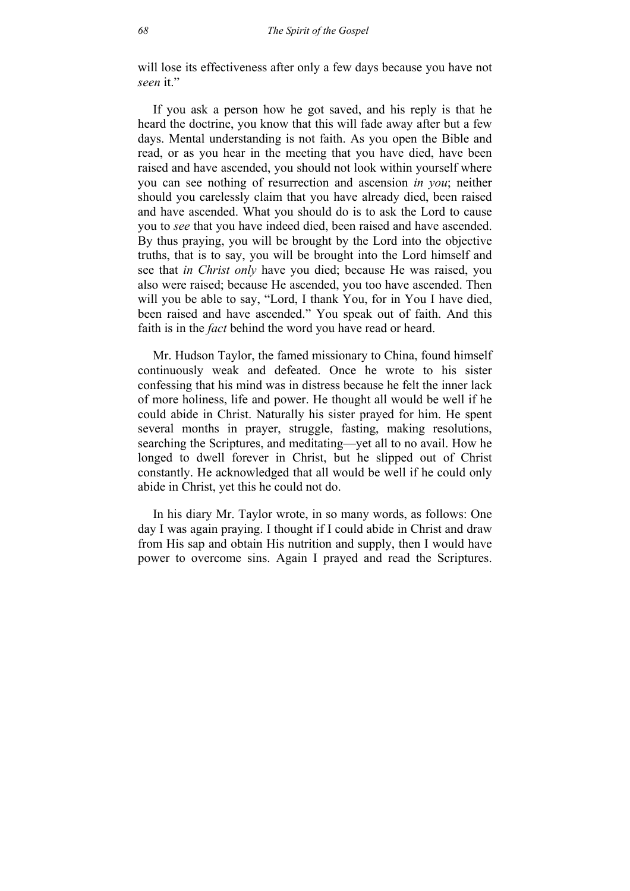will lose its effectiveness after only a few days because you have not *seen* it."

If you ask a person how he got saved, and his reply is that he heard the doctrine, you know that this will fade away after but a few days. Mental understanding is not faith. As you open the Bible and read, or as you hear in the meeting that you have died, have been raised and have ascended, you should not look within yourself where you can see nothing of resurrection and ascension *in you*; neither should you carelessly claim that you have already died, been raised and have ascended. What you should do is to ask the Lord to cause you to *see* that you have indeed died, been raised and have ascended. By thus praying, you will be brought by the Lord into the objective truths, that is to say, you will be brought into the Lord himself and see that *in Christ only* have you died; because He was raised, you also were raised; because He ascended, you too have ascended. Then will you be able to say, "Lord, I thank You, for in You I have died, been raised and have ascended." You speak out of faith. And this faith is in the *fact* behind the word you have read or heard.

Mr. Hudson Taylor, the famed missionary to China, found himself continuously weak and defeated. Once he wrote to his sister confessing that his mind was in distress because he felt the inner lack of more holiness, life and power. He thought all would be well if he could abide in Christ. Naturally his sister prayed for him. He spent several months in prayer, struggle, fasting, making resolutions, searching the Scriptures, and meditating—yet all to no avail. How he longed to dwell forever in Christ, but he slipped out of Christ constantly. He acknowledged that all would be well if he could only abide in Christ, yet this he could not do.

In his diary Mr. Taylor wrote, in so many words, as follows: One day I was again praying. I thought if I could abide in Christ and draw from His sap and obtain His nutrition and supply, then I would have power to overcome sins. Again I prayed and read the Scriptures.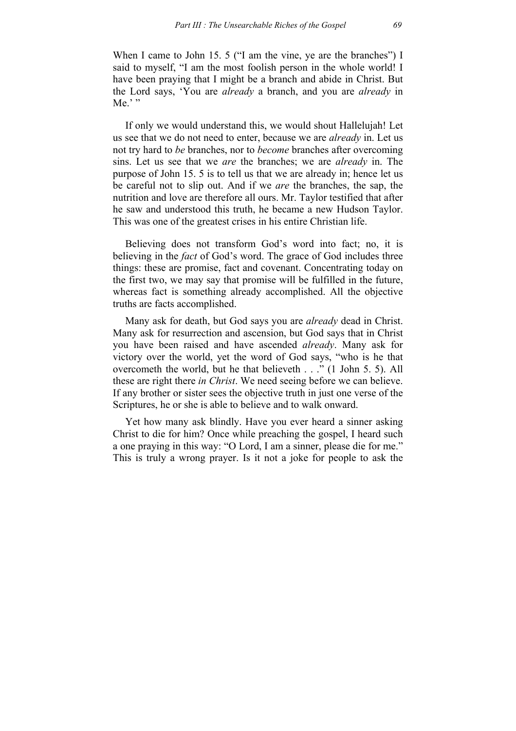When I came to John 15. 5 ("I am the vine, ye are the branches") I said to myself, "I am the most foolish person in the whole world! I have been praying that I might be a branch and abide in Christ. But the Lord says, 'You are *already* a branch, and you are *already* in Me.' "

If only we would understand this, we would shout Hallelujah! Let us see that we do not need to enter, because we are *already* in. Let us not try hard to *be* branches, nor to *become* branches after overcoming sins. Let us see that we *are* the branches; we are *already* in. The purpose of John 15. 5 is to tell us that we are already in; hence let us be careful not to slip out. And if we *are* the branches, the sap, the nutrition and love are therefore all ours. Mr. Taylor testified that after he saw and understood this truth, he became a new Hudson Taylor. This was one of the greatest crises in his entire Christian life.

Believing does not transform God's word into fact; no, it is believing in the *fact* of God's word. The grace of God includes three things: these are promise, fact and covenant. Concentrating today on the first two, we may say that promise will be fulfilled in the future, whereas fact is something already accomplished. All the objective truths are facts accomplished.

Many ask for death, but God says you are *already* dead in Christ. Many ask for resurrection and ascension, but God says that in Christ you have been raised and have ascended *already*. Many ask for victory over the world, yet the word of God says, "who is he that overcometh the world, but he that believeth . . ." (1 John 5. 5). All these are right there *in Christ*. We need seeing before we can believe. If any brother or sister sees the objective truth in just one verse of the Scriptures, he or she is able to believe and to walk onward.

Yet how many ask blindly. Have you ever heard a sinner asking Christ to die for him? Once while preaching the gospel, I heard such a one praying in this way: "O Lord, I am a sinner, please die for me." This is truly a wrong prayer. Is it not a joke for people to ask the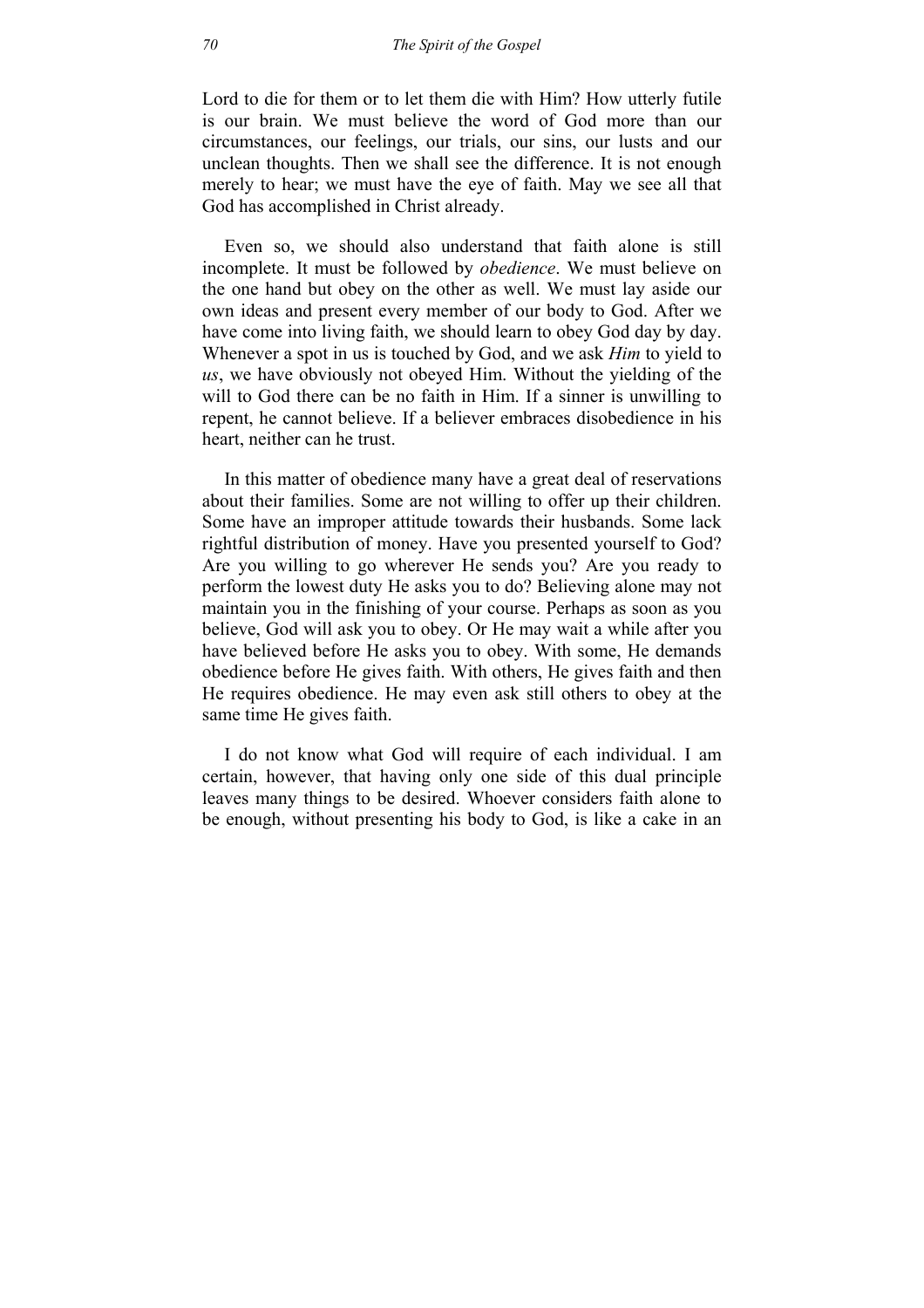Lord to die for them or to let them die with Him? How utterly futile is our brain. We must believe the word of God more than our circumstances, our feelings, our trials, our sins, our lusts and our unclean thoughts. Then we shall see the difference. It is not enough merely to hear; we must have the eye of faith. May we see all that God has accomplished in Christ already.

Even so, we should also understand that faith alone is still incomplete. It must be followed by *obedience*. We must believe on the one hand but obey on the other as well. We must lay aside our own ideas and present every member of our body to God. After we have come into living faith, we should learn to obey God day by day. Whenever a spot in us is touched by God, and we ask *Him* to yield to *us*, we have obviously not obeyed Him. Without the yielding of the will to God there can be no faith in Him. If a sinner is unwilling to repent, he cannot believe. If a believer embraces disobedience in his heart, neither can he trust.

In this matter of obedience many have a great deal of reservations about their families. Some are not willing to offer up their children. Some have an improper attitude towards their husbands. Some lack rightful distribution of money. Have you presented yourself to God? Are you willing to go wherever He sends you? Are you ready to perform the lowest duty He asks you to do? Believing alone may not maintain you in the finishing of your course. Perhaps as soon as you believe, God will ask you to obey. Or He may wait a while after you have believed before He asks you to obey. With some, He demands obedience before He gives faith. With others, He gives faith and then He requires obedience. He may even ask still others to obey at the same time He gives faith.

I do not know what God will require of each individual. I am certain, however, that having only one side of this dual principle leaves many things to be desired. Whoever considers faith alone to be enough, without presenting his body to God, is like a cake in an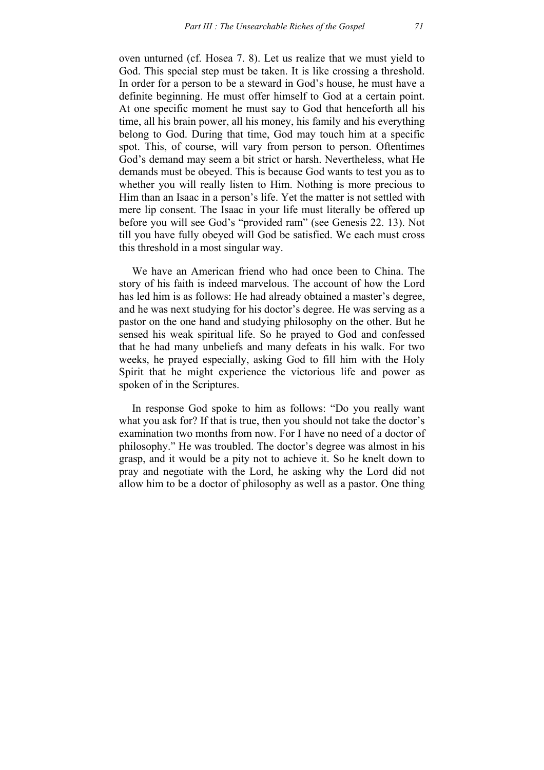oven unturned (cf. Hosea 7. 8). Let us realize that we must yield to God. This special step must be taken. It is like crossing a threshold. In order for a person to be a steward in God's house, he must have a definite beginning. He must offer himself to God at a certain point. At one specific moment he must say to God that henceforth all his time, all his brain power, all his money, his family and his everything belong to God. During that time, God may touch him at a specific spot. This, of course, will vary from person to person. Oftentimes God's demand may seem a bit strict or harsh. Nevertheless, what He demands must be obeyed. This is because God wants to test you as to whether you will really listen to Him. Nothing is more precious to Him than an Isaac in a person's life. Yet the matter is not settled with mere lip consent. The Isaac in your life must literally be offered up before you will see God's "provided ram" (see Genesis 22. 13). Not till you have fully obeyed will God be satisfied. We each must cross this threshold in a most singular way.

We have an American friend who had once been to China. The story of his faith is indeed marvelous. The account of how the Lord has led him is as follows: He had already obtained a master's degree, and he was next studying for his doctor's degree. He was serving as a pastor on the one hand and studying philosophy on the other. But he sensed his weak spiritual life. So he prayed to God and confessed that he had many unbeliefs and many defeats in his walk. For two weeks, he prayed especially, asking God to fill him with the Holy Spirit that he might experience the victorious life and power as spoken of in the Scriptures.

In response God spoke to him as follows: "Do you really want what you ask for? If that is true, then you should not take the doctor's examination two months from now. For I have no need of a doctor of philosophy." He was troubled. The doctor's degree was almost in his grasp, and it would be a pity not to achieve it. So he knelt down to pray and negotiate with the Lord, he asking why the Lord did not allow him to be a doctor of philosophy as well as a pastor. One thing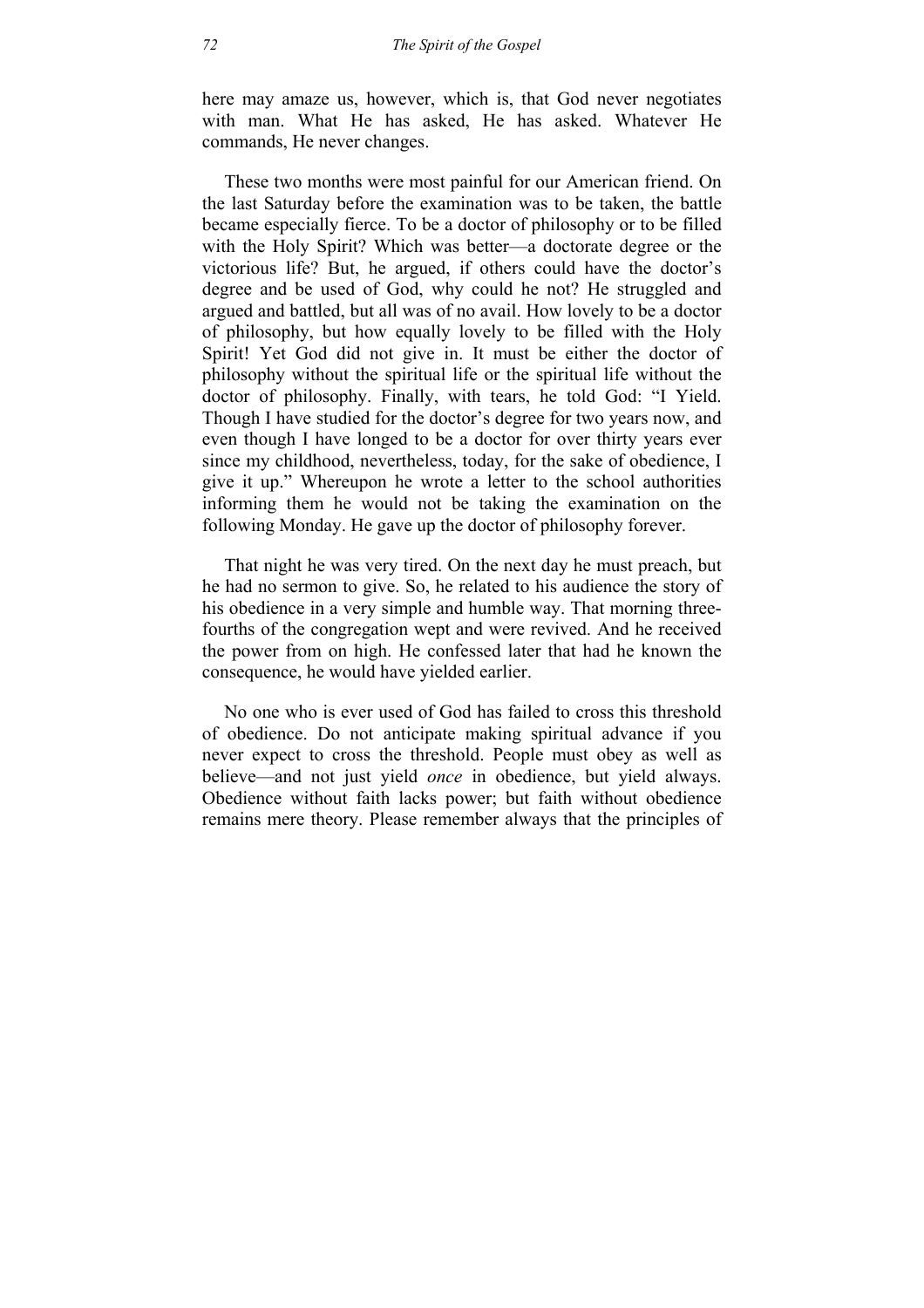here may amaze us, however, which is, that God never negotiates with man. What He has asked, He has asked. Whatever He commands, He never changes.

These two months were most painful for our American friend. On the last Saturday before the examination was to be taken, the battle became especially fierce. To be a doctor of philosophy or to be filled with the Holy Spirit? Which was better—a doctorate degree or the victorious life? But, he argued, if others could have the doctor's degree and be used of God, why could he not? He struggled and argued and battled, but all was of no avail. How lovely to be a doctor of philosophy, but how equally lovely to be filled with the Holy Spirit! Yet God did not give in. It must be either the doctor of philosophy without the spiritual life or the spiritual life without the doctor of philosophy. Finally, with tears, he told God: "I Yield. Though I have studied for the doctor's degree for two years now, and even though I have longed to be a doctor for over thirty years ever since my childhood, nevertheless, today, for the sake of obedience, I give it up." Whereupon he wrote a letter to the school authorities informing them he would not be taking the examination on the following Monday. He gave up the doctor of philosophy forever.

That night he was very tired. On the next day he must preach, but he had no sermon to give. So, he related to his audience the story of his obedience in a very simple and humble way. That morning three-fourths of the congregation wept and were revived. And he received the power from on high. He confessed later that had he known the consequence, he would have yielded earlier.

No one who is ever used of God has failed to cross this threshold of obedience. Do not anticipate making spiritual advance if you never expect to cross the threshold. People must obey as well as believe—and not just yield *once* in obedience, but yield always. Obedience without faith lacks power; but faith without obedience remains mere theory. Please remember always that the principles of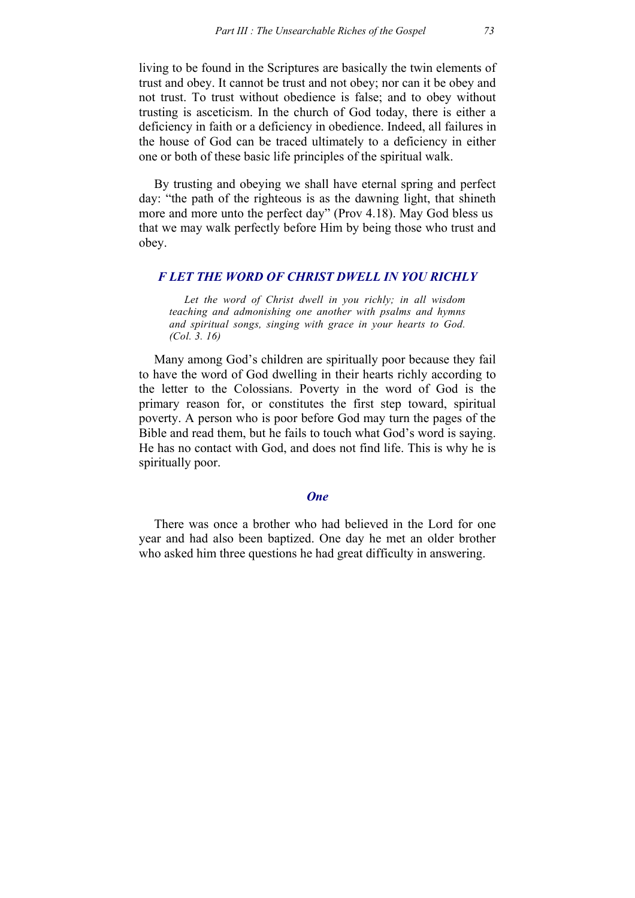living to be found in the Scriptures are basically the twin elements of trust and obey. It cannot be trust and not obey; nor can it be obey and not trust. To trust without obedience is false; and to obey without trusting is asceticism. In the church of God today, there is either a deficiency in faith or a deficiency in obedience. Indeed, all failures in the house of God can be traced ultimately to a deficiency in either one or both of these basic life principles of the spiritual walk.

By trusting and obeying we shall have eternal spring and perfect day: "the path of the righteous is as the dawning light, that shineth more and more unto the perfect day" (Prov 4.18). May God bless us that we may walk perfectly before Him by being those who trust and obey.

## *F LET THE WORD OF CHRIST DWELL IN YOU RICHLY*

> *Let the word of Christ dwell in you richly; in all wisdom teaching and admonishing one another with psalms and hymns and spiritual songs, singing with grace in your hearts to God. (Col. 3. 16)*

Many among God's children are spiritually poor because they fail to have the word of God dwelling in their hearts richly according to the letter to the Colossians. Poverty in the word of God is the primary reason for, or constitutes the first step toward, spiritual poverty. A person who is poor before God may turn the pages of the Bible and read them, but he fails to touch what God's word is saying. He has no contact with God, and does not find life. This is why he is spiritually poor.

### *One*

There was once a brother who had believed in the Lord for one year and had also been baptized. One day he met an older brother who asked him three questions he had great difficulty in answering.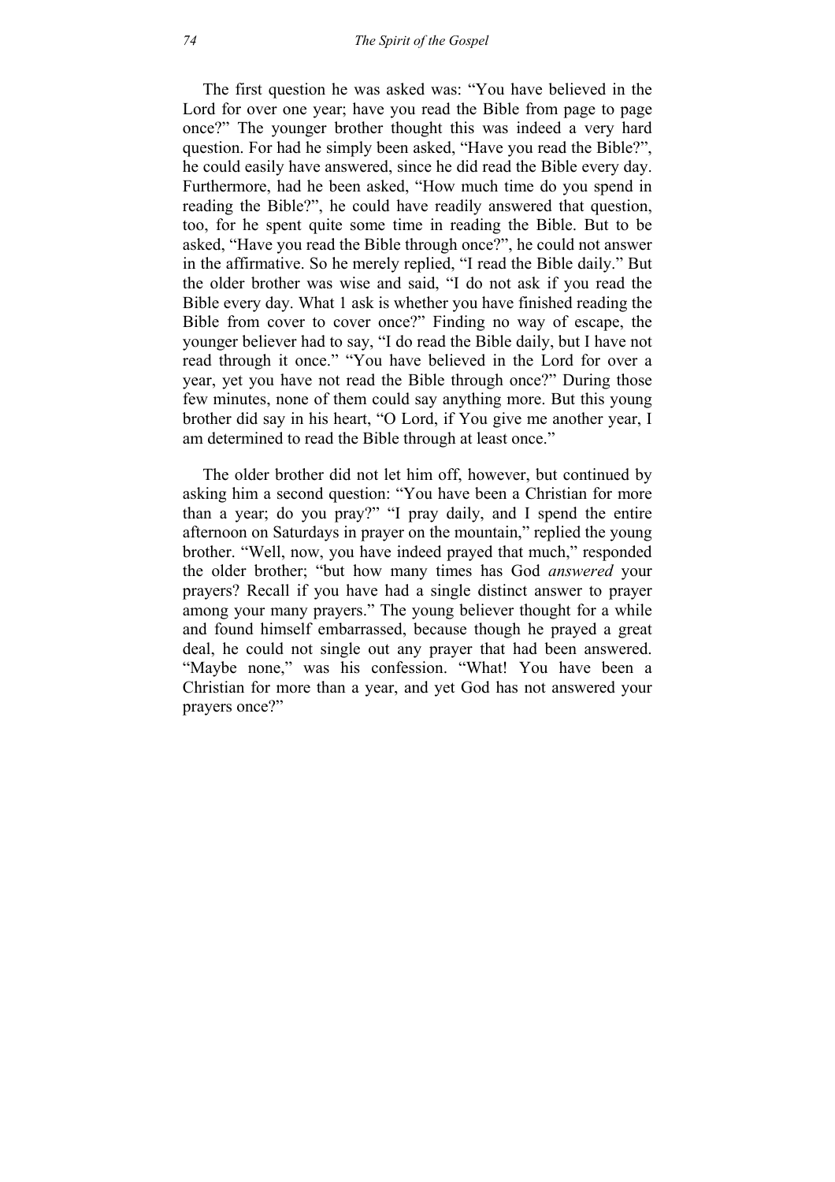The first question he was asked was: "You have believed in the Lord for over one year; have you read the Bible from page to page once?" The younger brother thought this was indeed a very hard question. For had he simply been asked, "Have you read the Bible?", he could easily have answered, since he did read the Bible every day. Furthermore, had he been asked, "How much time do you spend in reading the Bible?", he could have readily answered that question, too, for he spent quite some time in reading the Bible. But to be asked, "Have you read the Bible through once?", he could not answer in the affirmative. So he merely replied, "I read the Bible daily." But the older brother was wise and said, "I do not ask if you read the Bible every day. What 1 ask is whether you have finished reading the Bible from cover to cover once?" Finding no way of escape, the younger believer had to say, "I do read the Bible daily, but I have not read through it once." "You have believed in the Lord for over a year, yet you have not read the Bible through once?" During those few minutes, none of them could say anything more. But this young brother did say in his heart, "O Lord, if You give me another year, I am determined to read the Bible through at least once."

The older brother did not let him off, however, but continued by asking him a second question: "You have been a Christian for more than a year; do you pray?" "I pray daily, and I spend the entire afternoon on Saturdays in prayer on the mountain," replied the young brother. "Well, now, you have indeed prayed that much," responded the older brother; "but how many times has God *answered* your prayers? Recall if you have had a single distinct answer to prayer among your many prayers." The young believer thought for a while and found himself embarrassed, because though he prayed a great deal, he could not single out any prayer that had been answered. "Maybe none," was his confession. "What! You have been a Christian for more than a year, and yet God has not answered your prayers once?"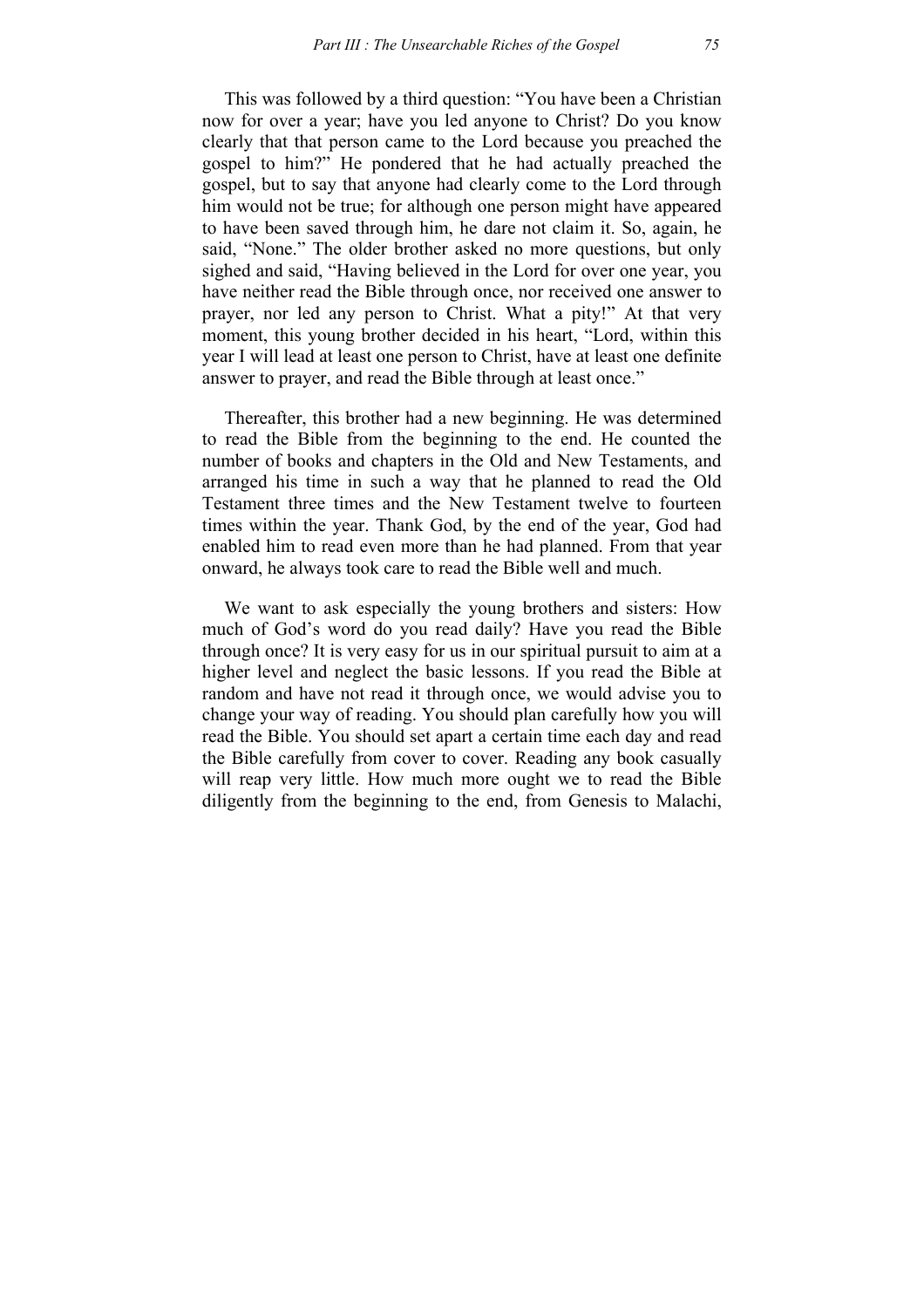This was followed by a third question: "You have been a Christian now for over a year; have you led anyone to Christ? Do you know clearly that that person came to the Lord because you preached the gospel to him?" He pondered that he had actually preached the gospel, but to say that anyone had clearly come to the Lord through him would not be true; for although one person might have appeared to have been saved through him, he dare not claim it. So, again, he said, "None." The older brother asked no more questions, but only sighed and said, "Having believed in the Lord for over one year, you have neither read the Bible through once, nor received one answer to prayer, nor led any person to Christ. What a pity!" At that very moment, this young brother decided in his heart, "Lord, within this year I will lead at least one person to Christ, have at least one definite answer to prayer, and read the Bible through at least once."

Thereafter, this brother had a new beginning. He was determined to read the Bible from the beginning to the end. He counted the number of books and chapters in the Old and New Testaments, and arranged his time in such a way that he planned to read the Old Testament three times and the New Testament twelve to fourteen times within the year. Thank God, by the end of the year, God had enabled him to read even more than he had planned. From that year onward, he always took care to read the Bible well and much.

We want to ask especially the young brothers and sisters: How much of God's word do you read daily? Have you read the Bible through once? It is very easy for us in our spiritual pursuit to aim at a higher level and neglect the basic lessons. If you read the Bible at random and have not read it through once, we would advise you to change your way of reading. You should plan carefully how you will read the Bible. You should set apart a certain time each day and read the Bible carefully from cover to cover. Reading any book casually will reap very little. How much more ought we to read the Bible diligently from the beginning to the end, from Genesis to Malachi,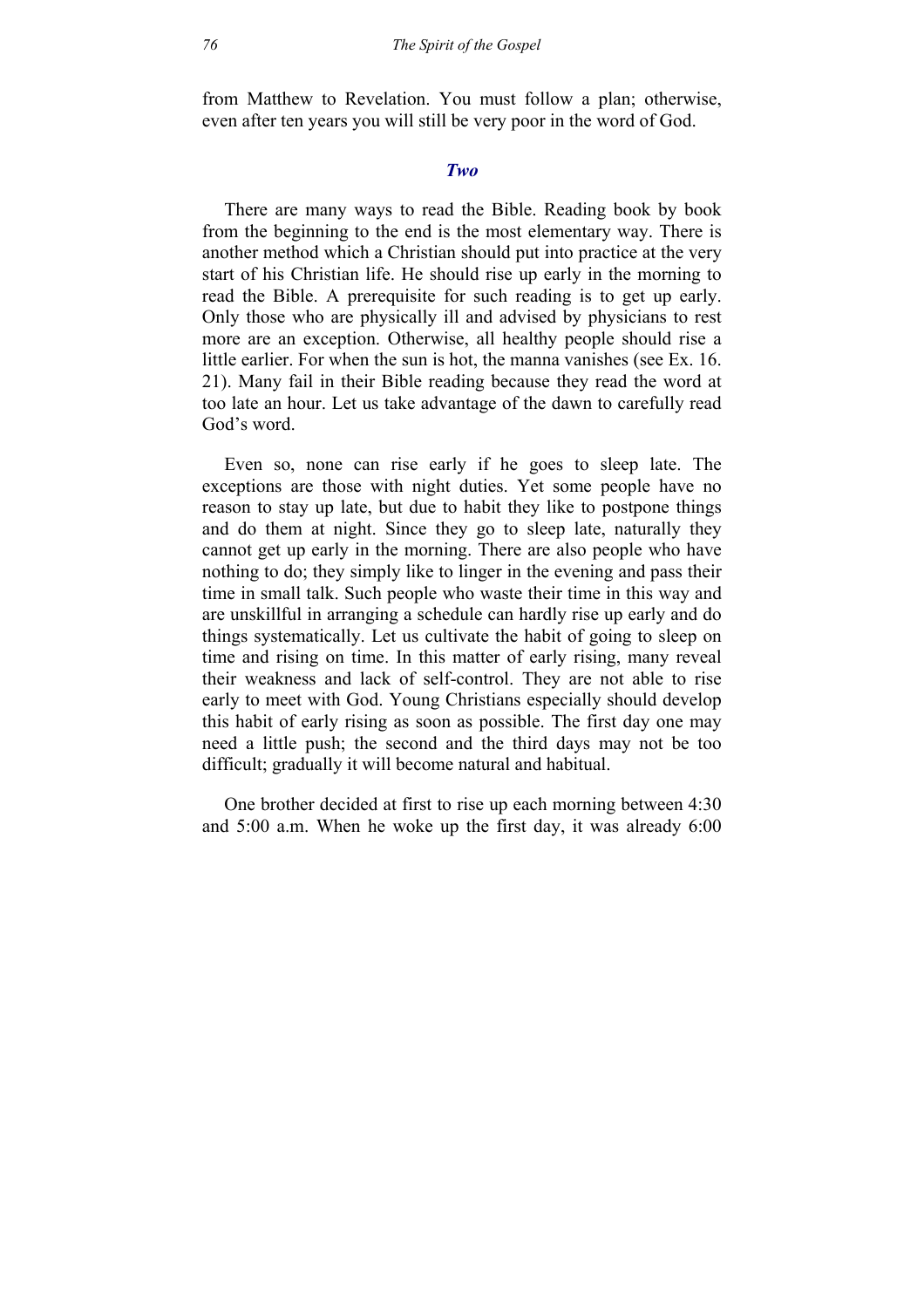from Matthew to Revelation. You must follow a plan; otherwise, even after ten years you will still be very poor in the word of God.

### *Two*

There are many ways to read the Bible. Reading book by book from the beginning to the end is the most elementary way. There is another method which a Christian should put into practice at the very start of his Christian life. He should rise up early in the morning to read the Bible. A prerequisite for such reading is to get up early. Only those who are physically ill and advised by physicians to rest more are an exception. Otherwise, all healthy people should rise a little earlier. For when the sun is hot, the manna vanishes (see Ex. 16. 21). Many fail in their Bible reading because they read the word at too late an hour. Let us take advantage of the dawn to carefully read God's word.

Even so, none can rise early if he goes to sleep late. The exceptions are those with night duties. Yet some people have no reason to stay up late, but due to habit they like to postpone things and do them at night. Since they go to sleep late, naturally they cannot get up early in the morning. There are also people who have nothing to do; they simply like to linger in the evening and pass their time in small talk. Such people who waste their time in this way and are unskillful in arranging a schedule can hardly rise up early and do things systematically. Let us cultivate the habit of going to sleep on time and rising on time. In this matter of early rising, many reveal their weakness and lack of self-control. They are not able to rise early to meet with God. Young Christians especially should develop this habit of early rising as soon as possible. The first day one may need a little push; the second and the third days may not be too difficult; gradually it will become natural and habitual.

One brother decided at first to rise up each morning between 4:30 and 5:00 a.m. When he woke up the first day, it was already 6:00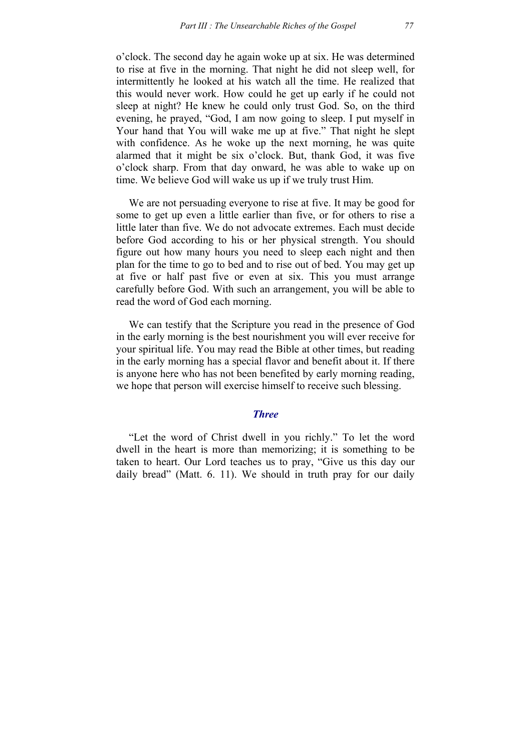o'clock. The second day he again woke up at six. He was determined to rise at five in the morning. That night he did not sleep well, for intermittently he looked at his watch all the time. He realized that this would never work. How could he get up early if he could not sleep at night? He knew he could only trust God. So, on the third evening, he prayed, "God, I am now going to sleep. I put myself in Your hand that You will wake me up at five." That night he slept with confidence. As he woke up the next morning, he was quite alarmed that it might be six o'clock. But, thank God, it was five o'clock sharp. From that day onward, he was able to wake up on time. We believe God will wake us up if we truly trust Him.

We are not persuading everyone to rise at five. It may be good for some to get up even a little earlier than five, or for others to rise a little later than five. We do not advocate extremes. Each must decide before God according to his or her physical strength. You should figure out how many hours you need to sleep each night and then plan for the time to go to bed and to rise out of bed. You may get up at five or half past five or even at six. This you must arrange carefully before God. With such an arrangement, you will be able to read the word of God each morning.

We can testify that the Scripture you read in the presence of God in the early morning is the best nourishment you will ever receive for your spiritual life. You may read the Bible at other times, but reading in the early morning has a special flavor and benefit about it. If there is anyone here who has not been benefited by early morning reading, we hope that person will exercise himself to receive such blessing.

### *Three*

"Let the word of Christ dwell in you richly." To let the word dwell in the heart is more than memorizing; it is something to be taken to heart. Our Lord teaches us to pray, "Give us this day our daily bread" (Matt. 6. 11). We should in truth pray for our daily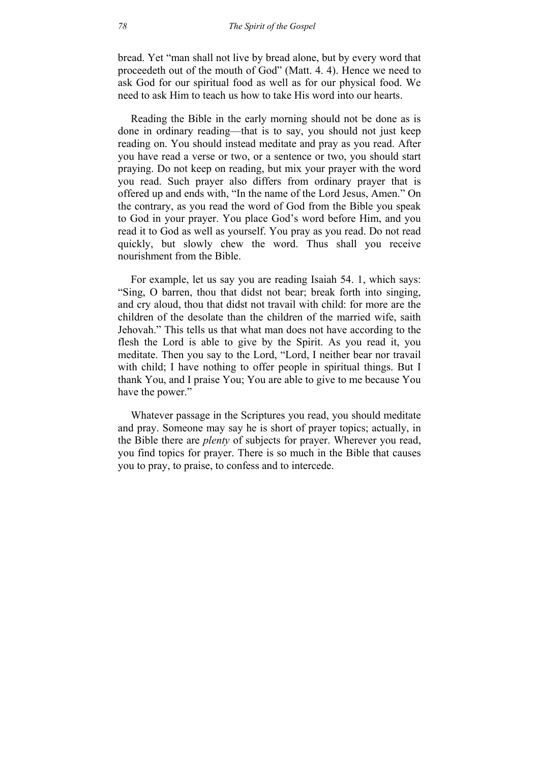bread. Yet "man shall not live by bread alone, but by every word that proceedeth out of the mouth of God" (Matt. 4. 4). Hence we need to ask God for our spiritual food as well as for our physical food. We need to ask Him to teach us how to take His word into our hearts.

Reading the Bible in the early morning should not be done as is done in ordinary reading—that is to say, you should not just keep reading on. You should instead meditate and pray as you read. After you have read a verse or two, or a sentence or two, you should start praying. Do not keep on reading, but mix your prayer with the word you read. Such prayer also differs from ordinary prayer that is offered up and ends with, "In the name of the Lord Jesus, Amen." On the contrary, as you read the word of God from the Bible you speak to God in your prayer. You place God's word before Him, and you read it to God as well as yourself. You pray as you read. Do not read quickly, but slowly chew the word. Thus shall you receive nourishment from the Bible.

For example, let us say you are reading Isaiah 54. 1, which says: "Sing, O barren, thou that didst not bear; break forth into singing, and cry aloud, thou that didst not travail with child: for more are the children of the desolate than the children of the married wife, saith Jehovah." This tells us that what man does not have according to the flesh the Lord is able to give by the Spirit. As you read it, you meditate. Then you say to the Lord, "Lord, I neither bear nor travail with child; I have nothing to offer people in spiritual things. But I thank You, and I praise You; You are able to give to me because You have the power."

Whatever passage in the Scriptures you read, you should meditate and pray. Someone may say he is short of prayer topics; actually, in the Bible there are *plenty* of subjects for prayer. Wherever you read, you find topics for prayer. There is so much in the Bible that causes you to pray, to praise, to confess and to intercede.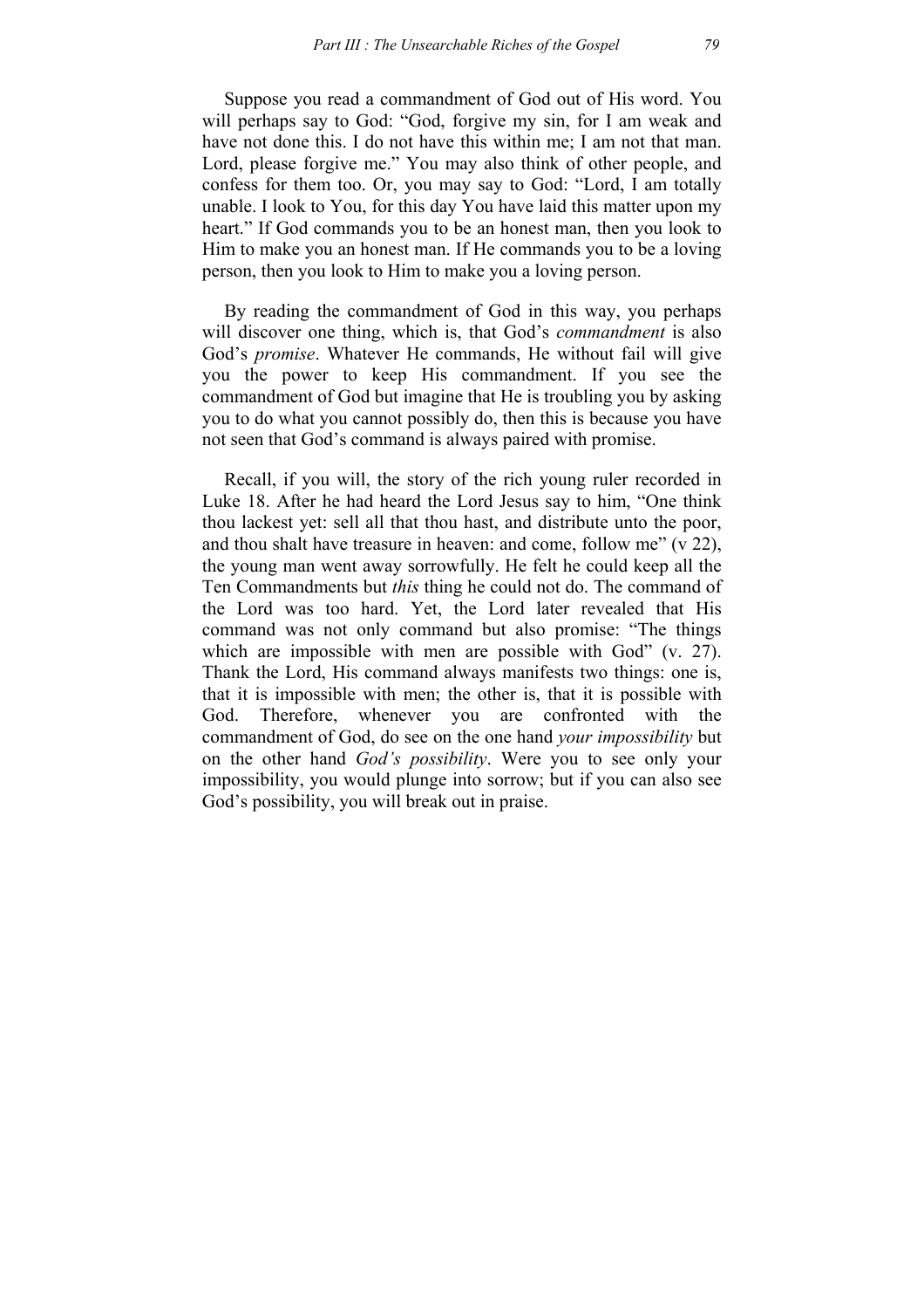Suppose you read a commandment of God out of His word. You will perhaps say to God: “God, forgive my sin, for I am weak and have not done this. I do not have this within me; I am not that man. Lord, please forgive me.” You may also think of other people, and confess for them too. Or, you may say to God: “Lord, I am totally unable. I look to You, for this day You have laid this matter upon my heart.” If God commands you to be an honest man, then you look to Him to make you an honest man. If He commands you to be a loving person, then you look to Him to make you a loving person.

By reading the commandment of God in this way, you perhaps will discover one thing, which is, that God’s *commandment* is also God’s *promise*. Whatever He commands, He without fail will give you the power to keep His commandment. If you see the commandment of God but imagine that He is troubling you by asking you to do what you cannot possibly do, then this is because you have not seen that God’s command is always paired with promise.

Recall, if you will, the story of the rich young ruler recorded in Luke 18. After he had heard the Lord Jesus say to him, “One think thou lackest yet: sell all that thou hast, and distribute unto the poor, and thou shalt have treasure in heaven: and come, follow me” (v 22), the young man went away sorrowfully. He felt he could keep all the Ten Commandments but *this* thing he could not do. The command of the Lord was too hard. Yet, the Lord later revealed that His command was not only command but also promise: “The things which are impossible with men are possible with God” (v. 27). Thank the Lord, His command always manifests two things: one is, that it is impossible with men; the other is, that it is possible with God. Therefore, whenever you are confronted with the commandment of God, do see on the one hand *your impossibility* but on the other hand *God’s possibility*. Were you to see only your impossibility, you would plunge into sorrow; but if you can also see God’s possibility, you will break out in praise.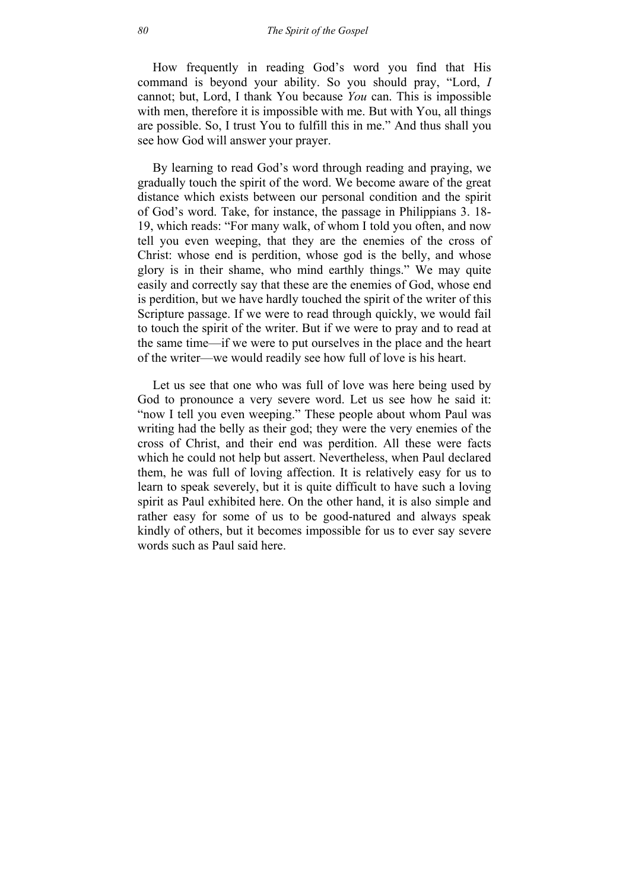How frequently in reading God's word you find that His command is beyond your ability. So you should pray, "Lord, *I* cannot; but, Lord, I thank You because *You* can. This is impossible with men, therefore it is impossible with me. But with You, all things are possible. So, I trust You to fulfill this in me." And thus shall you see how God will answer your prayer.

By learning to read God's word through reading and praying, we gradually touch the spirit of the word. We become aware of the great distance which exists between our personal condition and the spirit of God's word. Take, for instance, the passage in Philippians 3. 18-19, which reads: "For many walk, of whom I told you often, and now tell you even weeping, that they are the enemies of the cross of Christ: whose end is perdition, whose god is the belly, and whose glory is in their shame, who mind earthly things." We may quite easily and correctly say that these are the enemies of God, whose end is perdition, but we have hardly touched the spirit of the writer of this Scripture passage. If we were to read through quickly, we would fail to touch the spirit of the writer. But if we were to pray and to read at the same time—if we were to put ourselves in the place and the heart of the writer—we would readily see how full of love is his heart.

Let us see that one who was full of love was here being used by God to pronounce a very severe word. Let us see how he said it: "now I tell you even weeping." These people about whom Paul was writing had the belly as their god; they were the very enemies of the cross of Christ, and their end was perdition. All these were facts which he could not help but assert. Nevertheless, when Paul declared them, he was full of loving affection. It is relatively easy for us to learn to speak severely, but it is quite difficult to have such a loving spirit as Paul exhibited here. On the other hand, it is also simple and rather easy for some of us to be good-natured and always speak kindly of others, but it becomes impossible for us to ever say severe words such as Paul said here.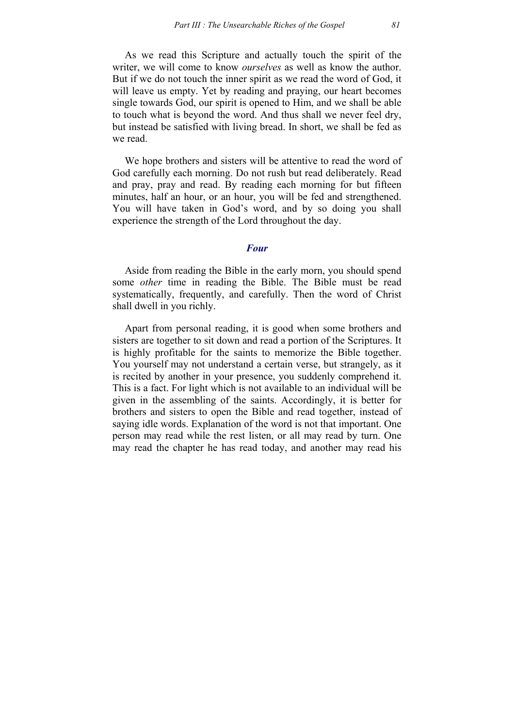As we read this Scripture and actually touch the spirit of the writer, we will come to know *ourselves* as well as know the author. But if we do not touch the inner spirit as we read the word of God, it will leave us empty. Yet by reading and praying, our heart becomes single towards God, our spirit is opened to Him, and we shall be able to touch what is beyond the word. And thus shall we never feel dry, but instead be satisfied with living bread. In short, we shall be fed as we read.

We hope brothers and sisters will be attentive to read the word of God carefully each morning. Do not rush but read deliberately. Read and pray, pray and read. By reading each morning for but fifteen minutes, half an hour, or an hour, you will be fed and strengthened. You will have taken in God's word, and by so doing you shall experience the strength of the Lord throughout the day.

### *Four*

Aside from reading the Bible in the early morn, you should spend some *other* time in reading the Bible. The Bible must be read systematically, frequently, and carefully. Then the word of Christ shall dwell in you richly.

Apart from personal reading, it is good when some brothers and sisters are together to sit down and read a portion of the Scriptures. It is highly profitable for the saints to memorize the Bible together. You yourself may not understand a certain verse, but strangely, as it is recited by another in your presence, you suddenly comprehend it. This is a fact. For light which is not available to an individual will be given in the assembling of the saints. Accordingly, it is better for brothers and sisters to open the Bible and read together, instead of saying idle words. Explanation of the word is not that important. One person may read while the rest listen, or all may read by turn. One may read the chapter he has read today, and another may read his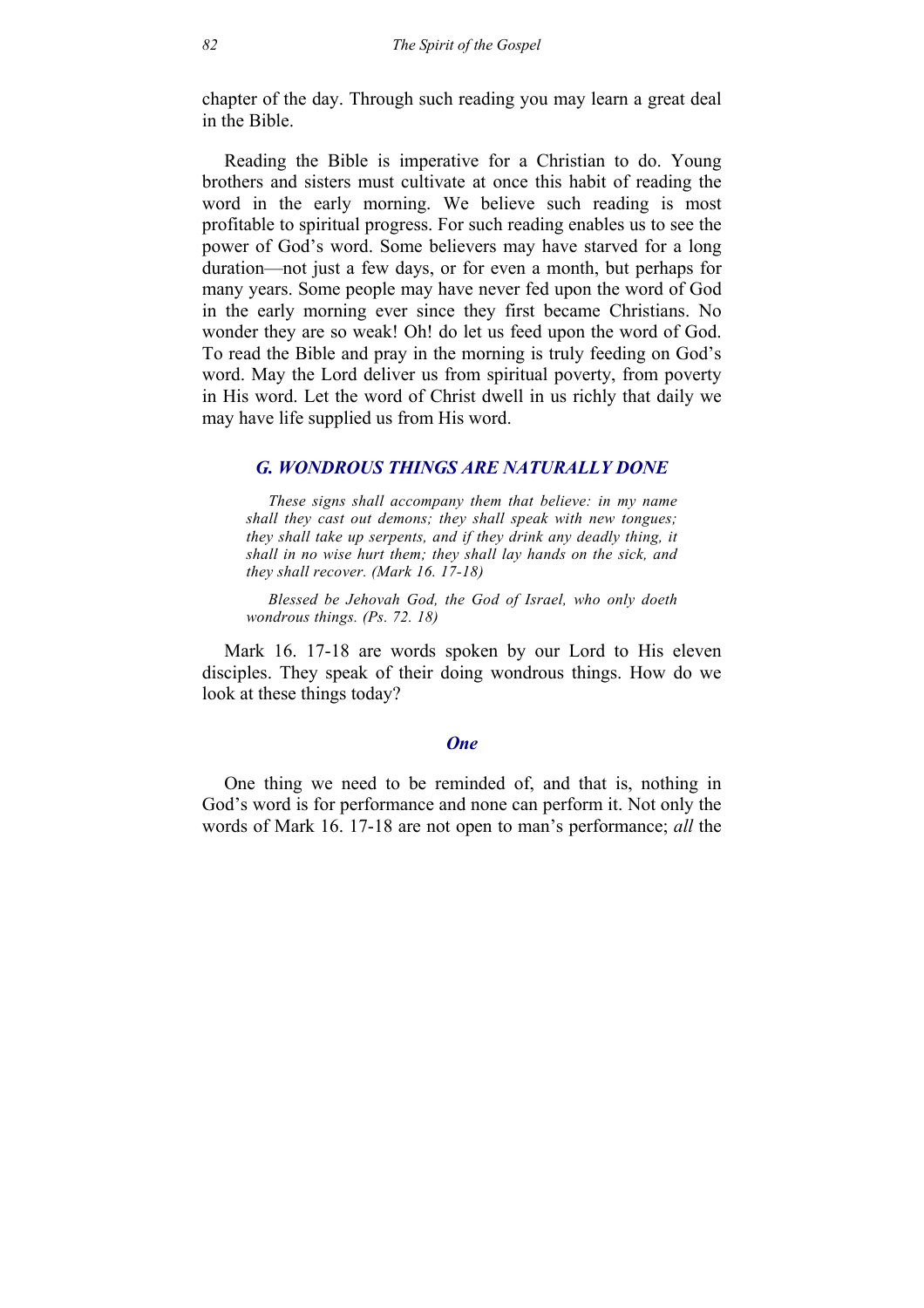chapter of the day. Through such reading you may learn a great deal in the Bible.

Reading the Bible is imperative for a Christian to do. Young brothers and sisters must cultivate at once this habit of reading the word in the early morning. We believe such reading is most profitable to spiritual progress. For such reading enables us to see the power of God's word. Some believers may have starved for a long duration—not just a few days, or for even a month, but perhaps for many years. Some people may have never fed upon the word of God in the early morning ever since they first became Christians. No wonder they are so weak! Oh! do let us feed upon the word of God. To read the Bible and pray in the morning is truly feeding on God's word. May the Lord deliver us from spiritual poverty, from poverty in His word. Let the word of Christ dwell in us richly that daily we may have life supplied us from His word.

## *G. WONDROUS THINGS ARE NATURALLY DONE*

> *These signs shall accompany them that believe: in my name shall they cast out demons; they shall speak with new tongues; they shall take up serpents, and if they drink any deadly thing, it shall in no wise hurt them; they shall lay hands on the sick, and they shall recover. (Mark 16. 17-18)*
>
> *Blessed be Jehovah God, the God of Israel, who only doeth wondrous things. (Ps. 72. 18)*

Mark 16. 17-18 are words spoken by our Lord to His eleven disciples. They speak of their doing wondrous things. How do we look at these things today?

### *One*

One thing we need to be reminded of, and that is, nothing in God's word is for performance and none can perform it. Not only the words of Mark 16. 17-18 are not open to man's performance; *all* the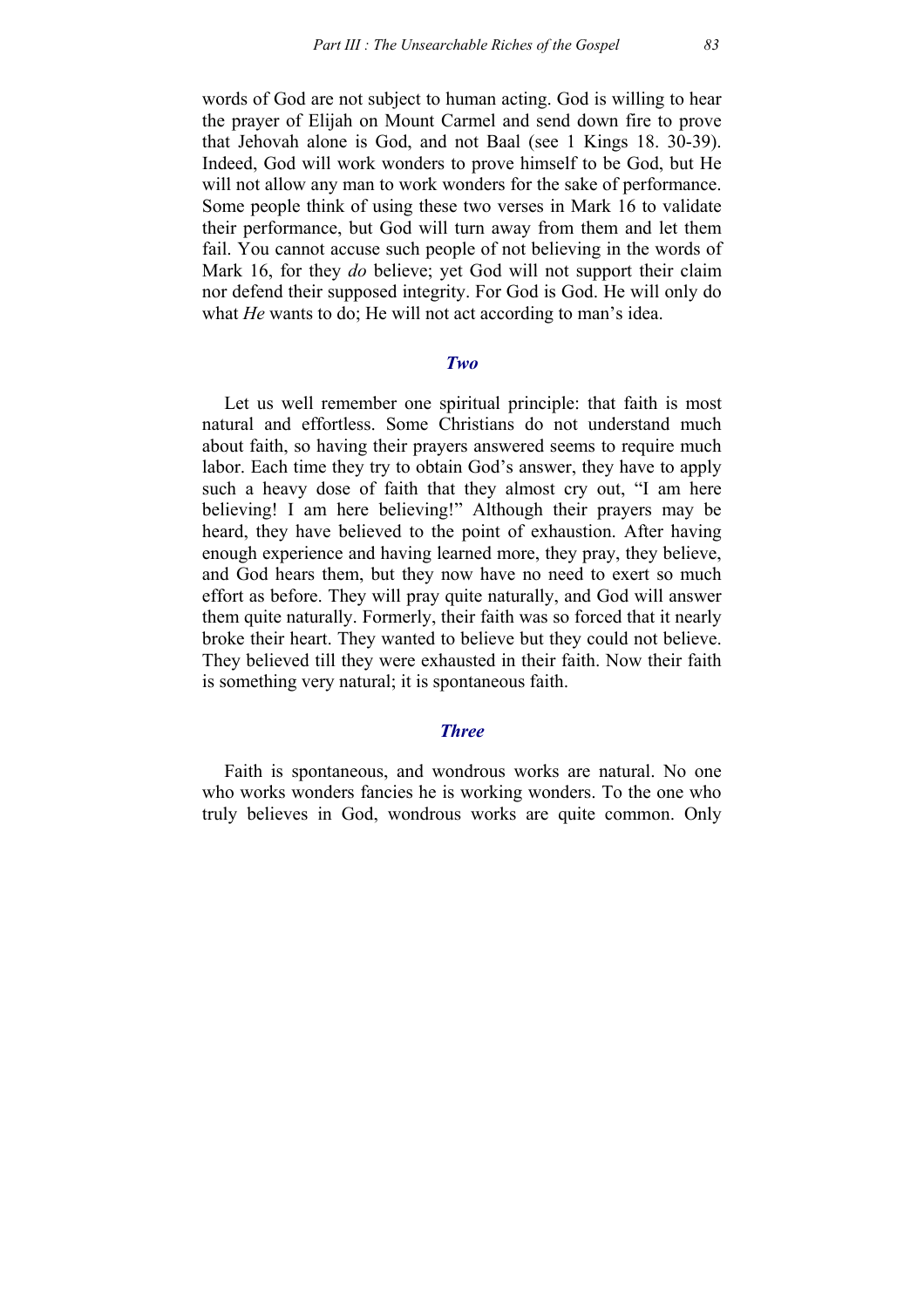words of God are not subject to human acting. God is willing to hear the prayer of Elijah on Mount Carmel and send down fire to prove that Jehovah alone is God, and not Baal (see 1 Kings 18. 30-39). Indeed, God will work wonders to prove himself to be God, but He will not allow any man to work wonders for the sake of performance. Some people think of using these two verses in Mark 16 to validate their performance, but God will turn away from them and let them fail. You cannot accuse such people of not believing in the words of Mark 16, for they *do* believe; yet God will not support their claim nor defend their supposed integrity. For God is God. He will only do what *He* wants to do; He will not act according to man's idea.

### *Two*

Let us well remember one spiritual principle: that faith is most natural and effortless. Some Christians do not understand much about faith, so having their prayers answered seems to require much labor. Each time they try to obtain God's answer, they have to apply such a heavy dose of faith that they almost cry out, "I am here believing! I am here believing!" Although their prayers may be heard, they have believed to the point of exhaustion. After having enough experience and having learned more, they pray, they believe, and God hears them, but they now have no need to exert so much effort as before. They will pray quite naturally, and God will answer them quite naturally. Formerly, their faith was so forced that it nearly broke their heart. They wanted to believe but they could not believe. They believed till they were exhausted in their faith. Now their faith is something very natural; it is spontaneous faith.

### *Three*

Faith is spontaneous, and wondrous works are natural. No one who works wonders fancies he is working wonders. To the one who truly believes in God, wondrous works are quite common. Only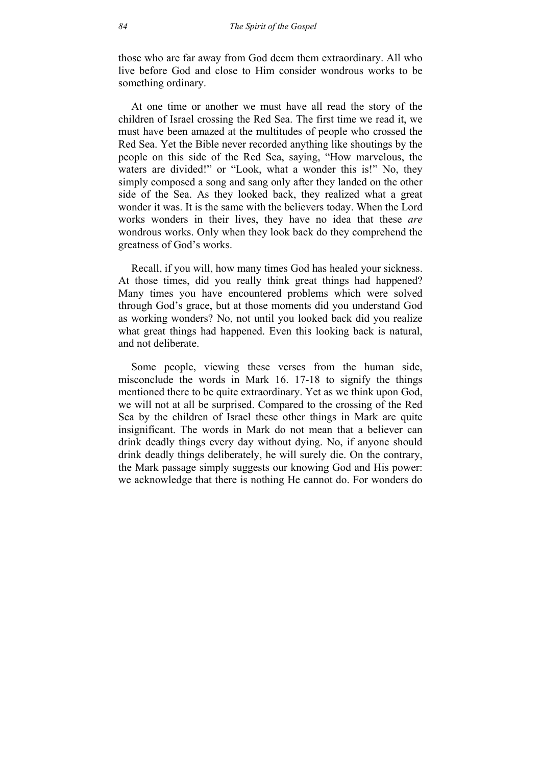those who are far away from God deem them extraordinary. All who live before God and close to Him consider wondrous works to be something ordinary.

At one time or another we must have all read the story of the children of Israel crossing the Red Sea. The first time we read it, we must have been amazed at the multitudes of people who crossed the Red Sea. Yet the Bible never recorded anything like shoutings by the people on this side of the Red Sea, saying, "How marvelous, the waters are divided!" or "Look, what a wonder this is!" No, they simply composed a song and sang only after they landed on the other side of the Sea. As they looked back, they realized what a great wonder it was. It is the same with the believers today. When the Lord works wonders in their lives, they have no idea that these *are* wondrous works. Only when they look back do they comprehend the greatness of God's works.

Recall, if you will, how many times God has healed your sickness. At those times, did you really think great things had happened? Many times you have encountered problems which were solved through God's grace, but at those moments did you understand God as working wonders? No, not until you looked back did you realize what great things had happened. Even this looking back is natural, and not deliberate.

Some people, viewing these verses from the human side, misconclude the words in Mark 16. 17-18 to signify the things mentioned there to be quite extraordinary. Yet as we think upon God, we will not at all be surprised. Compared to the crossing of the Red Sea by the children of Israel these other things in Mark are quite insignificant. The words in Mark do not mean that a believer can drink deadly things every day without dying. No, if anyone should drink deadly things deliberately, he will surely die. On the contrary, the Mark passage simply suggests our knowing God and His power: we acknowledge that there is nothing He cannot do. For wonders do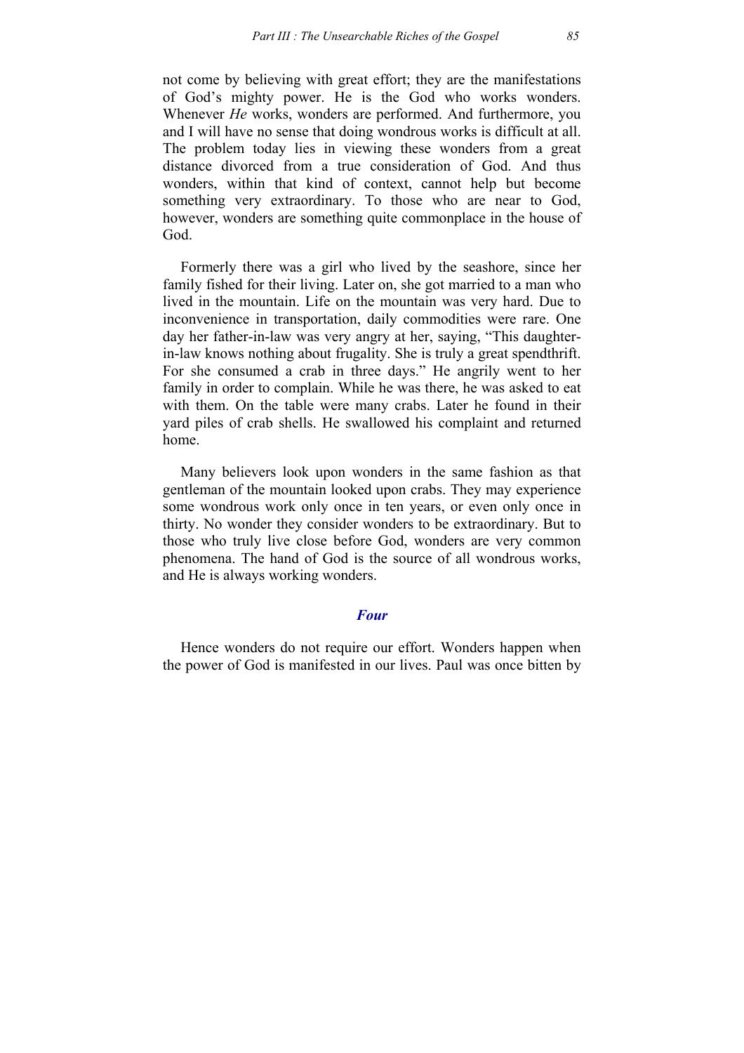not come by believing with great effort; they are the manifestations of God's mighty power. He is the God who works wonders. Whenever *He* works, wonders are performed. And furthermore, you and I will have no sense that doing wondrous works is difficult at all. The problem today lies in viewing these wonders from a great distance divorced from a true consideration of God. And thus wonders, within that kind of context, cannot help but become something very extraordinary. To those who are near to God, however, wonders are something quite commonplace in the house of God.

Formerly there was a girl who lived by the seashore, since her family fished for their living. Later on, she got married to a man who lived in the mountain. Life on the mountain was very hard. Due to inconvenience in transportation, daily commodities were rare. One day her father-in-law was very angry at her, saying, "This daughter-in-law knows nothing about frugality. She is truly a great spendthrift. For she consumed a crab in three days." He angrily went to her family in order to complain. While he was there, he was asked to eat with them. On the table were many crabs. Later he found in their yard piles of crab shells. He swallowed his complaint and returned home.

Many believers look upon wonders in the same fashion as that gentleman of the mountain looked upon crabs. They may experience some wondrous work only once in ten years, or even only once in thirty. No wonder they consider wonders to be extraordinary. But to those who truly live close before God, wonders are very common phenomena. The hand of God is the source of all wondrous works, and He is always working wonders.

### *Four*

Hence wonders do not require our effort. Wonders happen when the power of God is manifested in our lives. Paul was once bitten by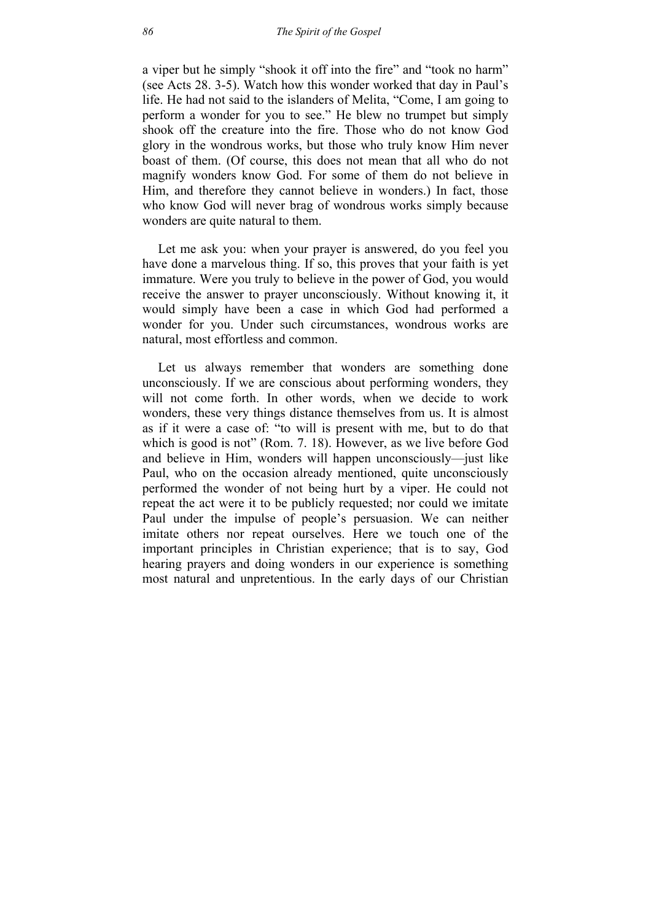a viper but he simply "shook it off into the fire" and "took no harm" (see Acts 28. 3-5). Watch how this wonder worked that day in Paul's life. He had not said to the islanders of Melita, "Come, I am going to perform a wonder for you to see." He blew no trumpet but simply shook off the creature into the fire. Those who do not know God glory in the wondrous works, but those who truly know Him never boast of them. (Of course, this does not mean that all who do not magnify wonders know God. For some of them do not believe in Him, and therefore they cannot believe in wonders.) In fact, those who know God will never brag of wondrous works simply because wonders are quite natural to them.

Let me ask you: when your prayer is answered, do you feel you have done a marvelous thing. If so, this proves that your faith is yet immature. Were you truly to believe in the power of God, you would receive the answer to prayer unconsciously. Without knowing it, it would simply have been a case in which God had performed a wonder for you. Under such circumstances, wondrous works are natural, most effortless and common.

Let us always remember that wonders are something done unconsciously. If we are conscious about performing wonders, they will not come forth. In other words, when we decide to work wonders, these very things distance themselves from us. It is almost as if it were a case of: "to will is present with me, but to do that which is good is not" (Rom. 7. 18). However, as we live before God and believe in Him, wonders will happen unconsciously—just like Paul, who on the occasion already mentioned, quite unconsciously performed the wonder of not being hurt by a viper. He could not repeat the act were it to be publicly requested; nor could we imitate Paul under the impulse of people's persuasion. We can neither imitate others nor repeat ourselves. Here we touch one of the important principles in Christian experience; that is to say, God hearing prayers and doing wonders in our experience is something most natural and unpretentious. In the early days of our Christian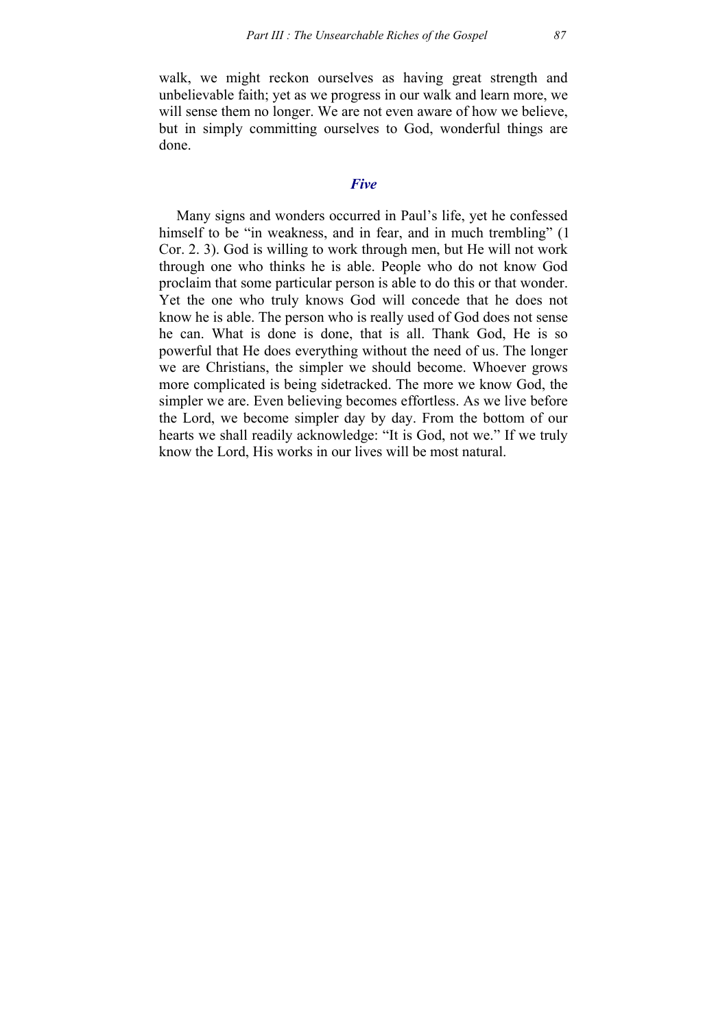walk, we might reckon ourselves as having great strength and unbelievable faith; yet as we progress in our walk and learn more, we will sense them no longer. We are not even aware of how we believe, but in simply committing ourselves to God, wonderful things are done.

### *Five*

Many signs and wonders occurred in Paul's life, yet he confessed himself to be "in weakness, and in fear, and in much trembling" (1 Cor. 2. 3). God is willing to work through men, but He will not work through one who thinks he is able. People who do not know God proclaim that some particular person is able to do this or that wonder. Yet the one who truly knows God will concede that he does not know he is able. The person who is really used of God does not sense he can. What is done is done, that is all. Thank God, He is so powerful that He does everything without the need of us. The longer we are Christians, the simpler we should become. Whoever grows more complicated is being sidetracked. The more we know God, the simpler we are. Even believing becomes effortless. As we live before the Lord, we become simpler day by day. From the bottom of our hearts we shall readily acknowledge: "It is God, not we." If we truly know the Lord, His works in our lives will be most natural.